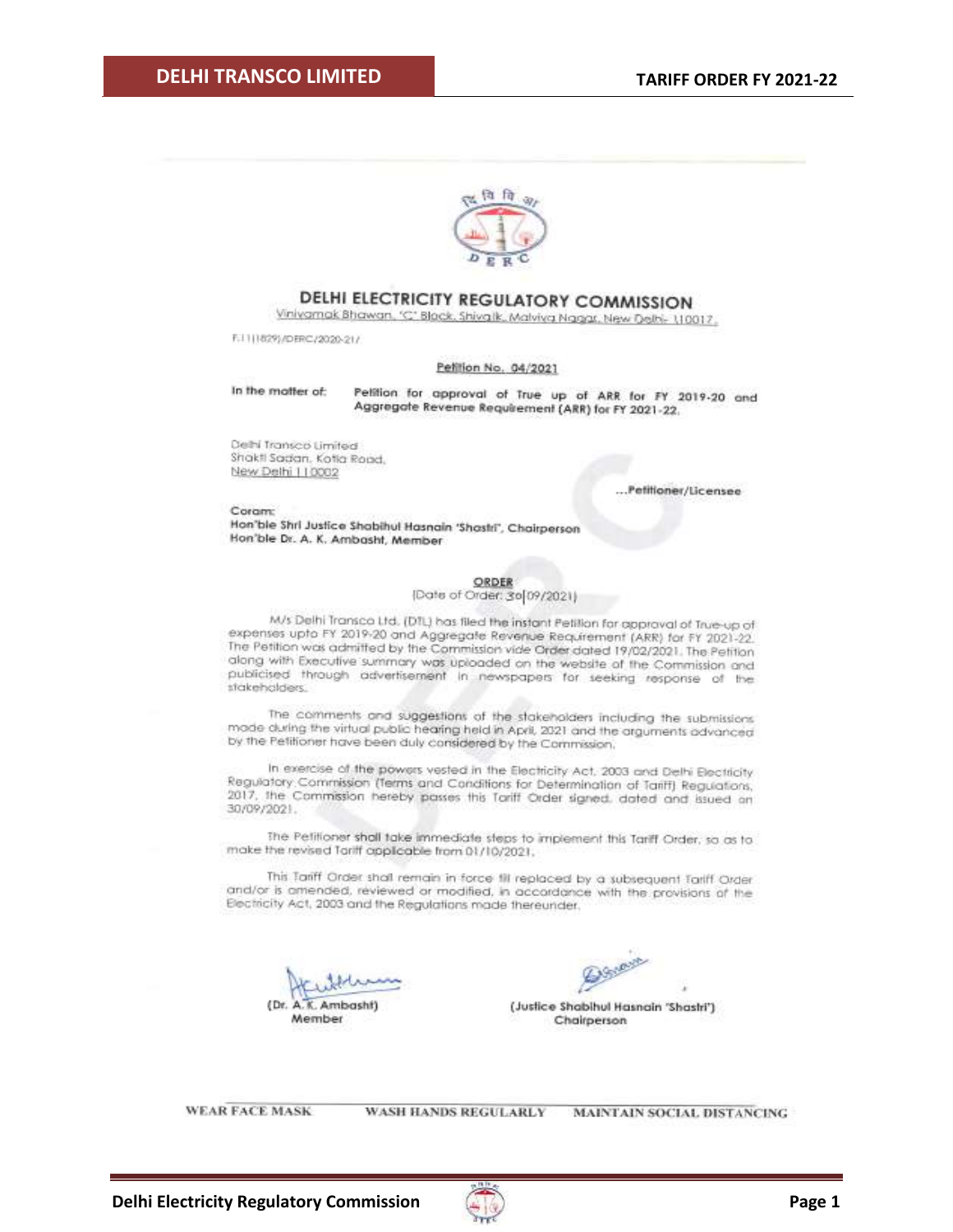# DELHI ELECTRICITY REGULATORY COMMISSION

Viniyamak Bhawan, 'C' Block, Shivalik, Malviya Nagar, New Delhi- 110017.

F.11(1829)/DERC/2020-21/

**Petition No. 04/2021**

In the matter of: **Petition for approval of True up of ARR for FY 2019-20 and Aggregate Revenue Requirement (ARR) for FY 2021-22.**

Delhi Transco Limited
Shakti Sadan, Kotla Road,
New Delhi 110002

...**Petitioner/Licensee**

Coram:
**Hon'ble Shri Justice Shabihul Hasnain 'Shastri', Chairperson**
**Hon'ble Dr. A. K. Ambasht, Member**

**ORDER**
(Date of Order: 30/09/2021)

M/s Delhi Transco Ltd. (DTL) has filed the instant Petition for approval of True-up of expenses upto FY 2019-20 and Aggregate Revenue Requirement (ARR) for FY 2021-22. The Petition was admitted by the Commission vide Order dated 19/02/2021. The Petition along with Executive summary was uploaded on the website of the Commission and publicised through advertisement in newspapers for seeking response of the stakeholders.

The comments and suggestions of the stakeholders including the submissions made during the virtual public hearing held in April, 2021 and the arguments advanced by the Petitioner have been duly considered by the Commission.

In exercise of the powers vested in the Electricity Act, 2003 and Delhi Electricity Regulatory Commission (Terms and Conditions for Determination of Tariff) Regulations, 2017, the Commission hereby passes this Tariff Order signed, dated and issued on 30/09/2021.

The Petitioner shall take immediate steps to implement this Tariff Order, so as to make the revised Tariff applicable from 01/10/2021.

This Tariff Order shall remain in force till replaced by a subsequent Tariff Order and/or is amended, reviewed or modified, in accordance with the provisions of the Electricity Act, 2003 and the Regulations made thereunder.

| (Dr. A. K. Ambasht) | (Justice Shabihul Hasnain 'Shastri') |
|---|---|
| Member | Chairperson |

WEAR FACE MASK     WASH HANDS REGULARLY     MAINTAIN SOCIAL DISTANCING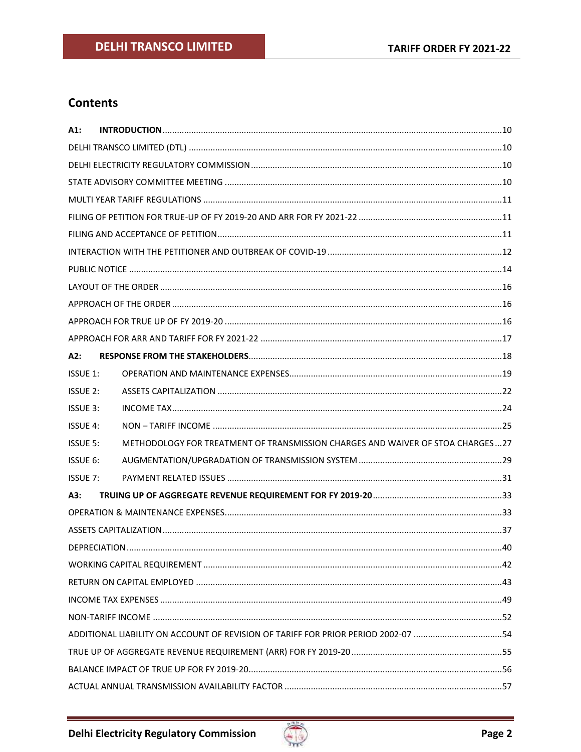# Contents

| | |
|---|---|
| **A1: INTRODUCTION** | 10 |
| DELHI TRANSCO LIMITED (DTL) | 10 |
| DELHI ELECTRICITY REGULATORY COMMISSION | 10 |
| STATE ADVISORY COMMITTEE MEETING | 10 |
| MULTI YEAR TARIFF REGULATIONS | 11 |
| FILING OF PETITION FOR TRUE-UP OF FY 2019-20 AND ARR FOR FY 2021-22 | 11 |
| FILING AND ACCEPTANCE OF PETITION | 11 |
| INTERACTION WITH THE PETITIONER AND OUTBREAK OF COVID-19 | 12 |
| PUBLIC NOTICE | 14 |
| LAYOUT OF THE ORDER | 16 |
| APPROACH OF THE ORDER | 16 |
| APPROACH FOR TRUE UP OF FY 2019-20 | 16 |
| APPROACH FOR ARR AND TARIFF FOR FY 2021-22 | 17 |
| **A2: RESPONSE FROM THE STAKEHOLDERS** | 18 |
| ISSUE 1: OPERATION AND MAINTENANCE EXPENSES | 19 |
| ISSUE 2: ASSETS CAPITALIZATION | 22 |
| ISSUE 3: INCOME TAX | 24 |
| ISSUE 4: NON – TARIFF INCOME | 25 |
| ISSUE 5: METHODOLOGY FOR TREATMENT OF TRANSMISSION CHARGES AND WAIVER OF STOA CHARGES | 27 |
| ISSUE 6: AUGMENTATION/UPGRADATION OF TRANSMISSION SYSTEM | 29 |
| ISSUE 7: PAYMENT RELATED ISSUES | 31 |
| **A3: TRUING UP OF AGGREGATE REVENUE REQUIREMENT FOR FY 2019-20** | 33 |
| OPERATION & MAINTENANCE EXPENSES | 33 |
| ASSETS CAPITALIZATION | 37 |
| DEPRECIATION | 40 |
| WORKING CAPITAL REQUIREMENT | 42 |
| RETURN ON CAPITAL EMPLOYED | 43 |
| INCOME TAX EXPENSES | 49 |
| NON-TARIFF INCOME | 52 |
| ADDITIONAL LIABILITY ON ACCOUNT OF REVISION OF TARIFF FOR PRIOR PERIOD 2002-07 | 54 |
| TRUE UP OF AGGREGATE REVENUE REQUIREMENT (ARR) FOR FY 2019-20 | 55 |
| BALANCE IMPACT OF TRUE UP FOR FY 2019-20 | 56 |
| ACTUAL ANNUAL TRANSMISSION AVAILABILITY FACTOR | 57 |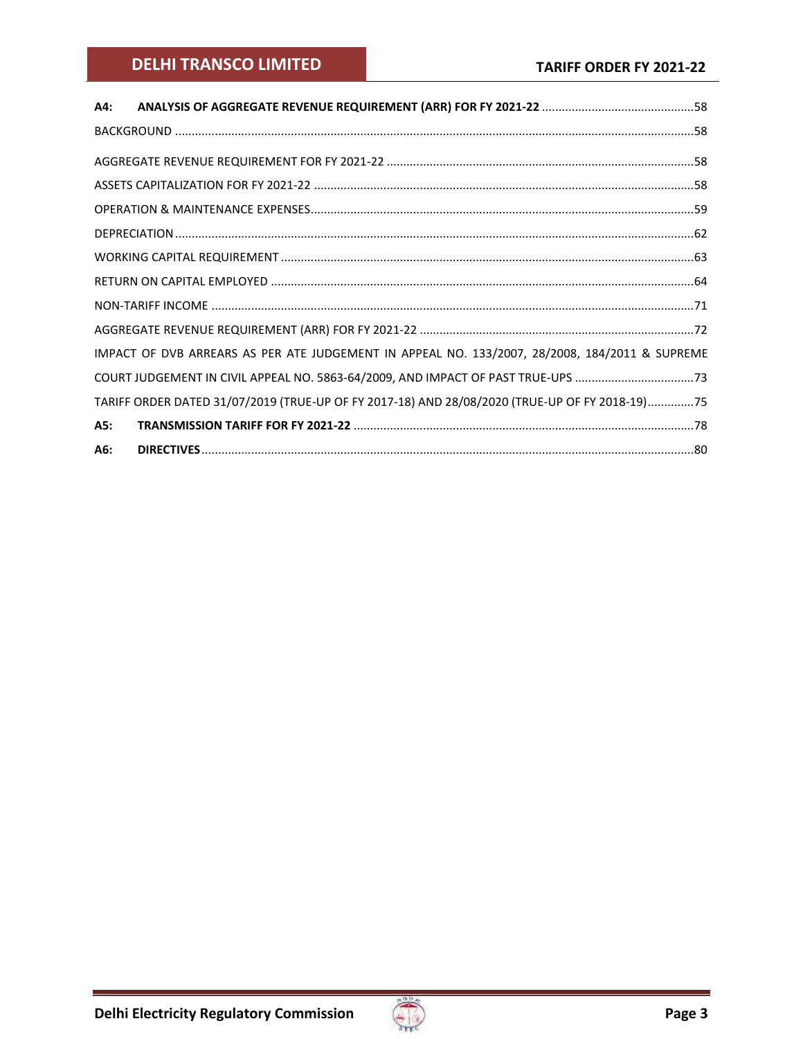**A4: ANALYSIS OF AGGREGATE REVENUE REQUIREMENT (ARR) FOR FY 2021-22** ............................................58

BACKGROUND ..........................................................................................................................................58

AGGREGATE REVENUE REQUIREMENT FOR FY 2021-22 ...........................................................................58

ASSETS CAPITALIZATION FOR FY 2021-22 ...............................................................................................58

OPERATION & MAINTENANCE EXPENSES.................................................................................................59

DEPRECIATION..........................................................................................................................................62

WORKING CAPITAL REQUIREMENT ..........................................................................................................63

RETURN ON CAPITAL EMPLOYED .............................................................................................................64

NON-TARIFF INCOME ...............................................................................................................................71

AGGREGATE REVENUE REQUIREMENT (ARR) FOR FY 2021-22 ................................................................72

IMPACT OF DVB ARREARS AS PER ATE JUDGEMENT IN APPEAL NO. 133/2007, 28/2008, 184/2011 & SUPREME COURT JUDGEMENT IN CIVIL APPEAL NO. 5863-64/2009, AND IMPACT OF PAST TRUE-UPS ....................................73

TARIFF ORDER DATED 31/07/2019 (TRUE-UP OF FY 2017-18) AND 28/08/2020 (TRUE-UP OF FY 2018-19)..............75

**A5: TRANSMISSION TARIFF FOR FY 2021-22** ......................................................................................78

**A6: DIRECTIVES**......................................................................................................................................80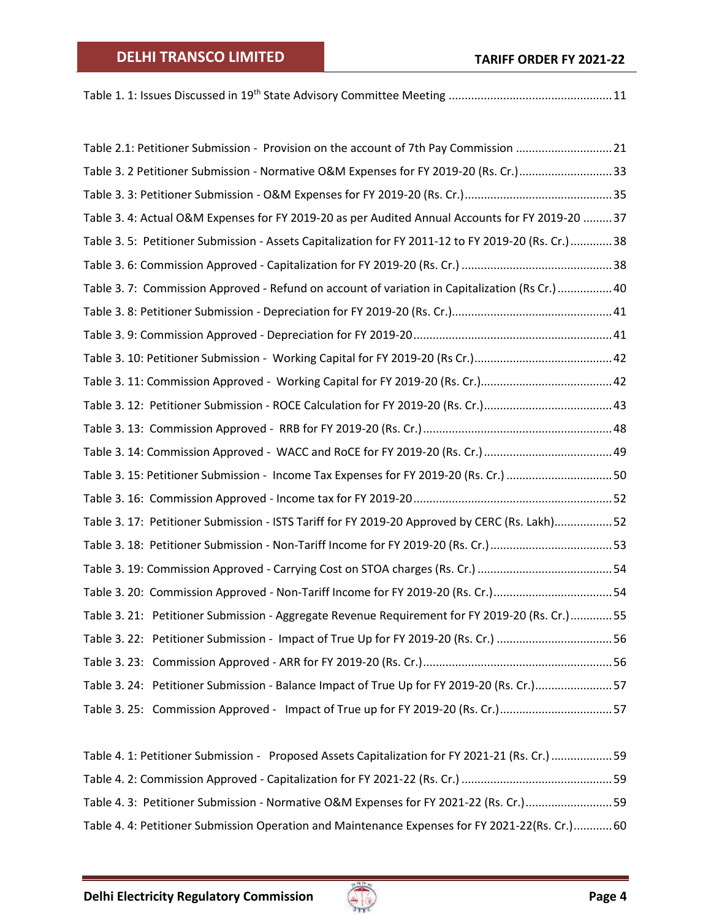Table 1. 1: Issues Discussed in 19th State Advisory Committee Meeting ..................................................11

Table 2.1: Petitioner Submission - Provision on the account of 7th Pay Commission ..............................21

Table 3. 2 Petitioner Submission - Normative O&M Expenses for FY 2019-20 (Rs. Cr.)............................33

Table 3. 3: Petitioner Submission - O&M Expenses for FY 2019-20 (Rs. Cr.).............................................35

Table 3. 4: Actual O&M Expenses for FY 2019-20 as per Audited Annual Accounts for FY 2019-20 .........37

Table 3. 5: Petitioner Submission - Assets Capitalization for FY 2011-12 to FY 2019-20 (Rs. Cr.).............38

Table 3. 6: Commission Approved - Capitalization for FY 2019-20 (Rs. Cr.) ..............................................38

Table 3. 7: Commission Approved - Refund on account of variation in Capitalization (Rs Cr.).................40

Table 3. 8: Petitioner Submission - Depreciation for FY 2019-20 (Rs. Cr.).................................................41

Table 3. 9: Commission Approved - Depreciation for FY 2019-20.............................................................41

Table 3. 10: Petitioner Submission - Working Capital for FY 2019-20 (Rs Cr.)...........................................42

Table 3. 11: Commission Approved - Working Capital for FY 2019-20 (Rs. Cr.).........................................42

Table 3. 12: Petitioner Submission - ROCE Calculation for FY 2019-20 (Rs. Cr.)........................................43

Table 3. 13: Commission Approved - RRB for FY 2019-20 (Rs. Cr.)...........................................................48

Table 3. 14: Commission Approved - WACC and RoCE for FY 2019-20 (Rs. Cr.)........................................49

Table 3. 15: Petitioner Submission - Income Tax Expenses for FY 2019-20 (Rs. Cr.) .................................50

Table 3. 16: Commission Approved - Income tax for FY 2019-20.............................................................52

Table 3. 17: Petitioner Submission - ISTS Tariff for FY 2019-20 Approved by CERC (Rs. Lakh)..................52

Table 3. 18: Petitioner Submission - Non-Tariff Income for FY 2019-20 (Rs. Cr.)......................................53

Table 3. 19: Commission Approved - Carrying Cost on STOA charges (Rs. Cr.) ..........................................54

Table 3. 20: Commission Approved - Non-Tariff Income for FY 2019-20 (Rs. Cr.).....................................54

Table 3. 21: Petitioner Submission - Aggregate Revenue Requirement for FY 2019-20 (Rs. Cr.).............55

Table 3. 22: Petitioner Submission - Impact of True Up for FY 2019-20 (Rs. Cr.) ....................................56

Table 3. 23: Commission Approved - ARR for FY 2019-20 (Rs. Cr.)...........................................................56

Table 3. 24: Petitioner Submission - Balance Impact of True Up for FY 2019-20 (Rs. Cr.)........................57

Table 3. 25: Commission Approved - Impact of True up for FY 2019-20 (Rs. Cr.)...................................57

Table 4. 1: Petitioner Submission - Proposed Assets Capitalization for FY 2021-21 (Rs. Cr.) ...................59

Table 4. 2: Commission Approved - Capitalization for FY 2021-22 (Rs. Cr.) ..............................................59

Table 4. 3: Petitioner Submission - Normative O&M Expenses for FY 2021-22 (Rs. Cr.)...........................59

Table 4. 4: Petitioner Submission Operation and Maintenance Expenses for FY 2021-22(Rs. Cr.)............60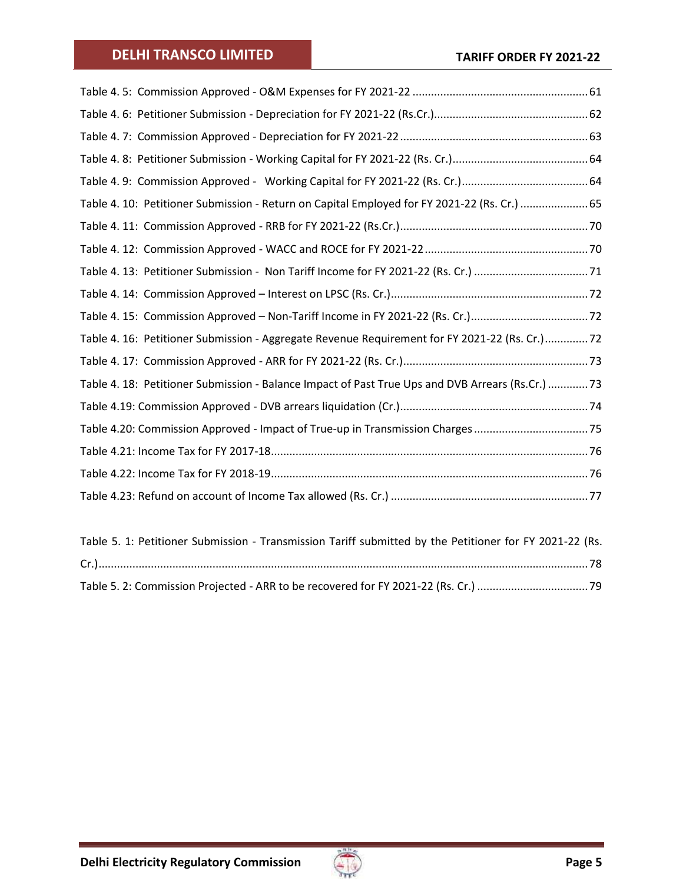Table 4. 5: Commission Approved - O&M Expenses for FY 2021-22 ........................................................ 61

Table 4. 6: Petitioner Submission - Depreciation for FY 2021-22 (Rs.Cr.)................................................. 62

Table 4. 7: Commission Approved - Depreciation for FY 2021-22 ............................................................ 63

Table 4. 8: Petitioner Submission - Working Capital for FY 2021-22 (Rs. Cr.)........................................... 64

Table 4. 9: Commission Approved - Working Capital for FY 2021-22 (Rs. Cr.)......................................... 64

Table 4. 10: Petitioner Submission - Return on Capital Employed for FY 2021-22 (Rs. Cr.) ...................... 65

Table 4. 11: Commission Approved - RRB for FY 2021-22 (Rs.Cr.)............................................................ 70

Table 4. 12: Commission Approved - WACC and ROCE for FY 2021-22 .................................................... 70

Table 4. 13: Petitioner Submission - Non Tariff Income for FY 2021-22 (Rs. Cr.) ..................................... 71

Table 4. 14: Commission Approved – Interest on LPSC (Rs. Cr.)................................................................ 72

Table 4. 15: Commission Approved – Non-Tariff Income in FY 2021-22 (Rs. Cr.)...................................... 72

Table 4. 16: Petitioner Submission - Aggregate Revenue Requirement for FY 2021-22 (Rs. Cr.).............. 72

Table 4. 17: Commission Approved - ARR for FY 2021-22 (Rs. Cr.)........................................................... 73

Table 4. 18: Petitioner Submission - Balance Impact of Past True Ups and DVB Arrears (Rs.Cr.) ............. 73

Table 4.19: Commission Approved - DVB arrears liquidation (Cr.)............................................................ 74

Table 4.20: Commission Approved - Impact of True-up in Transmission Charges .................................... 75

Table 4.21: Income Tax for FY 2017-18...................................................................................................... 76

Table 4.22: Income Tax for FY 2018-19...................................................................................................... 76

Table 4.23: Refund on account of Income Tax allowed (Rs. Cr.) ............................................................... 77

Table 5. 1: Petitioner Submission - Transmission Tariff submitted by the Petitioner for FY 2021-22 (Rs. Cr.)............................................................................................................................................................ 78

Table 5. 2: Commission Projected - ARR to be recovered for FY 2021-22 (Rs. Cr.) ................................... 79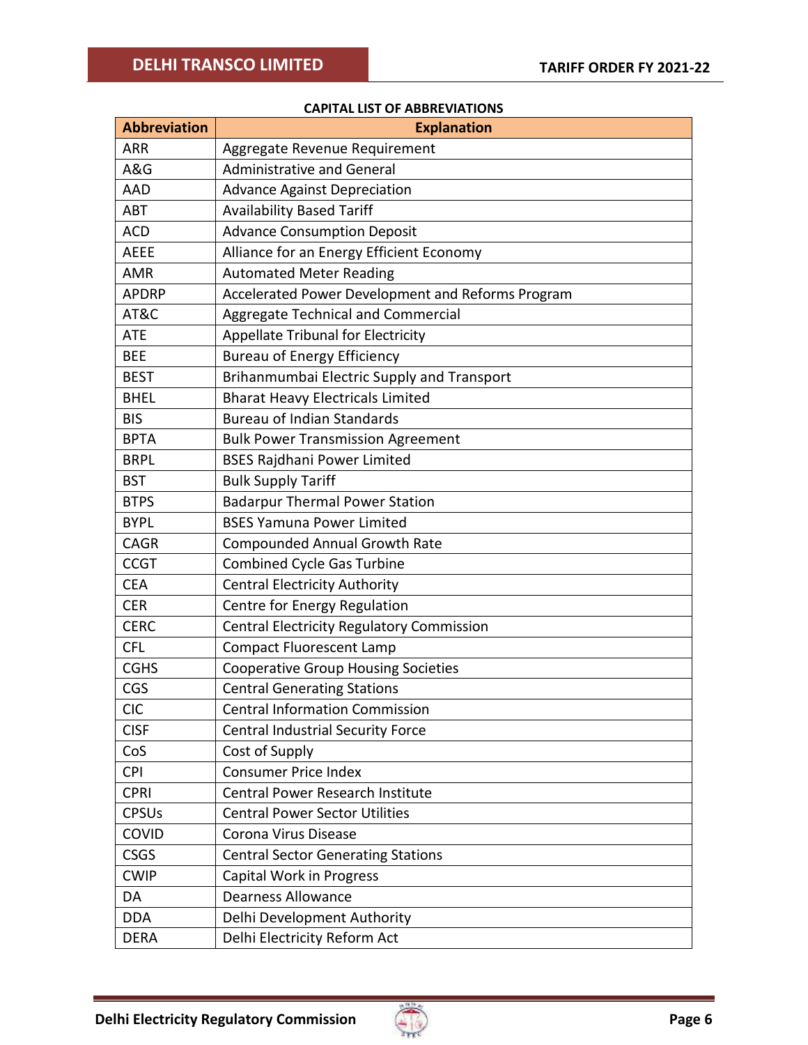**CAPITAL LIST OF ABBREVIATIONS**

| Abbreviation | Explanation |
|---|---|
| ARR | Aggregate Revenue Requirement |
| A&G | Administrative and General |
| AAD | Advance Against Depreciation |
| ABT | Availability Based Tariff |
| ACD | Advance Consumption Deposit |
| AEEE | Alliance for an Energy Efficient Economy |
| AMR | Automated Meter Reading |
| APDRP | Accelerated Power Development and Reforms Program |
| AT&C | Aggregate Technical and Commercial |
| ATE | Appellate Tribunal for Electricity |
| BEE | Bureau of Energy Efficiency |
| BEST | Brihanmumbai Electric Supply and Transport |
| BHEL | Bharat Heavy Electricals Limited |
| BIS | Bureau of Indian Standards |
| BPTA | Bulk Power Transmission Agreement |
| BRPL | BSES Rajdhani Power Limited |
| BST | Bulk Supply Tariff |
| BTPS | Badarpur Thermal Power Station |
| BYPL | BSES Yamuna Power Limited |
| CAGR | Compounded Annual Growth Rate |
| CCGT | Combined Cycle Gas Turbine |
| CEA | Central Electricity Authority |
| CER | Centre for Energy Regulation |
| CERC | Central Electricity Regulatory Commission |
| CFL | Compact Fluorescent Lamp |
| CGHS | Cooperative Group Housing Societies |
| CGS | Central Generating Stations |
| CIC | Central Information Commission |
| CISF | Central Industrial Security Force |
| CoS | Cost of Supply |
| CPI | Consumer Price Index |
| CPRI | Central Power Research Institute |
| CPSUs | Central Power Sector Utilities |
| COVID | Corona Virus Disease |
| CSGS | Central Sector Generating Stations |
| CWIP | Capital Work in Progress |
| DA | Dearness Allowance |
| DDA | Delhi Development Authority |
| DERA | Delhi Electricity Reform Act |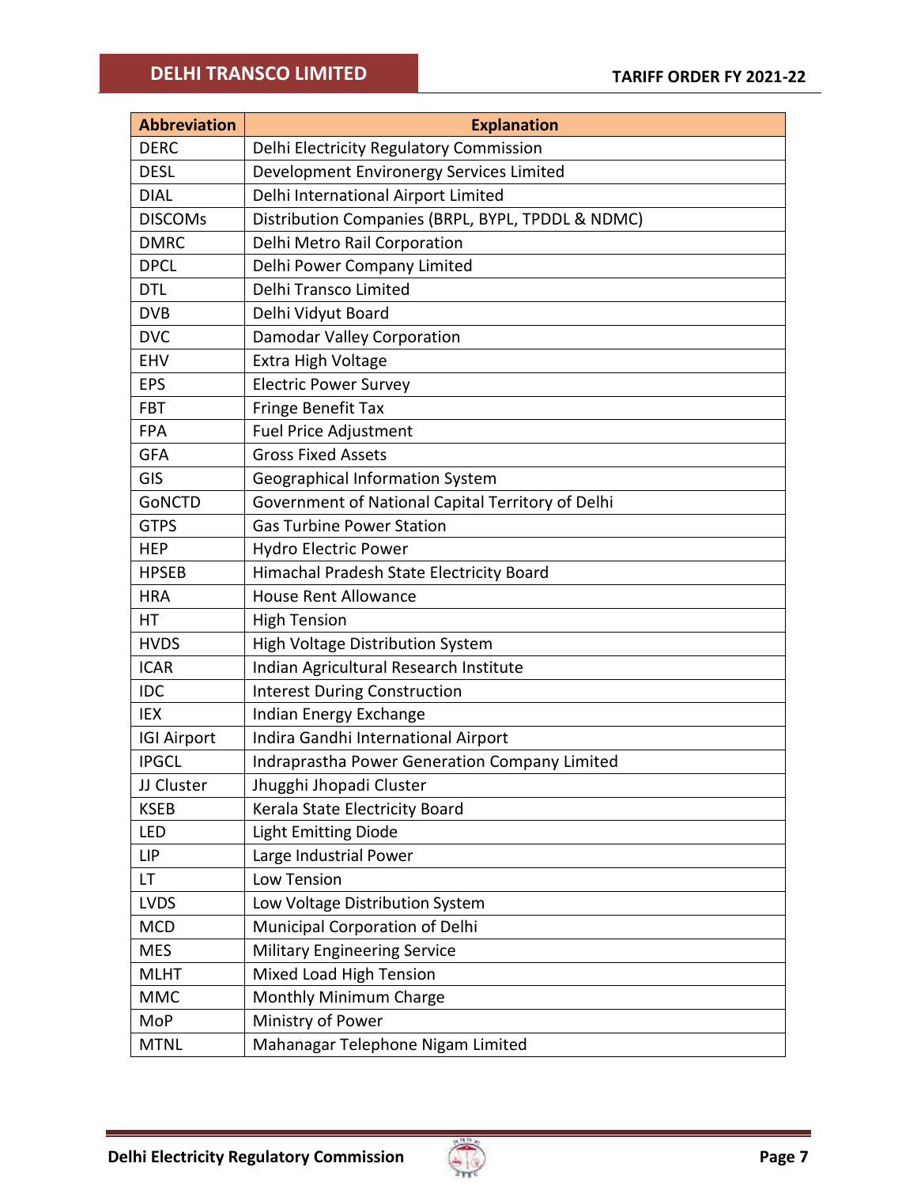| Abbreviation | Explanation |
|---|---|
| DERC | Delhi Electricity Regulatory Commission |
| DESL | Development Environergy Services Limited |
| DIAL | Delhi International Airport Limited |
| DISCOMs | Distribution Companies (BRPL, BYPL, TPDDL & NDMC) |
| DMRC | Delhi Metro Rail Corporation |
| DPCL | Delhi Power Company Limited |
| DTL | Delhi Transco Limited |
| DVB | Delhi Vidyut Board |
| DVC | Damodar Valley Corporation |
| EHV | Extra High Voltage |
| EPS | Electric Power Survey |
| FBT | Fringe Benefit Tax |
| FPA | Fuel Price Adjustment |
| GFA | Gross Fixed Assets |
| GIS | Geographical Information System |
| GoNCTD | Government of National Capital Territory of Delhi |
| GTPS | Gas Turbine Power Station |
| HEP | Hydro Electric Power |
| HPSEB | Himachal Pradesh State Electricity Board |
| HRA | House Rent Allowance |
| HT | High Tension |
| HVDS | High Voltage Distribution System |
| ICAR | Indian Agricultural Research Institute |
| IDC | Interest During Construction |
| IEX | Indian Energy Exchange |
| IGI Airport | Indira Gandhi International Airport |
| IPGCL | Indraprastha Power Generation Company Limited |
| JJ Cluster | Jhugghi Jhopadi Cluster |
| KSEB | Kerala State Electricity Board |
| LED | Light Emitting Diode |
| LIP | Large Industrial Power |
| LT | Low Tension |
| LVDS | Low Voltage Distribution System |
| MCD | Municipal Corporation of Delhi |
| MES | Military Engineering Service |
| MLHT | Mixed Load High Tension |
| MMC | Monthly Minimum Charge |
| MoP | Ministry of Power |
| MTNL | Mahanagar Telephone Nigam Limited |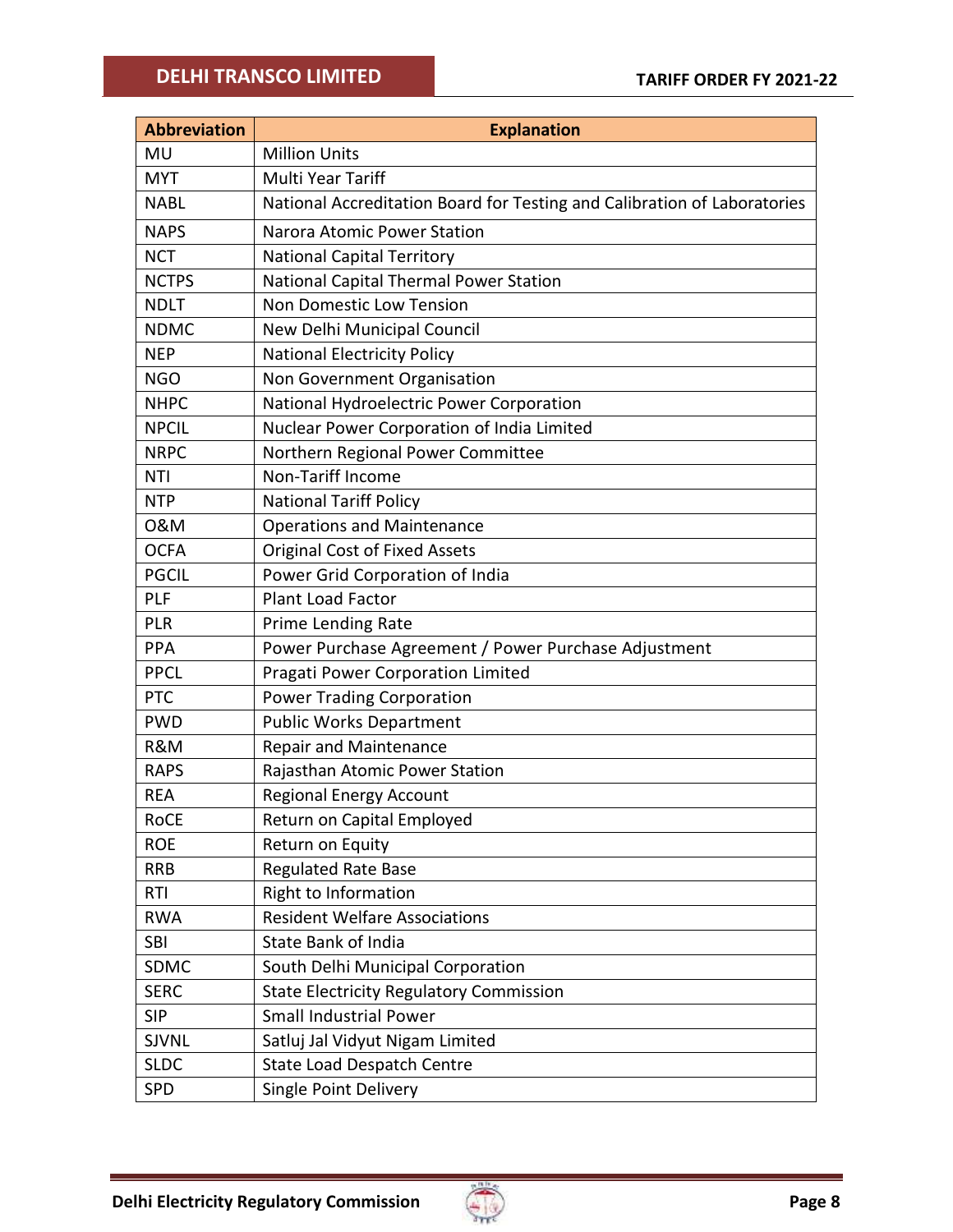| Abbreviation | Explanation |
|---|---|
| MU | Million Units |
| MYT | Multi Year Tariff |
| NABL | National Accreditation Board for Testing and Calibration of Laboratories |
| NAPS | Narora Atomic Power Station |
| NCT | National Capital Territory |
| NCTPS | National Capital Thermal Power Station |
| NDLT | Non Domestic Low Tension |
| NDMC | New Delhi Municipal Council |
| NEP | National Electricity Policy |
| NGO | Non Government Organisation |
| NHPC | National Hydroelectric Power Corporation |
| NPCIL | Nuclear Power Corporation of India Limited |
| NRPC | Northern Regional Power Committee |
| NTI | Non-Tariff Income |
| NTP | National Tariff Policy |
| O&M | Operations and Maintenance |
| OCFA | Original Cost of Fixed Assets |
| PGCIL | Power Grid Corporation of India |
| PLF | Plant Load Factor |
| PLR | Prime Lending Rate |
| PPA | Power Purchase Agreement / Power Purchase Adjustment |
| PPCL | Pragati Power Corporation Limited |
| PTC | Power Trading Corporation |
| PWD | Public Works Department |
| R&M | Repair and Maintenance |
| RAPS | Rajasthan Atomic Power Station |
| REA | Regional Energy Account |
| RoCE | Return on Capital Employed |
| ROE | Return on Equity |
| RRB | Regulated Rate Base |
| RTI | Right to Information |
| RWA | Resident Welfare Associations |
| SBI | State Bank of India |
| SDMC | South Delhi Municipal Corporation |
| SERC | State Electricity Regulatory Commission |
| SIP | Small Industrial Power |
| SJVNL | Satluj Jal Vidyut Nigam Limited |
| SLDC | State Load Despatch Centre |
| SPD | Single Point Delivery |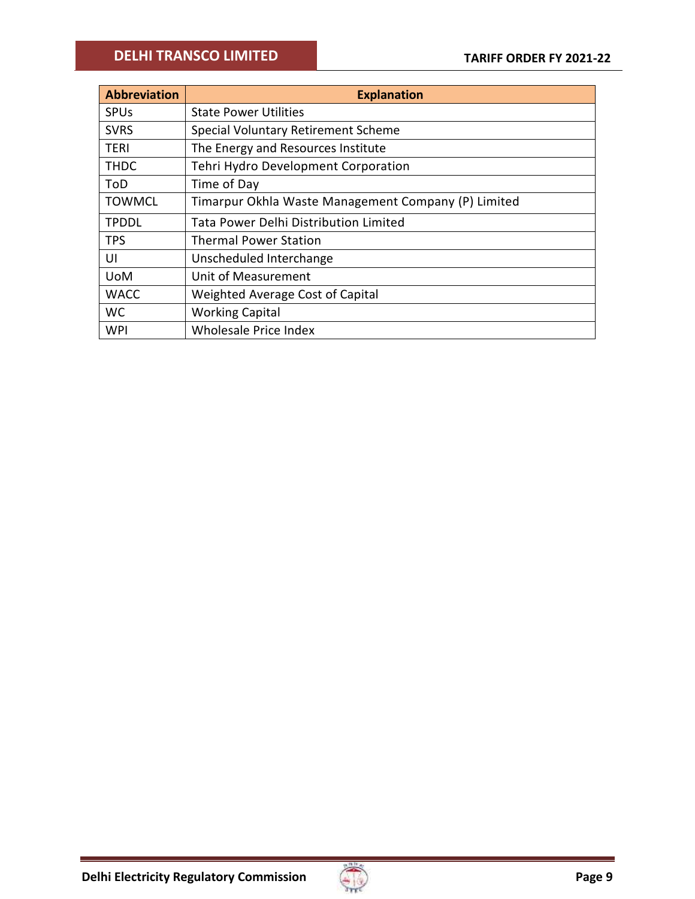| Abbreviation | Explanation |
|---|---|
| SPUs | State Power Utilities |
| SVRS | Special Voluntary Retirement Scheme |
| TERI | The Energy and Resources Institute |
| THDC | Tehri Hydro Development Corporation |
| ToD | Time of Day |
| TOWMCL | Timarpur Okhla Waste Management Company (P) Limited |
| TPDDL | Tata Power Delhi Distribution Limited |
| TPS | Thermal Power Station |
| UI | Unscheduled Interchange |
| UoM | Unit of Measurement |
| WACC | Weighted Average Cost of Capital |
| WC | Working Capital |
| WPI | Wholesale Price Index |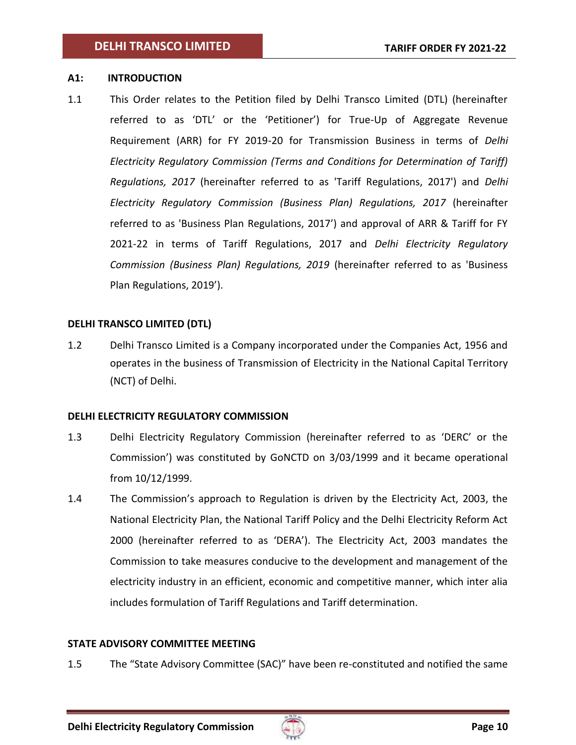## A1: INTRODUCTION

1.1 This Order relates to the Petition filed by Delhi Transco Limited (DTL) (hereinafter referred to as 'DTL' or the 'Petitioner') for True-Up of Aggregate Revenue Requirement (ARR) for FY 2019-20 for Transmission Business in terms of *Delhi Electricity Regulatory Commission (Terms and Conditions for Determination of Tariff) Regulations, 2017* (hereinafter referred to as 'Tariff Regulations, 2017') and *Delhi Electricity Regulatory Commission (Business Plan) Regulations, 2017* (hereinafter referred to as 'Business Plan Regulations, 2017') and approval of ARR & Tariff for FY 2021-22 in terms of Tariff Regulations, 2017 and *Delhi Electricity Regulatory Commission (Business Plan) Regulations, 2019* (hereinafter referred to as 'Business Plan Regulations, 2019').

### DELHI TRANSCO LIMITED (DTL)

1.2 Delhi Transco Limited is a Company incorporated under the Companies Act, 1956 and operates in the business of Transmission of Electricity in the National Capital Territory (NCT) of Delhi.

### DELHI ELECTRICITY REGULATORY COMMISSION

1.3 Delhi Electricity Regulatory Commission (hereinafter referred to as 'DERC' or the Commission') was constituted by GoNCTD on 3/03/1999 and it became operational from 10/12/1999.

1.4 The Commission's approach to Regulation is driven by the Electricity Act, 2003, the National Electricity Plan, the National Tariff Policy and the Delhi Electricity Reform Act 2000 (hereinafter referred to as 'DERA'). The Electricity Act, 2003 mandates the Commission to take measures conducive to the development and management of the electricity industry in an efficient, economic and competitive manner, which inter alia includes formulation of Tariff Regulations and Tariff determination.

### STATE ADVISORY COMMITTEE MEETING

1.5 The "State Advisory Committee (SAC)" have been re-constituted and notified the same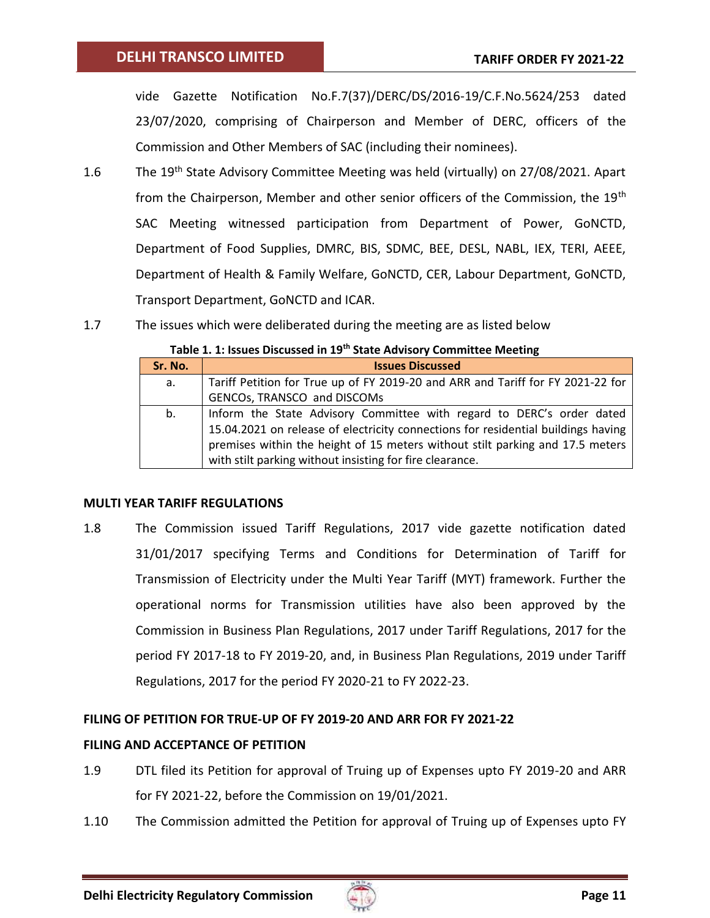vide Gazette Notification No.F.7(37)/DERC/DS/2016-19/C.F.No.5624/253 dated 23/07/2020, comprising of Chairperson and Member of DERC, officers of the Commission and Other Members of SAC (including their nominees).

1.6 The 19th State Advisory Committee Meeting was held (virtually) on 27/08/2021. Apart from the Chairperson, Member and other senior officers of the Commission, the 19th SAC Meeting witnessed participation from Department of Power, GoNCTD, Department of Food Supplies, DMRC, BIS, SDMC, BEE, DESL, NABL, IEX, TERI, AEEE, Department of Health & Family Welfare, GoNCTD, CER, Labour Department, GoNCTD, Transport Department, GoNCTD and ICAR.

1.7 The issues which were deliberated during the meeting are as listed below

**Table 1. 1: Issues Discussed in 19th State Advisory Committee Meeting**

| Sr. No. | Issues Discussed |
|---|---|
| a. | Tariff Petition for True up of FY 2019-20 and ARR and Tariff for FY 2021-22 for GENCOs, TRANSCO and DISCOMs |
| b. | Inform the State Advisory Committee with regard to DERC's order dated 15.04.2021 on release of electricity connections for residential buildings having premises within the height of 15 meters without stilt parking and 17.5 meters with stilt parking without insisting for fire clearance. |

## MULTI YEAR TARIFF REGULATIONS

1.8 The Commission issued Tariff Regulations, 2017 vide gazette notification dated 31/01/2017 specifying Terms and Conditions for Determination of Tariff for Transmission of Electricity under the Multi Year Tariff (MYT) framework. Further the operational norms for Transmission utilities have also been approved by the Commission in Business Plan Regulations, 2017 under Tariff Regulations, 2017 for the period FY 2017-18 to FY 2019-20, and, in Business Plan Regulations, 2019 under Tariff Regulations, 2017 for the period FY 2020-21 to FY 2022-23.

## FILING OF PETITION FOR TRUE-UP OF FY 2019-20 AND ARR FOR FY 2021-22

### FILING AND ACCEPTANCE OF PETITION

1.9 DTL filed its Petition for approval of Truing up of Expenses upto FY 2019-20 and ARR for FY 2021-22, before the Commission on 19/01/2021.

1.10 The Commission admitted the Petition for approval of Truing up of Expenses upto FY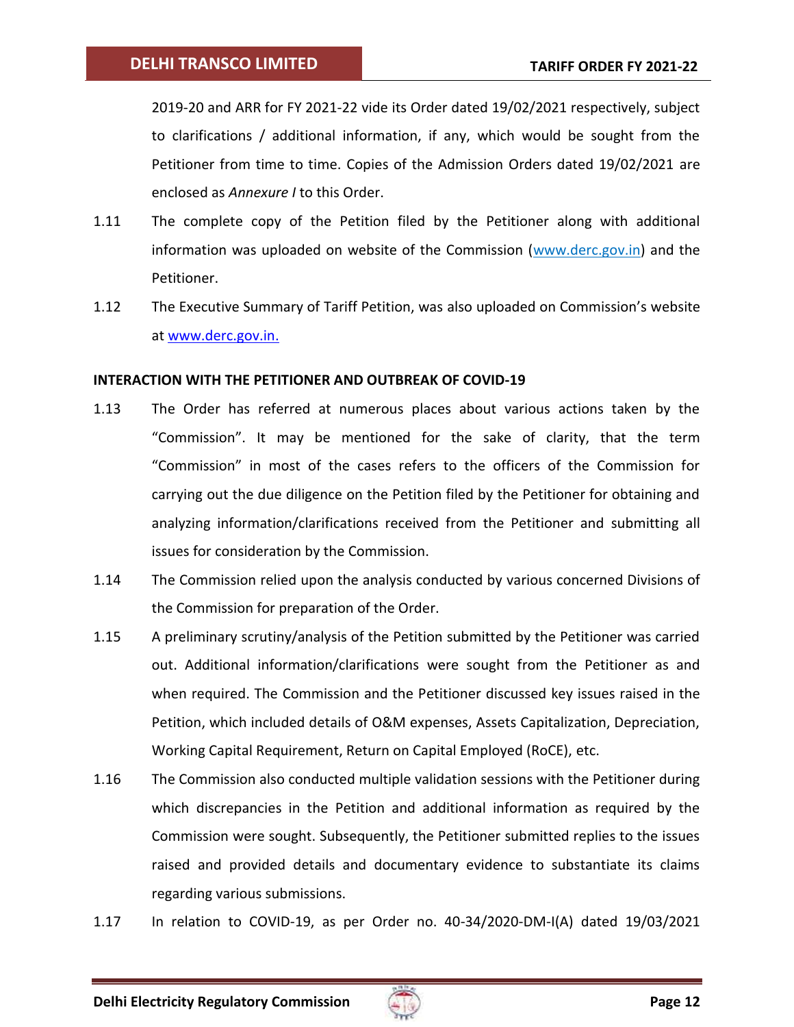2019-20 and ARR for FY 2021-22 vide its Order dated 19/02/2021 respectively, subject to clarifications / additional information, if any, which would be sought from the Petitioner from time to time. Copies of the Admission Orders dated 19/02/2021 are enclosed as *Annexure I* to this Order.

1.11 The complete copy of the Petition filed by the Petitioner along with additional information was uploaded on website of the Commission (www.derc.gov.in) and the Petitioner.

1.12 The Executive Summary of Tariff Petition, was also uploaded on Commission's website at www.derc.gov.in.

**INTERACTION WITH THE PETITIONER AND OUTBREAK OF COVID-19**

1.13 The Order has referred at numerous places about various actions taken by the "Commission". It may be mentioned for the sake of clarity, that the term "Commission" in most of the cases refers to the officers of the Commission for carrying out the due diligence on the Petition filed by the Petitioner for obtaining and analyzing information/clarifications received from the Petitioner and submitting all issues for consideration by the Commission.

1.14 The Commission relied upon the analysis conducted by various concerned Divisions of the Commission for preparation of the Order.

1.15 A preliminary scrutiny/analysis of the Petition submitted by the Petitioner was carried out. Additional information/clarifications were sought from the Petitioner as and when required. The Commission and the Petitioner discussed key issues raised in the Petition, which included details of O&M expenses, Assets Capitalization, Depreciation, Working Capital Requirement, Return on Capital Employed (RoCE), etc.

1.16 The Commission also conducted multiple validation sessions with the Petitioner during which discrepancies in the Petition and additional information as required by the Commission were sought. Subsequently, the Petitioner submitted replies to the issues raised and provided details and documentary evidence to substantiate its claims regarding various submissions.

1.17 In relation to COVID-19, as per Order no. 40-34/2020-DM-I(A) dated 19/03/2021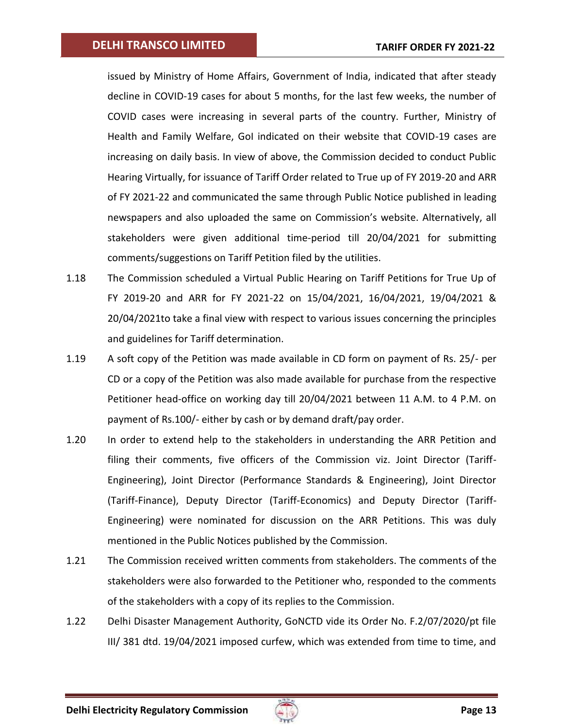issued by Ministry of Home Affairs, Government of India, indicated that after steady decline in COVID-19 cases for about 5 months, for the last few weeks, the number of COVID cases were increasing in several parts of the country. Further, Ministry of Health and Family Welfare, GoI indicated on their website that COVID-19 cases are increasing on daily basis. In view of above, the Commission decided to conduct Public Hearing Virtually, for issuance of Tariff Order related to True up of FY 2019-20 and ARR of FY 2021-22 and communicated the same through Public Notice published in leading newspapers and also uploaded the same on Commission's website. Alternatively, all stakeholders were given additional time-period till 20/04/2021 for submitting comments/suggestions on Tariff Petition filed by the utilities.

1.18 The Commission scheduled a Virtual Public Hearing on Tariff Petitions for True Up of FY 2019-20 and ARR for FY 2021-22 on 15/04/2021, 16/04/2021, 19/04/2021 & 20/04/2021to take a final view with respect to various issues concerning the principles and guidelines for Tariff determination.

1.19 A soft copy of the Petition was made available in CD form on payment of Rs. 25/- per CD or a copy of the Petition was also made available for purchase from the respective Petitioner head-office on working day till 20/04/2021 between 11 A.M. to 4 P.M. on payment of Rs.100/- either by cash or by demand draft/pay order.

1.20 In order to extend help to the stakeholders in understanding the ARR Petition and filing their comments, five officers of the Commission viz. Joint Director (Tariff-Engineering), Joint Director (Performance Standards & Engineering), Joint Director (Tariff-Finance), Deputy Director (Tariff-Economics) and Deputy Director (Tariff-Engineering) were nominated for discussion on the ARR Petitions. This was duly mentioned in the Public Notices published by the Commission.

1.21 The Commission received written comments from stakeholders. The comments of the stakeholders were also forwarded to the Petitioner who, responded to the comments of the stakeholders with a copy of its replies to the Commission.

1.22 Delhi Disaster Management Authority, GoNCTD vide its Order No. F.2/07/2020/pt file III/ 381 dtd. 19/04/2021 imposed curfew, which was extended from time to time, and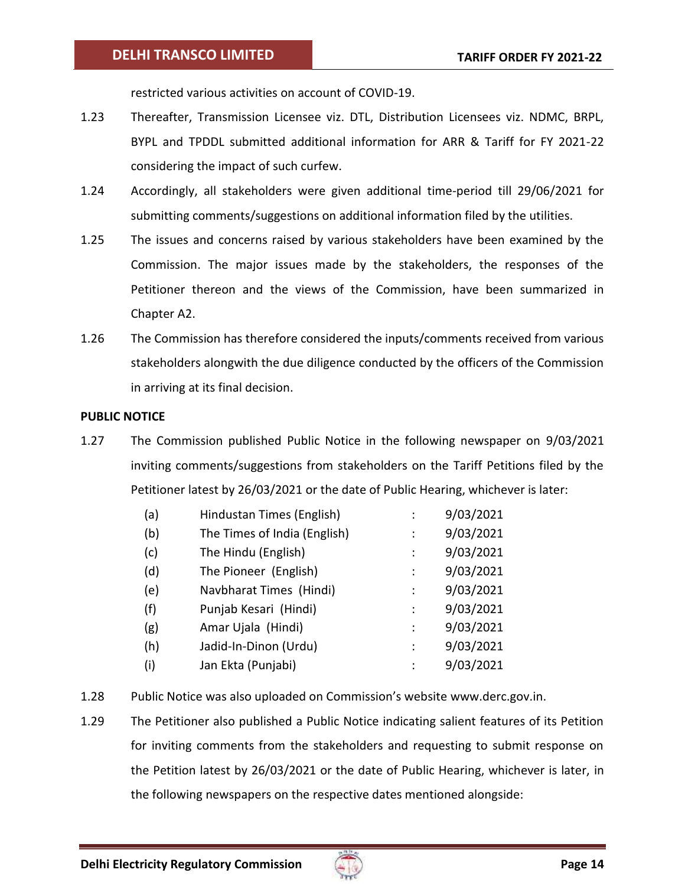restricted various activities on account of COVID-19.

1.23 Thereafter, Transmission Licensee viz. DTL, Distribution Licensees viz. NDMC, BRPL, BYPL and TPDDL submitted additional information for ARR & Tariff for FY 2021-22 considering the impact of such curfew.

1.24 Accordingly, all stakeholders were given additional time-period till 29/06/2021 for submitting comments/suggestions on additional information filed by the utilities.

1.25 The issues and concerns raised by various stakeholders have been examined by the Commission. The major issues made by the stakeholders, the responses of the Petitioner thereon and the views of the Commission, have been summarized in Chapter A2.

1.26 The Commission has therefore considered the inputs/comments received from various stakeholders alongwith the due diligence conducted by the officers of the Commission in arriving at its final decision.

**PUBLIC NOTICE**

1.27 The Commission published Public Notice in the following newspaper on 9/03/2021 inviting comments/suggestions from stakeholders on the Tariff Petitions filed by the Petitioner latest by 26/03/2021 or the date of Public Hearing, whichever is later:

| | | | |
|---|---|---|---|
| (a) | Hindustan Times (English) | : | 9/03/2021 |
| (b) | The Times of India (English) | : | 9/03/2021 |
| (c) | The Hindu (English) | : | 9/03/2021 |
| (d) | The Pioneer (English) | : | 9/03/2021 |
| (e) | Navbharat Times (Hindi) | : | 9/03/2021 |
| (f) | Punjab Kesari (Hindi) | : | 9/03/2021 |
| (g) | Amar Ujala (Hindi) | : | 9/03/2021 |
| (h) | Jadid-In-Dinon (Urdu) | : | 9/03/2021 |
| (i) | Jan Ekta (Punjabi) | : | 9/03/2021 |

1.28 Public Notice was also uploaded on Commission's website www.derc.gov.in.

1.29 The Petitioner also published a Public Notice indicating salient features of its Petition for inviting comments from the stakeholders and requesting to submit response on the Petition latest by 26/03/2021 or the date of Public Hearing, whichever is later, in the following newspapers on the respective dates mentioned alongside: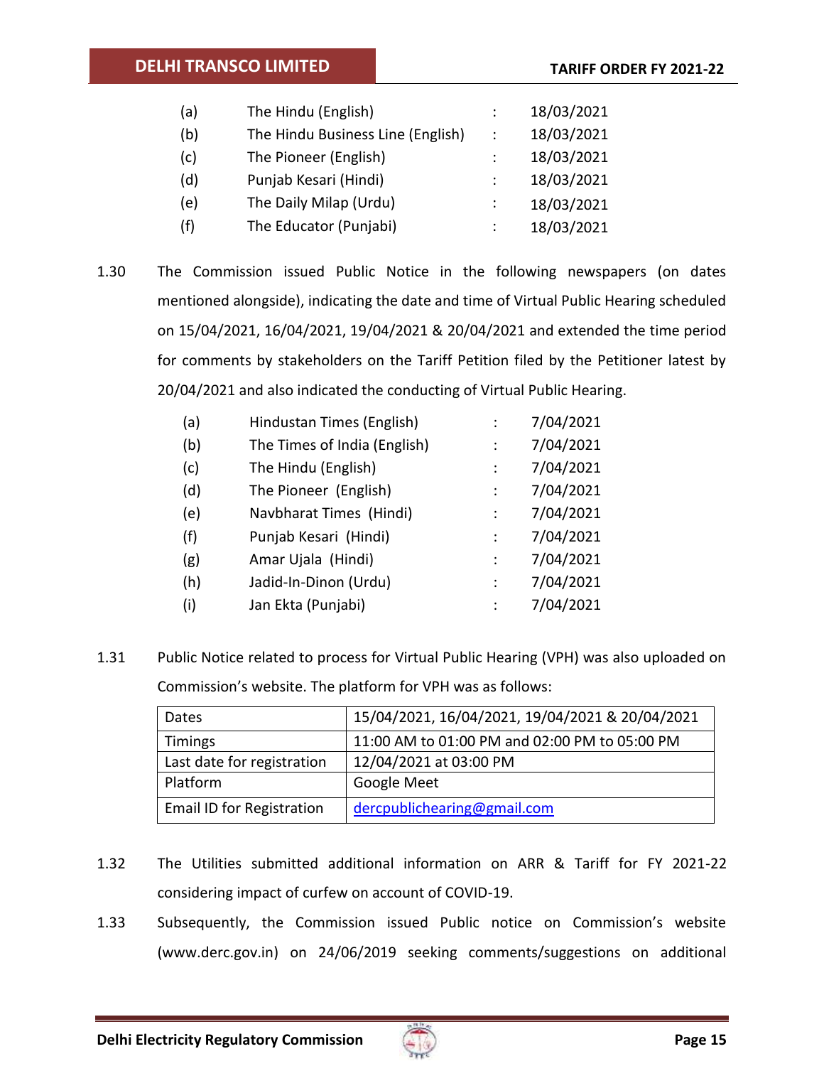| | | | |
|---|---|---|---|
| (a) | The Hindu (English) | : | 18/03/2021 |
| (b) | The Hindu Business Line (English) | : | 18/03/2021 |
| (c) | The Pioneer (English) | : | 18/03/2021 |
| (d) | Punjab Kesari (Hindi) | : | 18/03/2021 |
| (e) | The Daily Milap (Urdu) | : | 18/03/2021 |
| (f) | The Educator (Punjabi) | : | 18/03/2021 |

1.30 The Commission issued Public Notice in the following newspapers (on dates mentioned alongside), indicating the date and time of Virtual Public Hearing scheduled on 15/04/2021, 16/04/2021, 19/04/2021 & 20/04/2021 and extended the time period for comments by stakeholders on the Tariff Petition filed by the Petitioner latest by 20/04/2021 and also indicated the conducting of Virtual Public Hearing.

| | | | |
|---|---|---|---|
| (a) | Hindustan Times (English) | : | 7/04/2021 |
| (b) | The Times of India (English) | : | 7/04/2021 |
| (c) | The Hindu (English) | : | 7/04/2021 |
| (d) | The Pioneer (English) | : | 7/04/2021 |
| (e) | Navbharat Times (Hindi) | : | 7/04/2021 |
| (f) | Punjab Kesari (Hindi) | : | 7/04/2021 |
| (g) | Amar Ujala (Hindi) | : | 7/04/2021 |
| (h) | Jadid-In-Dinon (Urdu) | : | 7/04/2021 |
| (i) | Jan Ekta (Punjabi) | : | 7/04/2021 |

1.31 Public Notice related to process for Virtual Public Hearing (VPH) was also uploaded on Commission's website. The platform for VPH was as follows:

| | |
|---|---|
| Dates | 15/04/2021, 16/04/2021, 19/04/2021 & 20/04/2021 |
| Timings | 11:00 AM to 01:00 PM and 02:00 PM to 05:00 PM |
| Last date for registration | 12/04/2021 at 03:00 PM |
| Platform | Google Meet |
| Email ID for Registration | dercpublichearing@gmail.com |

1.32 The Utilities submitted additional information on ARR & Tariff for FY 2021-22 considering impact of curfew on account of COVID-19.

1.33 Subsequently, the Commission issued Public notice on Commission's website (www.derc.gov.in) on 24/06/2019 seeking comments/suggestions on additional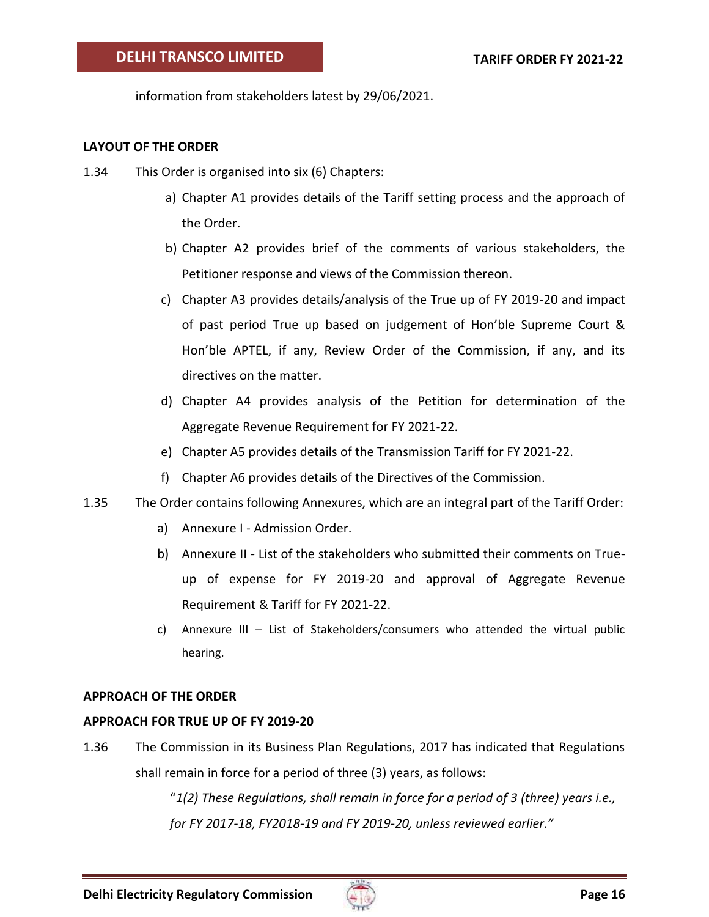information from stakeholders latest by 29/06/2021.

**LAYOUT OF THE ORDER**

1.34 This Order is organised into six (6) Chapters:

a) Chapter A1 provides details of the Tariff setting process and the approach of the Order.

b) Chapter A2 provides brief of the comments of various stakeholders, the Petitioner response and views of the Commission thereon.

c) Chapter A3 provides details/analysis of the True up of FY 2019-20 and impact of past period True up based on judgement of Hon'ble Supreme Court & Hon'ble APTEL, if any, Review Order of the Commission, if any, and its directives on the matter.

d) Chapter A4 provides analysis of the Petition for determination of the Aggregate Revenue Requirement for FY 2021-22.

e) Chapter A5 provides details of the Transmission Tariff for FY 2021-22.

f) Chapter A6 provides details of the Directives of the Commission.

1.35 The Order contains following Annexures, which are an integral part of the Tariff Order:

a) Annexure I - Admission Order.

b) Annexure II - List of the stakeholders who submitted their comments on True-up of expense for FY 2019-20 and approval of Aggregate Revenue Requirement & Tariff for FY 2021-22.

c) Annexure III – List of Stakeholders/consumers who attended the virtual public hearing.

**APPROACH OF THE ORDER**

**APPROACH FOR TRUE UP OF FY 2019-20**

1.36 The Commission in its Business Plan Regulations, 2017 has indicated that Regulations shall remain in force for a period of three (3) years, as follows:

> "*1(2) These Regulations, shall remain in force for a period of 3 (three) years i.e., for FY 2017-18, FY2018-19 and FY 2019-20, unless reviewed earlier."*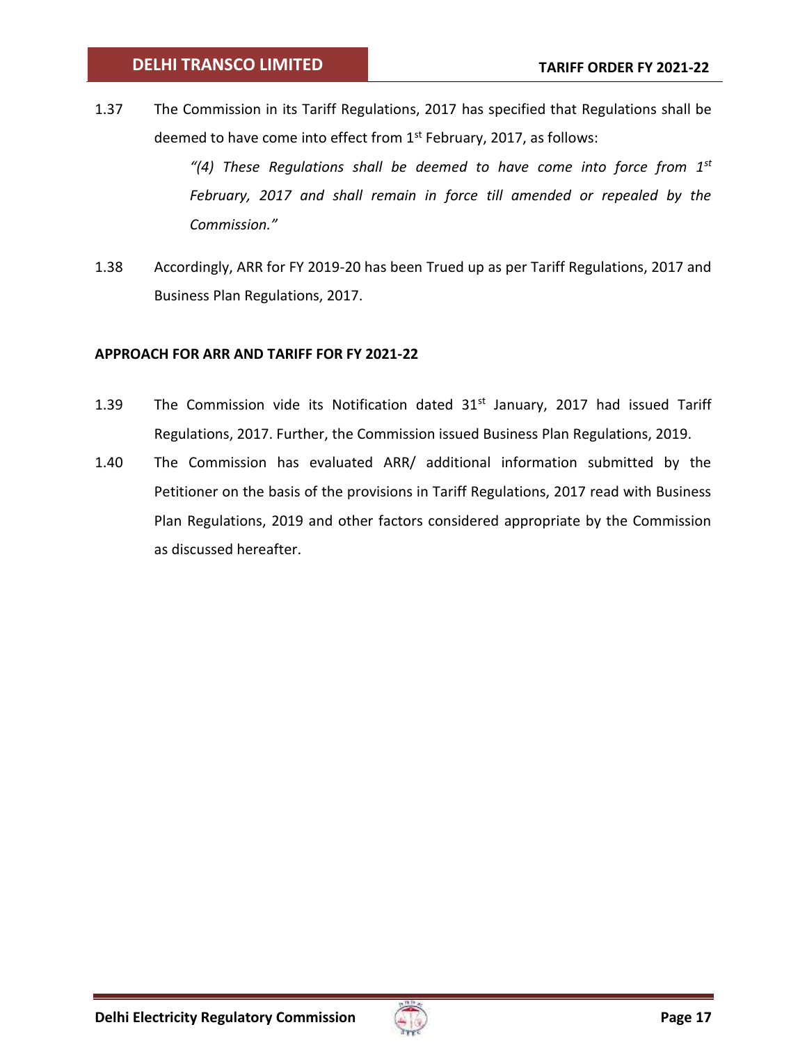1.37 The Commission in its Tariff Regulations, 2017 has specified that Regulations shall be deemed to have come into effect from 1st February, 2017, as follows:

> *"(4) These Regulations shall be deemed to have come into force from 1st February, 2017 and shall remain in force till amended or repealed by the Commission."*

1.38 Accordingly, ARR for FY 2019-20 has been Trued up as per Tariff Regulations, 2017 and Business Plan Regulations, 2017.

**APPROACH FOR ARR AND TARIFF FOR FY 2021-22**

1.39 The Commission vide its Notification dated 31st January, 2017 had issued Tariff Regulations, 2017. Further, the Commission issued Business Plan Regulations, 2019.

1.40 The Commission has evaluated ARR/ additional information submitted by the Petitioner on the basis of the provisions in Tariff Regulations, 2017 read with Business Plan Regulations, 2019 and other factors considered appropriate by the Commission as discussed hereafter.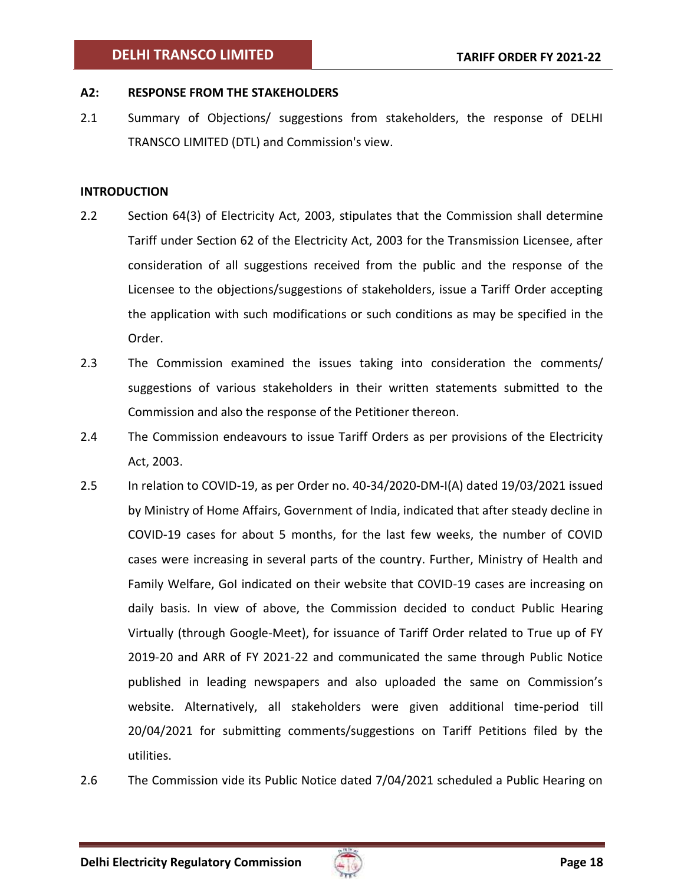## A2: RESPONSE FROM THE STAKEHOLDERS

2.1 Summary of Objections/ suggestions from stakeholders, the response of DELHI TRANSCO LIMITED (DTL) and Commission's view.

### INTRODUCTION

2.2 Section 64(3) of Electricity Act, 2003, stipulates that the Commission shall determine Tariff under Section 62 of the Electricity Act, 2003 for the Transmission Licensee, after consideration of all suggestions received from the public and the response of the Licensee to the objections/suggestions of stakeholders, issue a Tariff Order accepting the application with such modifications or such conditions as may be specified in the Order.

2.3 The Commission examined the issues taking into consideration the comments/ suggestions of various stakeholders in their written statements submitted to the Commission and also the response of the Petitioner thereon.

2.4 The Commission endeavours to issue Tariff Orders as per provisions of the Electricity Act, 2003.

2.5 In relation to COVID-19, as per Order no. 40-34/2020-DM-I(A) dated 19/03/2021 issued by Ministry of Home Affairs, Government of India, indicated that after steady decline in COVID-19 cases for about 5 months, for the last few weeks, the number of COVID cases were increasing in several parts of the country. Further, Ministry of Health and Family Welfare, GoI indicated on their website that COVID-19 cases are increasing on daily basis. In view of above, the Commission decided to conduct Public Hearing Virtually (through Google-Meet), for issuance of Tariff Order related to True up of FY 2019-20 and ARR of FY 2021-22 and communicated the same through Public Notice published in leading newspapers and also uploaded the same on Commission's website. Alternatively, all stakeholders were given additional time-period till 20/04/2021 for submitting comments/suggestions on Tariff Petitions filed by the utilities.

2.6 The Commission vide its Public Notice dated 7/04/2021 scheduled a Public Hearing on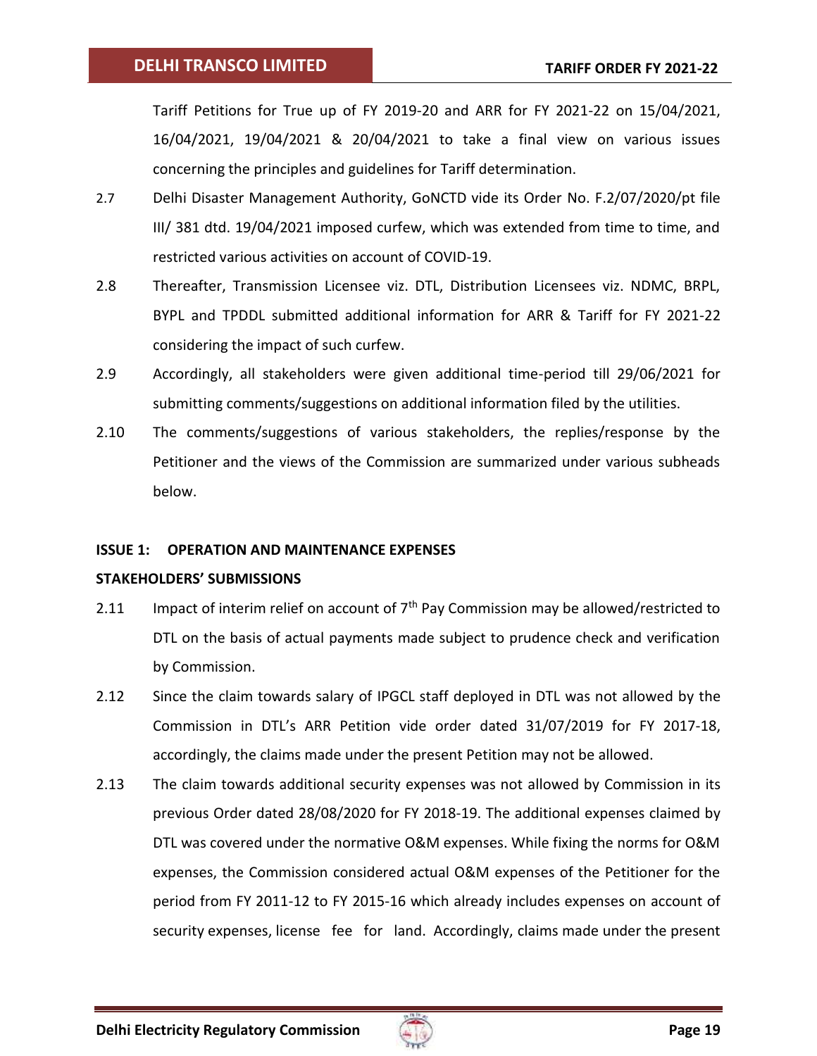Tariff Petitions for True up of FY 2019-20 and ARR for FY 2021-22 on 15/04/2021, 16/04/2021, 19/04/2021 & 20/04/2021 to take a final view on various issues concerning the principles and guidelines for Tariff determination.

2.7 Delhi Disaster Management Authority, GoNCTD vide its Order No. F.2/07/2020/pt file III/ 381 dtd. 19/04/2021 imposed curfew, which was extended from time to time, and restricted various activities on account of COVID-19.

2.8 Thereafter, Transmission Licensee viz. DTL, Distribution Licensees viz. NDMC, BRPL, BYPL and TPDDL submitted additional information for ARR & Tariff for FY 2021-22 considering the impact of such curfew.

2.9 Accordingly, all stakeholders were given additional time-period till 29/06/2021 for submitting comments/suggestions on additional information filed by the utilities.

2.10 The comments/suggestions of various stakeholders, the replies/response by the Petitioner and the views of the Commission are summarized under various subheads below.

**ISSUE 1: OPERATION AND MAINTENANCE EXPENSES**

**STAKEHOLDERS' SUBMISSIONS**

2.11 Impact of interim relief on account of 7th Pay Commission may be allowed/restricted to DTL on the basis of actual payments made subject to prudence check and verification by Commission.

2.12 Since the claim towards salary of IPGCL staff deployed in DTL was not allowed by the Commission in DTL's ARR Petition vide order dated 31/07/2019 for FY 2017-18, accordingly, the claims made under the present Petition may not be allowed.

2.13 The claim towards additional security expenses was not allowed by Commission in its previous Order dated 28/08/2020 for FY 2018-19. The additional expenses claimed by DTL was covered under the normative O&M expenses. While fixing the norms for O&M expenses, the Commission considered actual O&M expenses of the Petitioner for the period from FY 2011-12 to FY 2015-16 which already includes expenses on account of security expenses, license fee for land. Accordingly, claims made under the present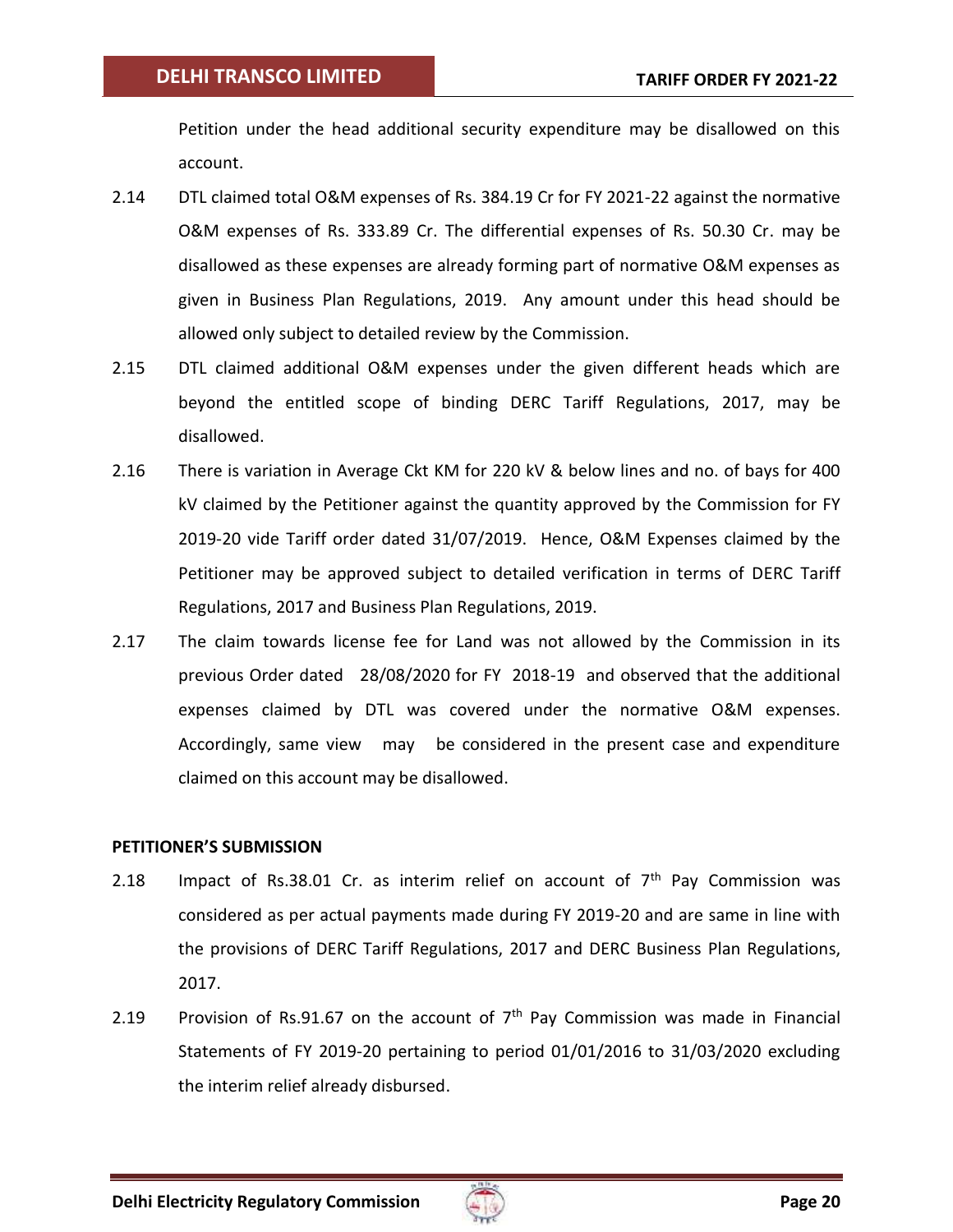Petition under the head additional security expenditure may be disallowed on this account.

2.14 DTL claimed total O&M expenses of Rs. 384.19 Cr for FY 2021-22 against the normative O&M expenses of Rs. 333.89 Cr. The differential expenses of Rs. 50.30 Cr. may be disallowed as these expenses are already forming part of normative O&M expenses as given in Business Plan Regulations, 2019. Any amount under this head should be allowed only subject to detailed review by the Commission.

2.15 DTL claimed additional O&M expenses under the given different heads which are beyond the entitled scope of binding DERC Tariff Regulations, 2017, may be disallowed.

2.16 There is variation in Average Ckt KM for 220 kV & below lines and no. of bays for 400 kV claimed by the Petitioner against the quantity approved by the Commission for FY 2019-20 vide Tariff order dated 31/07/2019. Hence, O&M Expenses claimed by the Petitioner may be approved subject to detailed verification in terms of DERC Tariff Regulations, 2017 and Business Plan Regulations, 2019.

2.17 The claim towards license fee for Land was not allowed by the Commission in its previous Order dated 28/08/2020 for FY 2018-19 and observed that the additional expenses claimed by DTL was covered under the normative O&M expenses. Accordingly, same view may be considered in the present case and expenditure claimed on this account may be disallowed.

**PETITIONER'S SUBMISSION**

2.18 Impact of Rs.38.01 Cr. as interim relief on account of 7th Pay Commission was considered as per actual payments made during FY 2019-20 and are same in line with the provisions of DERC Tariff Regulations, 2017 and DERC Business Plan Regulations, 2017.

2.19 Provision of Rs.91.67 on the account of 7th Pay Commission was made in Financial Statements of FY 2019-20 pertaining to period 01/01/2016 to 31/03/2020 excluding the interim relief already disbursed.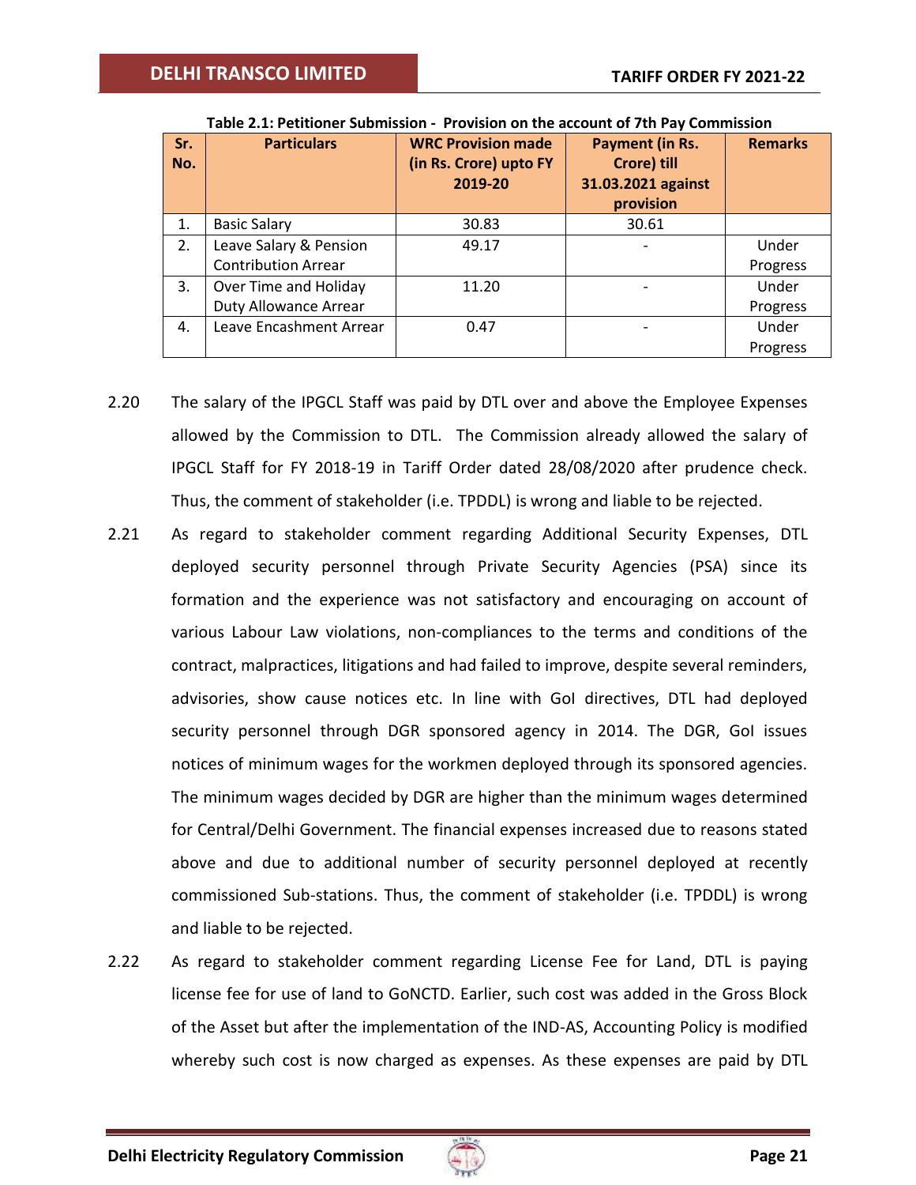**Table 2.1: Petitioner Submission - Provision on the account of 7th Pay Commission**

| Sr. No. | Particulars | WRC Provision made (in Rs. Crore) upto FY 2019-20 | Payment (in Rs. Crore) till 31.03.2021 against provision | Remarks |
|---|---|---|---|---|
| 1. | Basic Salary | 30.83 | 30.61 | |
| 2. | Leave Salary & Pension Contribution Arrear | 49.17 | - | Under Progress |
| 3. | Over Time and Holiday Duty Allowance Arrear | 11.20 | - | Under Progress |
| 4. | Leave Encashment Arrear | 0.47 | - | Under Progress |

2.20 The salary of the IPGCL Staff was paid by DTL over and above the Employee Expenses allowed by the Commission to DTL. The Commission already allowed the salary of IPGCL Staff for FY 2018-19 in Tariff Order dated 28/08/2020 after prudence check. Thus, the comment of stakeholder (i.e. TPDDL) is wrong and liable to be rejected.

2.21 As regard to stakeholder comment regarding Additional Security Expenses, DTL deployed security personnel through Private Security Agencies (PSA) since its formation and the experience was not satisfactory and encouraging on account of various Labour Law violations, non-compliances to the terms and conditions of the contract, malpractices, litigations and had failed to improve, despite several reminders, advisories, show cause notices etc. In line with GoI directives, DTL had deployed security personnel through DGR sponsored agency in 2014. The DGR, GoI issues notices of minimum wages for the workmen deployed through its sponsored agencies. The minimum wages decided by DGR are higher than the minimum wages determined for Central/Delhi Government. The financial expenses increased due to reasons stated above and due to additional number of security personnel deployed at recently commissioned Sub-stations. Thus, the comment of stakeholder (i.e. TPDDL) is wrong and liable to be rejected.

2.22 As regard to stakeholder comment regarding License Fee for Land, DTL is paying license fee for use of land to GoNCTD. Earlier, such cost was added in the Gross Block of the Asset but after the implementation of the IND-AS, Accounting Policy is modified whereby such cost is now charged as expenses. As these expenses are paid by DTL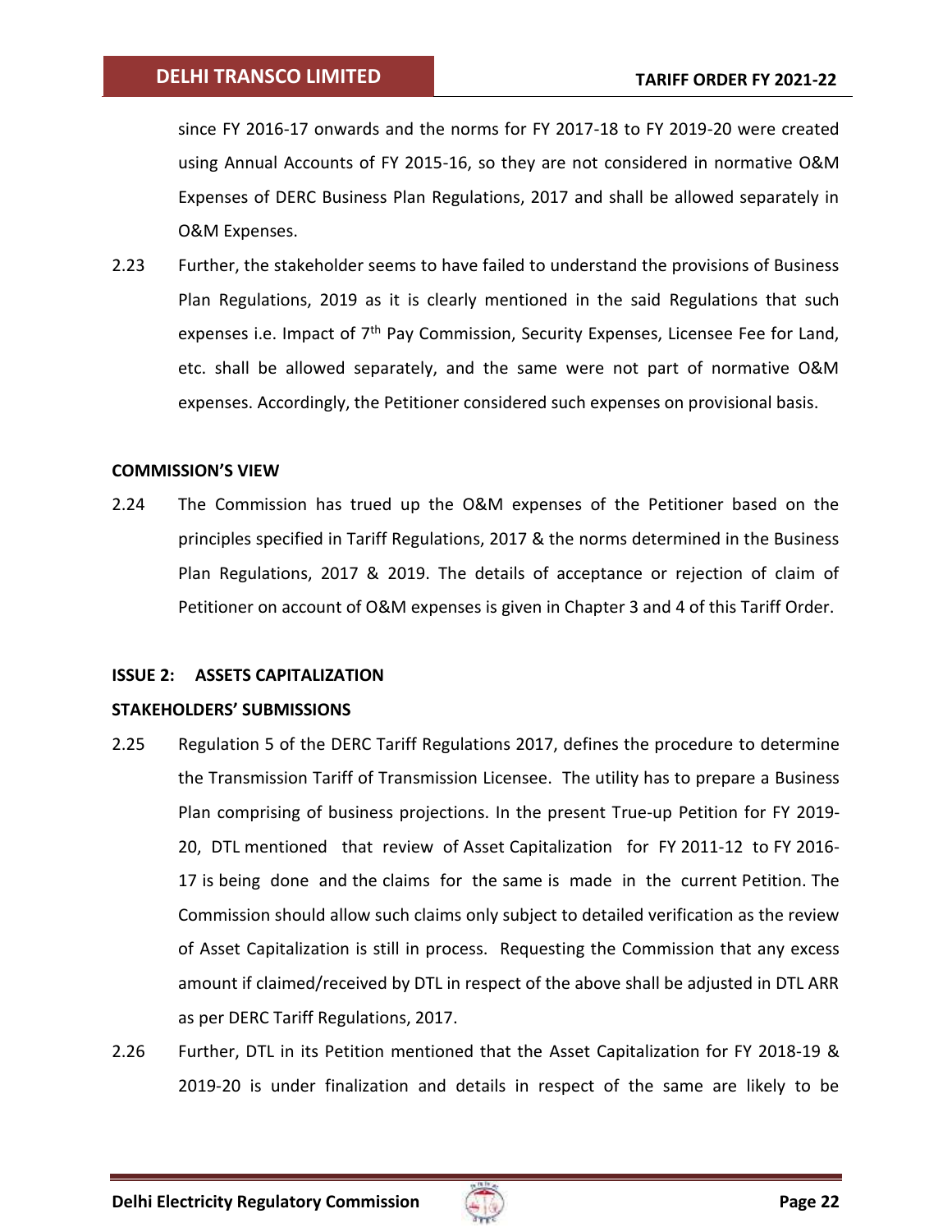since FY 2016-17 onwards and the norms for FY 2017-18 to FY 2019-20 were created using Annual Accounts of FY 2015-16, so they are not considered in normative O&M Expenses of DERC Business Plan Regulations, 2017 and shall be allowed separately in O&M Expenses.

2.23 Further, the stakeholder seems to have failed to understand the provisions of Business Plan Regulations, 2019 as it is clearly mentioned in the said Regulations that such expenses i.e. Impact of 7th Pay Commission, Security Expenses, Licensee Fee for Land, etc. shall be allowed separately, and the same were not part of normative O&M expenses. Accordingly, the Petitioner considered such expenses on provisional basis.

**COMMISSION'S VIEW**

2.24 The Commission has trued up the O&M expenses of the Petitioner based on the principles specified in Tariff Regulations, 2017 & the norms determined in the Business Plan Regulations, 2017 & 2019. The details of acceptance or rejection of claim of Petitioner on account of O&M expenses is given in Chapter 3 and 4 of this Tariff Order.

**ISSUE 2: ASSETS CAPITALIZATION**

**STAKEHOLDERS' SUBMISSIONS**

2.25 Regulation 5 of the DERC Tariff Regulations 2017, defines the procedure to determine the Transmission Tariff of Transmission Licensee. The utility has to prepare a Business Plan comprising of business projections. In the present True-up Petition for FY 2019-20, DTL mentioned that review of Asset Capitalization for FY 2011-12 to FY 2016-17 is being done and the claims for the same is made in the current Petition. The Commission should allow such claims only subject to detailed verification as the review of Asset Capitalization is still in process. Requesting the Commission that any excess amount if claimed/received by DTL in respect of the above shall be adjusted in DTL ARR as per DERC Tariff Regulations, 2017.

2.26 Further, DTL in its Petition mentioned that the Asset Capitalization for FY 2018-19 & 2019-20 is under finalization and details in respect of the same are likely to be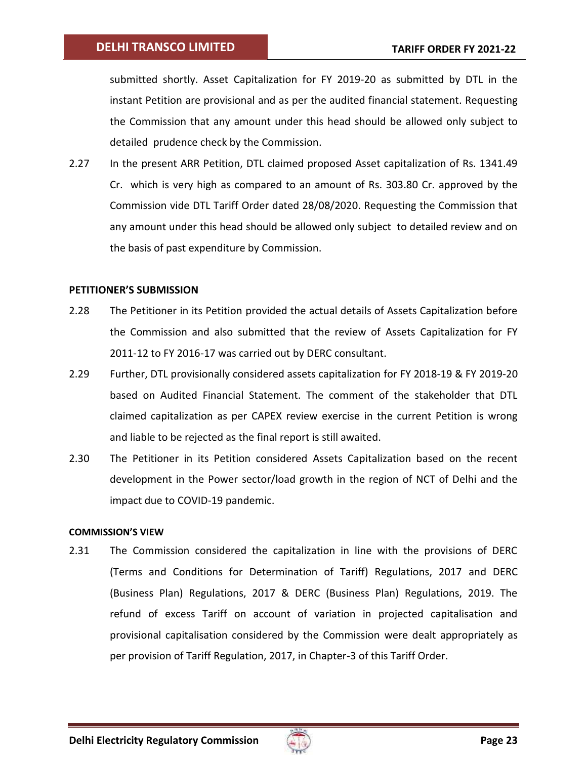submitted shortly. Asset Capitalization for FY 2019-20 as submitted by DTL in the instant Petition are provisional and as per the audited financial statement. Requesting the Commission that any amount under this head should be allowed only subject to detailed prudence check by the Commission.

2.27 In the present ARR Petition, DTL claimed proposed Asset capitalization of Rs. 1341.49 Cr. which is very high as compared to an amount of Rs. 303.80 Cr. approved by the Commission vide DTL Tariff Order dated 28/08/2020. Requesting the Commission that any amount under this head should be allowed only subject to detailed review and on the basis of past expenditure by Commission.

**PETITIONER'S SUBMISSION**

2.28 The Petitioner in its Petition provided the actual details of Assets Capitalization before the Commission and also submitted that the review of Assets Capitalization for FY 2011-12 to FY 2016-17 was carried out by DERC consultant.

2.29 Further, DTL provisionally considered assets capitalization for FY 2018-19 & FY 2019-20 based on Audited Financial Statement. The comment of the stakeholder that DTL claimed capitalization as per CAPEX review exercise in the current Petition is wrong and liable to be rejected as the final report is still awaited.

2.30 The Petitioner in its Petition considered Assets Capitalization based on the recent development in the Power sector/load growth in the region of NCT of Delhi and the impact due to COVID-19 pandemic.

**COMMISSION'S VIEW**

2.31 The Commission considered the capitalization in line with the provisions of DERC (Terms and Conditions for Determination of Tariff) Regulations, 2017 and DERC (Business Plan) Regulations, 2017 & DERC (Business Plan) Regulations, 2019. The refund of excess Tariff on account of variation in projected capitalisation and provisional capitalisation considered by the Commission were dealt appropriately as per provision of Tariff Regulation, 2017, in Chapter-3 of this Tariff Order.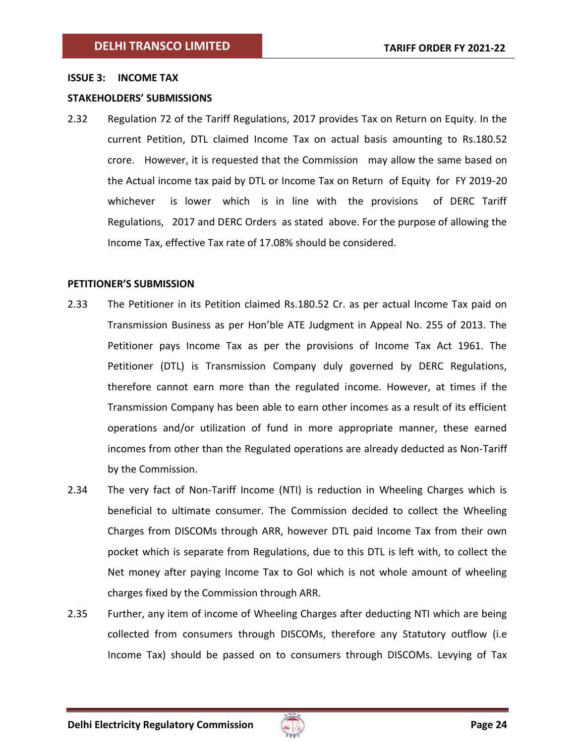**ISSUE 3: INCOME TAX**

**STAKEHOLDERS' SUBMISSIONS**

2.32 Regulation 72 of the Tariff Regulations, 2017 provides Tax on Return on Equity. In the current Petition, DTL claimed Income Tax on actual basis amounting to Rs.180.52 crore. However, it is requested that the Commission may allow the same based on the Actual income tax paid by DTL or Income Tax on Return of Equity for FY 2019-20 whichever is lower which is in line with the provisions of DERC Tariff Regulations, 2017 and DERC Orders as stated above. For the purpose of allowing the Income Tax, effective Tax rate of 17.08% should be considered.

**PETITIONER'S SUBMISSION**

2.33 The Petitioner in its Petition claimed Rs.180.52 Cr. as per actual Income Tax paid on Transmission Business as per Hon'ble ATE Judgment in Appeal No. 255 of 2013. The Petitioner pays Income Tax as per the provisions of Income Tax Act 1961. The Petitioner (DTL) is Transmission Company duly governed by DERC Regulations, therefore cannot earn more than the regulated income. However, at times if the Transmission Company has been able to earn other incomes as a result of its efficient operations and/or utilization of fund in more appropriate manner, these earned incomes from other than the Regulated operations are already deducted as Non-Tariff by the Commission.

2.34 The very fact of Non-Tariff Income (NTI) is reduction in Wheeling Charges which is beneficial to ultimate consumer. The Commission decided to collect the Wheeling Charges from DISCOMs through ARR, however DTL paid Income Tax from their own pocket which is separate from Regulations, due to this DTL is left with, to collect the Net money after paying Income Tax to GoI which is not whole amount of wheeling charges fixed by the Commission through ARR.

2.35 Further, any item of income of Wheeling Charges after deducting NTI which are being collected from consumers through DISCOMs, therefore any Statutory outflow (i.e Income Tax) should be passed on to consumers through DISCOMs. Levying of Tax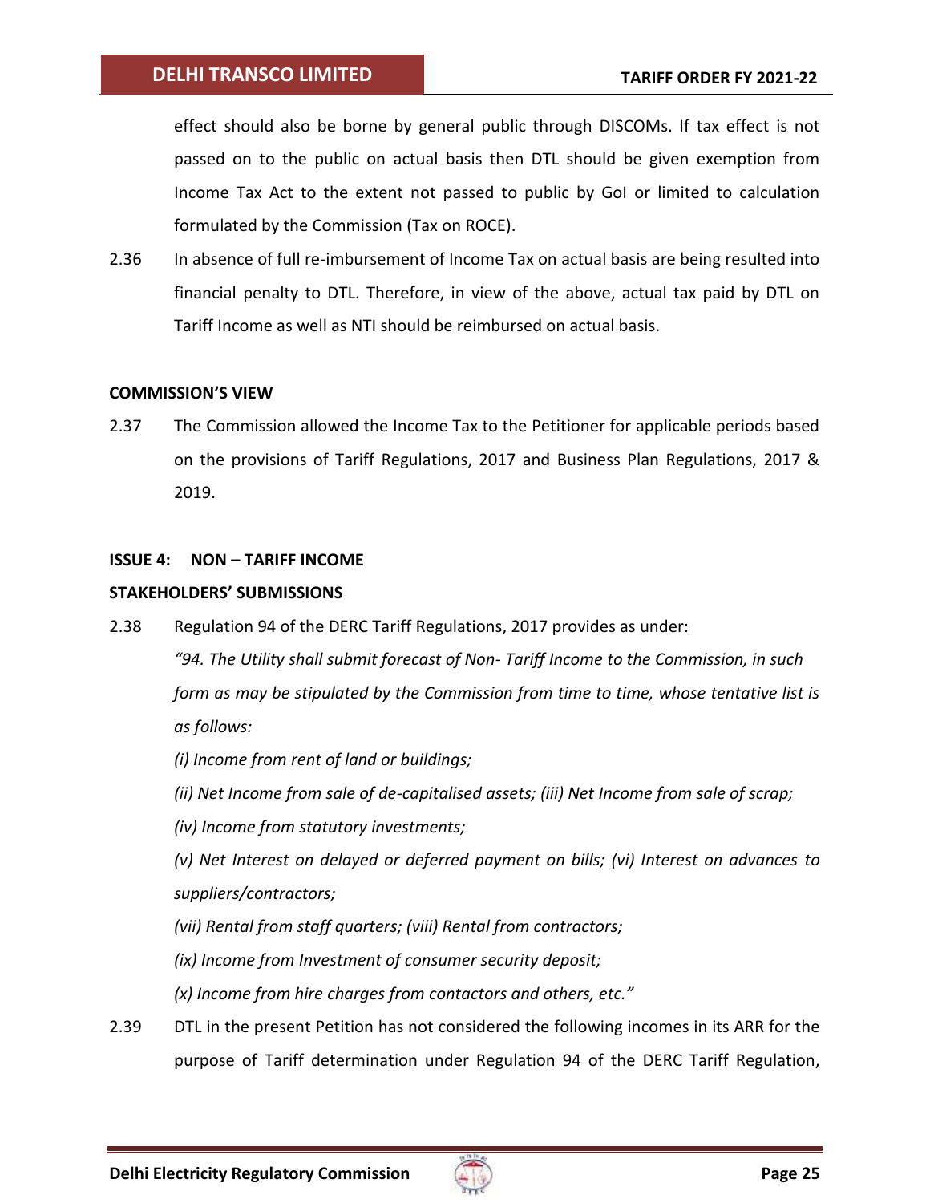effect should also be borne by general public through DISCOMs. If tax effect is not passed on to the public on actual basis then DTL should be given exemption from Income Tax Act to the extent not passed to public by GoI or limited to calculation formulated by the Commission (Tax on ROCE).

2.36 In absence of full re-imbursement of Income Tax on actual basis are being resulted into financial penalty to DTL. Therefore, in view of the above, actual tax paid by DTL on Tariff Income as well as NTI should be reimbursed on actual basis.

**COMMISSION'S VIEW**

2.37 The Commission allowed the Income Tax to the Petitioner for applicable periods based on the provisions of Tariff Regulations, 2017 and Business Plan Regulations, 2017 & 2019.

**ISSUE 4: NON – TARIFF INCOME**

**STAKEHOLDERS' SUBMISSIONS**

2.38 Regulation 94 of the DERC Tariff Regulations, 2017 provides as under:

*"94. The Utility shall submit forecast of Non- Tariff Income to the Commission, in such form as may be stipulated by the Commission from time to time, whose tentative list is as follows:*

*(i) Income from rent of land or buildings;*

*(ii) Net Income from sale of de-capitalised assets; (iii) Net Income from sale of scrap;*

*(iv) Income from statutory investments;*

*(v) Net Interest on delayed or deferred payment on bills; (vi) Interest on advances to suppliers/contractors;*

*(vii) Rental from staff quarters; (viii) Rental from contractors;*

*(ix) Income from Investment of consumer security deposit;*

*(x) Income from hire charges from contactors and others, etc."*

2.39 DTL in the present Petition has not considered the following incomes in its ARR for the purpose of Tariff determination under Regulation 94 of the DERC Tariff Regulation,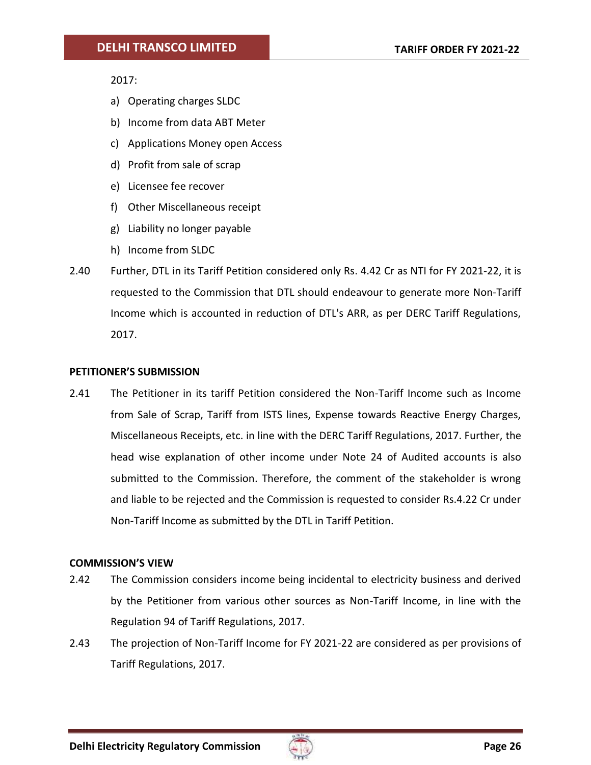2017:

a) Operating charges SLDC
b) Income from data ABT Meter
c) Applications Money open Access
d) Profit from sale of scrap
e) Licensee fee recover
f) Other Miscellaneous receipt
g) Liability no longer payable
h) Income from SLDC

2.40 Further, DTL in its Tariff Petition considered only Rs. 4.42 Cr as NTI for FY 2021-22, it is requested to the Commission that DTL should endeavour to generate more Non-Tariff Income which is accounted in reduction of DTL's ARR, as per DERC Tariff Regulations, 2017.

**PETITIONER'S SUBMISSION**

2.41 The Petitioner in its tariff Petition considered the Non-Tariff Income such as Income from Sale of Scrap, Tariff from ISTS lines, Expense towards Reactive Energy Charges, Miscellaneous Receipts, etc. in line with the DERC Tariff Regulations, 2017. Further, the head wise explanation of other income under Note 24 of Audited accounts is also submitted to the Commission. Therefore, the comment of the stakeholder is wrong and liable to be rejected and the Commission is requested to consider Rs.4.22 Cr under Non-Tariff Income as submitted by the DTL in Tariff Petition.

**COMMISSION'S VIEW**

2.42 The Commission considers income being incidental to electricity business and derived by the Petitioner from various other sources as Non-Tariff Income, in line with the Regulation 94 of Tariff Regulations, 2017.

2.43 The projection of Non-Tariff Income for FY 2021-22 are considered as per provisions of Tariff Regulations, 2017.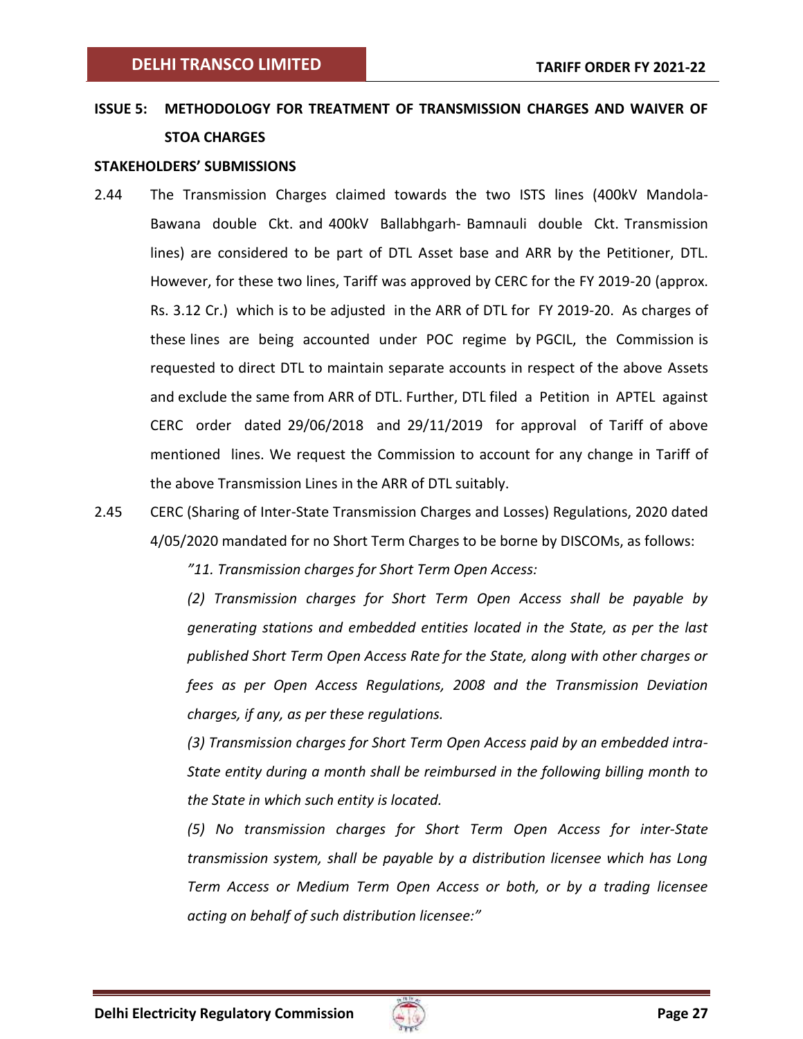## ISSUE 5: METHODOLOGY FOR TREATMENT OF TRANSMISSION CHARGES AND WAIVER OF STOA CHARGES

### STAKEHOLDERS' SUBMISSIONS

2.44 The Transmission Charges claimed towards the two ISTS lines (400kV Mandola-Bawana double Ckt. and 400kV Ballabhgarh- Bamnauli double Ckt. Transmission lines) are considered to be part of DTL Asset base and ARR by the Petitioner, DTL. However, for these two lines, Tariff was approved by CERC for the FY 2019-20 (approx. Rs. 3.12 Cr.) which is to be adjusted in the ARR of DTL for FY 2019-20. As charges of these lines are being accounted under POC regime by PGCIL, the Commission is requested to direct DTL to maintain separate accounts in respect of the above Assets and exclude the same from ARR of DTL. Further, DTL filed a Petition in APTEL against CERC order dated 29/06/2018 and 29/11/2019 for approval of Tariff of above mentioned lines. We request the Commission to account for any change in Tariff of the above Transmission Lines in the ARR of DTL suitably.

2.45 CERC (Sharing of Inter-State Transmission Charges and Losses) Regulations, 2020 dated 4/05/2020 mandated for no Short Term Charges to be borne by DISCOMs, as follows:

> *"11. Transmission charges for Short Term Open Access:*
>
> *(2) Transmission charges for Short Term Open Access shall be payable by generating stations and embedded entities located in the State, as per the last published Short Term Open Access Rate for the State, along with other charges or fees as per Open Access Regulations, 2008 and the Transmission Deviation charges, if any, as per these regulations.*
>
> *(3) Transmission charges for Short Term Open Access paid by an embedded intra-State entity during a month shall be reimbursed in the following billing month to the State in which such entity is located.*
>
> *(5) No transmission charges for Short Term Open Access for inter-State transmission system, shall be payable by a distribution licensee which has Long Term Access or Medium Term Open Access or both, or by a trading licensee acting on behalf of such distribution licensee:"*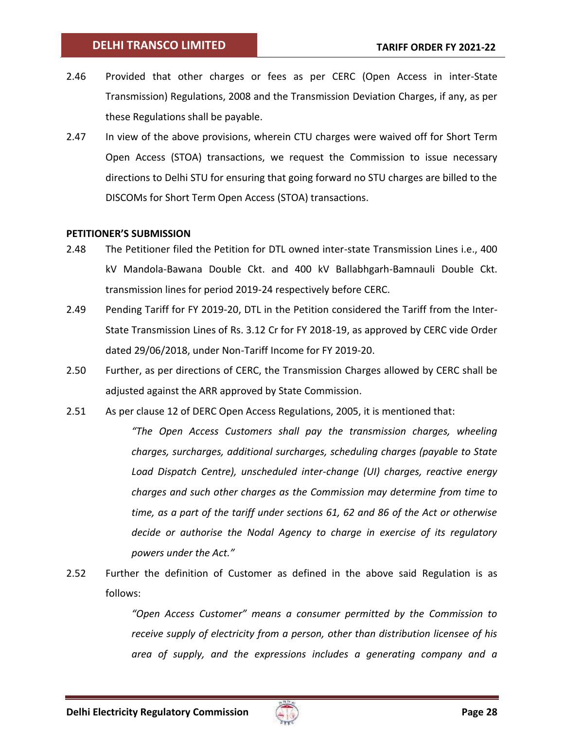2.46 Provided that other charges or fees as per CERC (Open Access in inter-State Transmission) Regulations, 2008 and the Transmission Deviation Charges, if any, as per these Regulations shall be payable.

2.47 In view of the above provisions, wherein CTU charges were waived off for Short Term Open Access (STOA) transactions, we request the Commission to issue necessary directions to Delhi STU for ensuring that going forward no STU charges are billed to the DISCOMs for Short Term Open Access (STOA) transactions.

**PETITIONER'S SUBMISSION**

2.48 The Petitioner filed the Petition for DTL owned inter-state Transmission Lines i.e., 400 kV Mandola-Bawana Double Ckt. and 400 kV Ballabhgarh-Bamnauli Double Ckt. transmission lines for period 2019-24 respectively before CERC.

2.49 Pending Tariff for FY 2019-20, DTL in the Petition considered the Tariff from the Inter-State Transmission Lines of Rs. 3.12 Cr for FY 2018-19, as approved by CERC vide Order dated 29/06/2018, under Non-Tariff Income for FY 2019-20.

2.50 Further, as per directions of CERC, the Transmission Charges allowed by CERC shall be adjusted against the ARR approved by State Commission.

2.51 As per clause 12 of DERC Open Access Regulations, 2005, it is mentioned that:

> *"The Open Access Customers shall pay the transmission charges, wheeling charges, surcharges, additional surcharges, scheduling charges (payable to State Load Dispatch Centre), unscheduled inter-change (UI) charges, reactive energy charges and such other charges as the Commission may determine from time to time, as a part of the tariff under sections 61, 62 and 86 of the Act or otherwise decide or authorise the Nodal Agency to charge in exercise of its regulatory powers under the Act."*

2.52 Further the definition of Customer as defined in the above said Regulation is as follows:

> *"Open Access Customer" means a consumer permitted by the Commission to receive supply of electricity from a person, other than distribution licensee of his area of supply, and the expressions includes a generating company and a*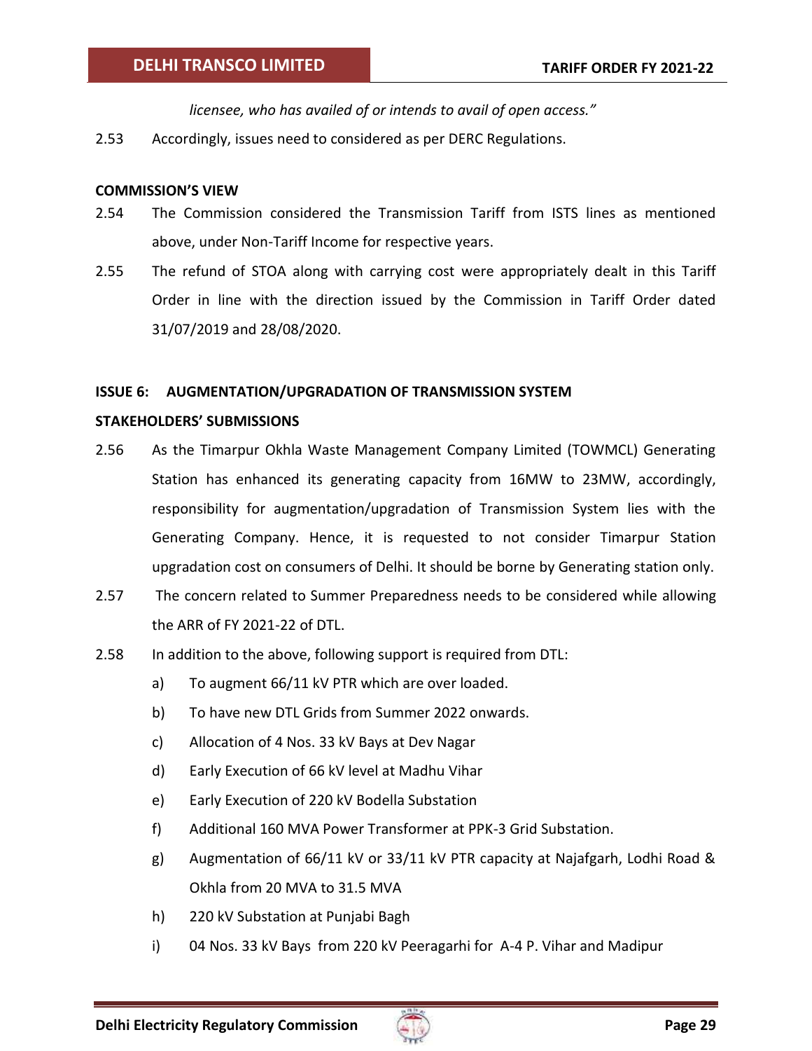*licensee, who has availed of or intends to avail of open access."*

2.53 Accordingly, issues need to considered as per DERC Regulations.

**COMMISSION'S VIEW**

2.54 The Commission considered the Transmission Tariff from ISTS lines as mentioned above, under Non-Tariff Income for respective years.

2.55 The refund of STOA along with carrying cost were appropriately dealt in this Tariff Order in line with the direction issued by the Commission in Tariff Order dated 31/07/2019 and 28/08/2020.

**ISSUE 6: AUGMENTATION/UPGRADATION OF TRANSMISSION SYSTEM**

**STAKEHOLDERS' SUBMISSIONS**

2.56 As the Timarpur Okhla Waste Management Company Limited (TOWMCL) Generating Station has enhanced its generating capacity from 16MW to 23MW, accordingly, responsibility for augmentation/upgradation of Transmission System lies with the Generating Company. Hence, it is requested to not consider Timarpur Station upgradation cost on consumers of Delhi. It should be borne by Generating station only.

2.57 The concern related to Summer Preparedness needs to be considered while allowing the ARR of FY 2021-22 of DTL.

2.58 In addition to the above, following support is required from DTL:

a) To augment 66/11 kV PTR which are over loaded.

b) To have new DTL Grids from Summer 2022 onwards.

c) Allocation of 4 Nos. 33 kV Bays at Dev Nagar

d) Early Execution of 66 kV level at Madhu Vihar

e) Early Execution of 220 kV Bodella Substation

f) Additional 160 MVA Power Transformer at PPK-3 Grid Substation.

g) Augmentation of 66/11 kV or 33/11 kV PTR capacity at Najafgarh, Lodhi Road & Okhla from 20 MVA to 31.5 MVA

h) 220 kV Substation at Punjabi Bagh

i) 04 Nos. 33 kV Bays from 220 kV Peeragarhi for A-4 P. Vihar and Madipur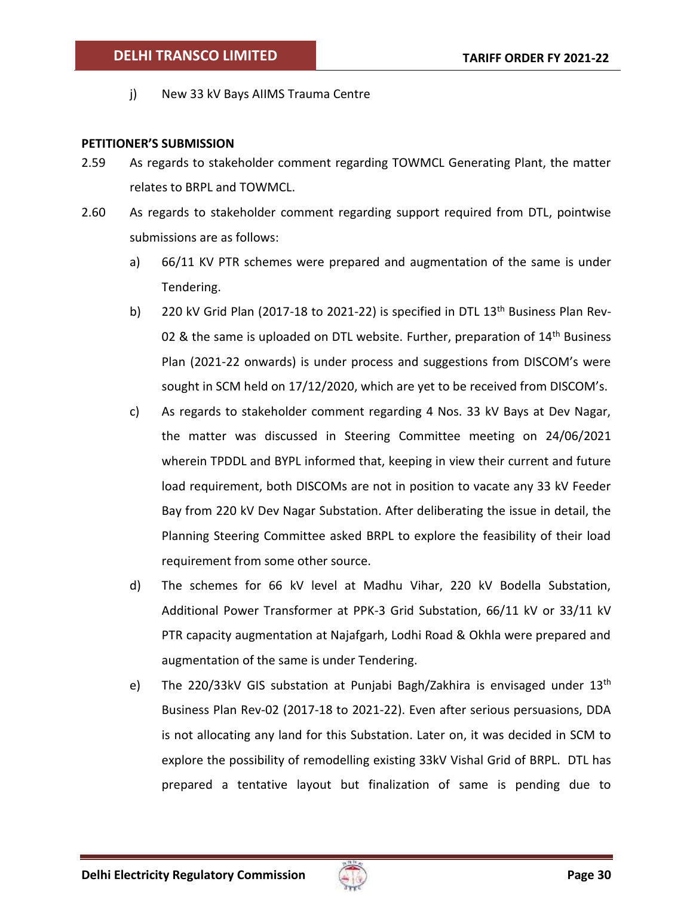j) New 33 kV Bays AIIMS Trauma Centre

**PETITIONER'S SUBMISSION**

2.59 As regards to stakeholder comment regarding TOWMCL Generating Plant, the matter relates to BRPL and TOWMCL.

2.60 As regards to stakeholder comment regarding support required from DTL, pointwise submissions are as follows:

a) 66/11 KV PTR schemes were prepared and augmentation of the same is under Tendering.

b) 220 kV Grid Plan (2017-18 to 2021-22) is specified in DTL 13th Business Plan Rev-02 & the same is uploaded on DTL website. Further, preparation of 14th Business Plan (2021-22 onwards) is under process and suggestions from DISCOM's were sought in SCM held on 17/12/2020, which are yet to be received from DISCOM's.

c) As regards to stakeholder comment regarding 4 Nos. 33 kV Bays at Dev Nagar, the matter was discussed in Steering Committee meeting on 24/06/2021 wherein TPDDL and BYPL informed that, keeping in view their current and future load requirement, both DISCOMs are not in position to vacate any 33 kV Feeder Bay from 220 kV Dev Nagar Substation. After deliberating the issue in detail, the Planning Steering Committee asked BRPL to explore the feasibility of their load requirement from some other source.

d) The schemes for 66 kV level at Madhu Vihar, 220 kV Bodella Substation, Additional Power Transformer at PPK-3 Grid Substation, 66/11 kV or 33/11 kV PTR capacity augmentation at Najafgarh, Lodhi Road & Okhla were prepared and augmentation of the same is under Tendering.

e) The 220/33kV GIS substation at Punjabi Bagh/Zakhira is envisaged under 13th Business Plan Rev-02 (2017-18 to 2021-22). Even after serious persuasions, DDA is not allocating any land for this Substation. Later on, it was decided in SCM to explore the possibility of remodelling existing 33kV Vishal Grid of BRPL. DTL has prepared a tentative layout but finalization of same is pending due to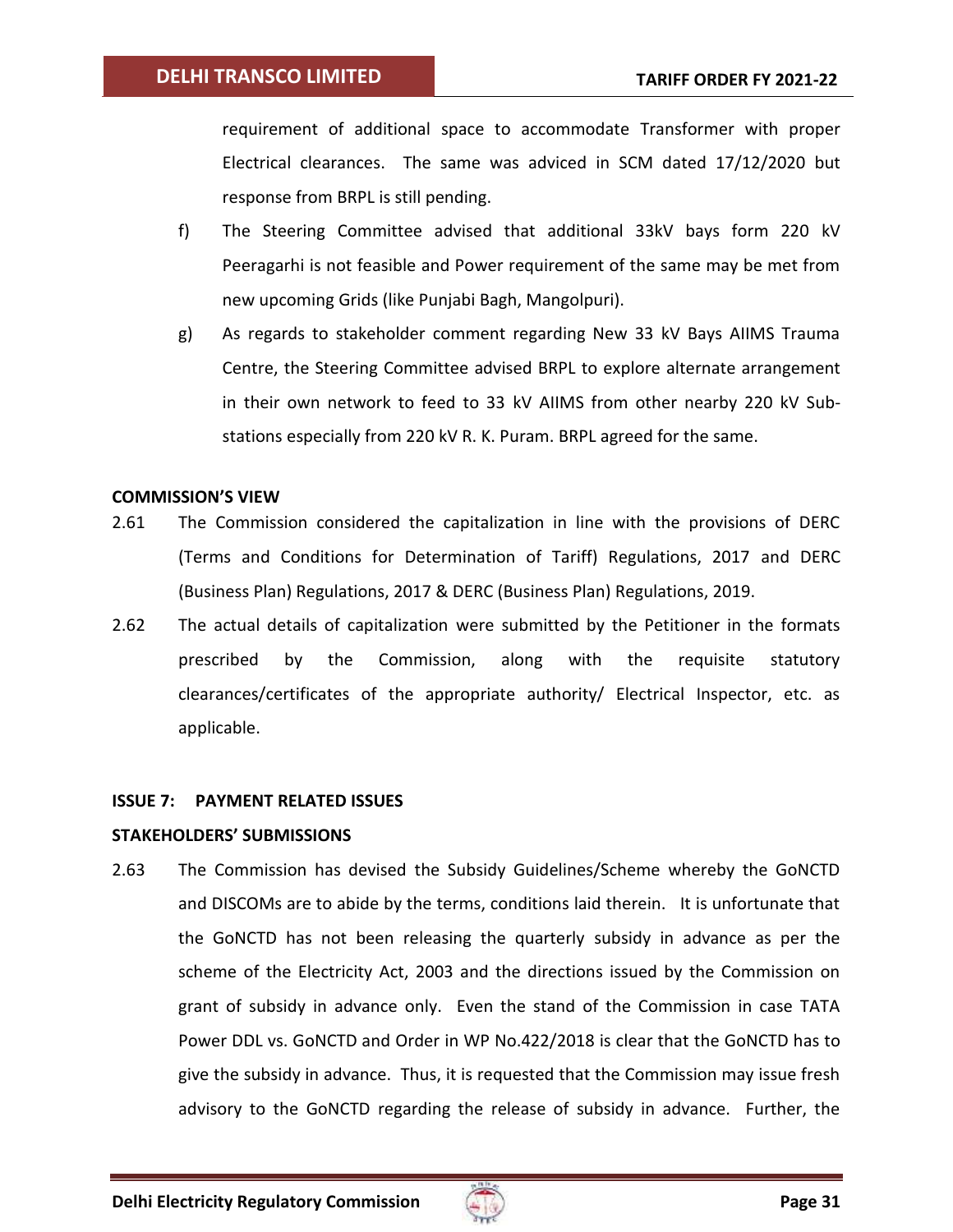requirement of additional space to accommodate Transformer with proper Electrical clearances. The same was adviced in SCM dated 17/12/2020 but response from BRPL is still pending.

f) The Steering Committee advised that additional 33kV bays form 220 kV Peeragarhi is not feasible and Power requirement of the same may be met from new upcoming Grids (like Punjabi Bagh, Mangolpuri).

g) As regards to stakeholder comment regarding New 33 kV Bays AIIMS Trauma Centre, the Steering Committee advised BRPL to explore alternate arrangement in their own network to feed to 33 kV AIIMS from other nearby 220 kV Sub-stations especially from 220 kV R. K. Puram. BRPL agreed for the same.

**COMMISSION'S VIEW**

2.61 The Commission considered the capitalization in line with the provisions of DERC (Terms and Conditions for Determination of Tariff) Regulations, 2017 and DERC (Business Plan) Regulations, 2017 & DERC (Business Plan) Regulations, 2019.

2.62 The actual details of capitalization were submitted by the Petitioner in the formats prescribed by the Commission, along with the requisite statutory clearances/certificates of the appropriate authority/ Electrical Inspector, etc. as applicable.

**ISSUE 7: PAYMENT RELATED ISSUES**

**STAKEHOLDERS' SUBMISSIONS**

2.63 The Commission has devised the Subsidy Guidelines/Scheme whereby the GoNCTD and DISCOMs are to abide by the terms, conditions laid therein. It is unfortunate that the GoNCTD has not been releasing the quarterly subsidy in advance as per the scheme of the Electricity Act, 2003 and the directions issued by the Commission on grant of subsidy in advance only. Even the stand of the Commission in case TATA Power DDL vs. GoNCTD and Order in WP No.422/2018 is clear that the GoNCTD has to give the subsidy in advance. Thus, it is requested that the Commission may issue fresh advisory to the GoNCTD regarding the release of subsidy in advance. Further, the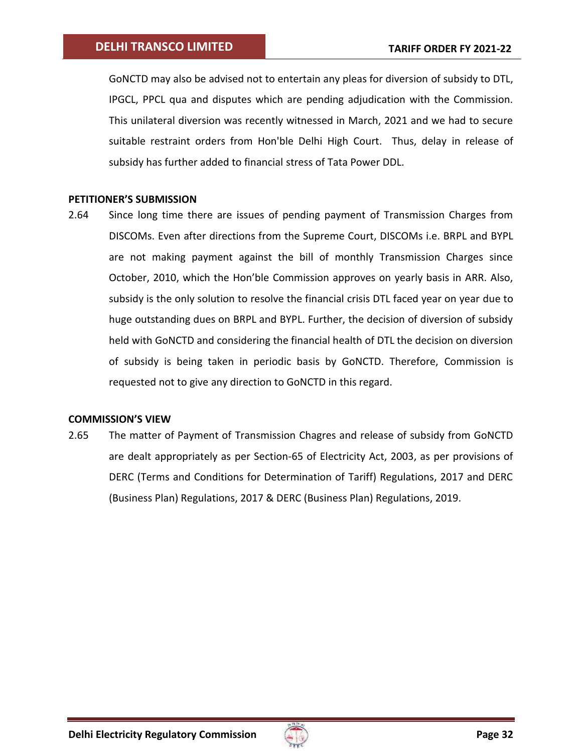GoNCTD may also be advised not to entertain any pleas for diversion of subsidy to DTL, IPGCL, PPCL qua and disputes which are pending adjudication with the Commission. This unilateral diversion was recently witnessed in March, 2021 and we had to secure suitable restraint orders from Hon'ble Delhi High Court. Thus, delay in release of subsidy has further added to financial stress of Tata Power DDL.

**PETITIONER'S SUBMISSION**

2.64 Since long time there are issues of pending payment of Transmission Charges from DISCOMs. Even after directions from the Supreme Court, DISCOMs i.e. BRPL and BYPL are not making payment against the bill of monthly Transmission Charges since October, 2010, which the Hon'ble Commission approves on yearly basis in ARR. Also, subsidy is the only solution to resolve the financial crisis DTL faced year on year due to huge outstanding dues on BRPL and BYPL. Further, the decision of diversion of subsidy held with GoNCTD and considering the financial health of DTL the decision on diversion of subsidy is being taken in periodic basis by GoNCTD. Therefore, Commission is requested not to give any direction to GoNCTD in this regard.

**COMMISSION'S VIEW**

2.65 The matter of Payment of Transmission Chagres and release of subsidy from GoNCTD are dealt appropriately as per Section-65 of Electricity Act, 2003, as per provisions of DERC (Terms and Conditions for Determination of Tariff) Regulations, 2017 and DERC (Business Plan) Regulations, 2017 & DERC (Business Plan) Regulations, 2019.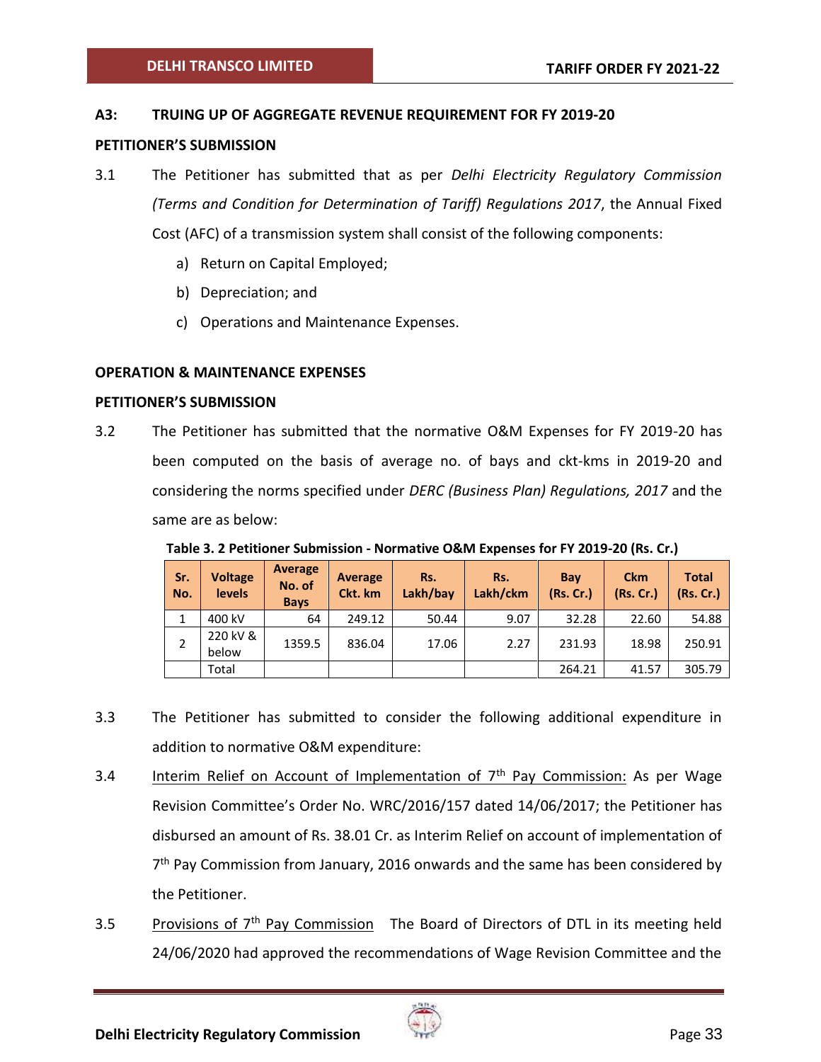## A3: TRUING UP OF AGGREGATE REVENUE REQUIREMENT FOR FY 2019-20

### PETITIONER'S SUBMISSION

3.1 The Petitioner has submitted that as per *Delhi Electricity Regulatory Commission (Terms and Condition for Determination of Tariff) Regulations 2017*, the Annual Fixed Cost (AFC) of a transmission system shall consist of the following components:

a) Return on Capital Employed;

b) Depreciation; and

c) Operations and Maintenance Expenses.

### OPERATION & MAINTENANCE EXPENSES

### PETITIONER'S SUBMISSION

3.2 The Petitioner has submitted that the normative O&M Expenses for FY 2019-20 has been computed on the basis of average no. of bays and ckt-kms in 2019-20 and considering the norms specified under *DERC (Business Plan) Regulations, 2017* and the same are as below:

**Table 3. 2 Petitioner Submission - Normative O&M Expenses for FY 2019-20 (Rs. Cr.)**

| Sr. No. | Voltage levels | Average No. of Bays | Average Ckt. km | Rs. Lakh/bay | Rs. Lakh/ckm | Bay (Rs. Cr.) | Ckm (Rs. Cr.) | Total (Rs. Cr.) |
|---|---|---|---|---|---|---|---|---|
| 1 | 400 kV | 64 | 249.12 | 50.44 | 9.07 | 32.28 | 22.60 | 54.88 |
| 2 | 220 kV & below | 1359.5 | 836.04 | 17.06 | 2.27 | 231.93 | 18.98 | 250.91 |
| | Total | | | | | 264.21 | 41.57 | 305.79 |

3.3 The Petitioner has submitted to consider the following additional expenditure in addition to normative O&M expenditure:

3.4 Interim Relief on Account of Implementation of 7th Pay Commission: As per Wage Revision Committee's Order No. WRC/2016/157 dated 14/06/2017; the Petitioner has disbursed an amount of Rs. 38.01 Cr. as Interim Relief on account of implementation of 7th Pay Commission from January, 2016 onwards and the same has been considered by the Petitioner.

3.5 Provisions of 7th Pay Commission The Board of Directors of DTL in its meeting held 24/06/2020 had approved the recommendations of Wage Revision Committee and the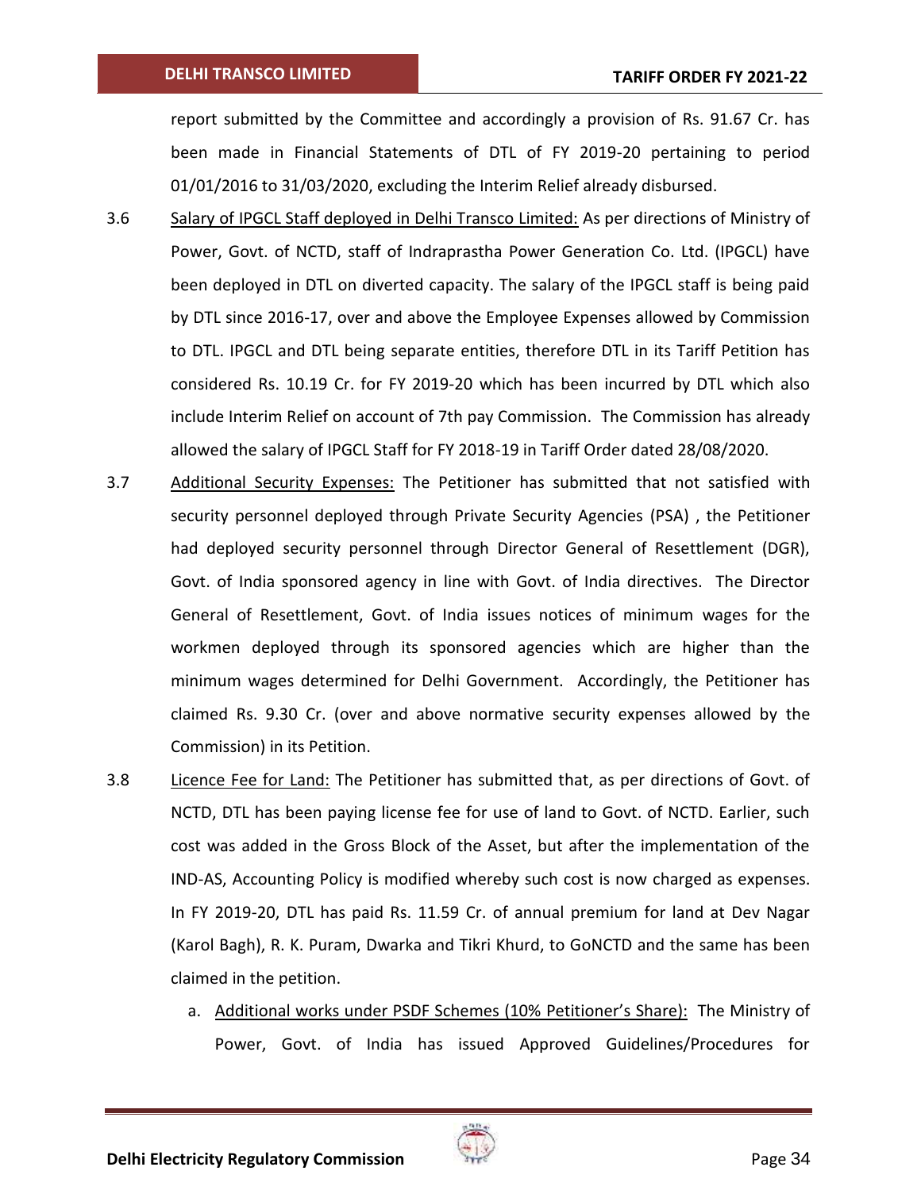report submitted by the Committee and accordingly a provision of Rs. 91.67 Cr. has been made in Financial Statements of DTL of FY 2019-20 pertaining to period 01/01/2016 to 31/03/2020, excluding the Interim Relief already disbursed.

3.6 Salary of IPGCL Staff deployed in Delhi Transco Limited: As per directions of Ministry of Power, Govt. of NCTD, staff of Indraprastha Power Generation Co. Ltd. (IPGCL) have been deployed in DTL on diverted capacity. The salary of the IPGCL staff is being paid by DTL since 2016-17, over and above the Employee Expenses allowed by Commission to DTL. IPGCL and DTL being separate entities, therefore DTL in its Tariff Petition has considered Rs. 10.19 Cr. for FY 2019-20 which has been incurred by DTL which also include Interim Relief on account of 7th pay Commission. The Commission has already allowed the salary of IPGCL Staff for FY 2018-19 in Tariff Order dated 28/08/2020.

3.7 Additional Security Expenses: The Petitioner has submitted that not satisfied with security personnel deployed through Private Security Agencies (PSA) , the Petitioner had deployed security personnel through Director General of Resettlement (DGR), Govt. of India sponsored agency in line with Govt. of India directives. The Director General of Resettlement, Govt. of India issues notices of minimum wages for the workmen deployed through its sponsored agencies which are higher than the minimum wages determined for Delhi Government. Accordingly, the Petitioner has claimed Rs. 9.30 Cr. (over and above normative security expenses allowed by the Commission) in its Petition.

3.8 Licence Fee for Land: The Petitioner has submitted that, as per directions of Govt. of NCTD, DTL has been paying license fee for use of land to Govt. of NCTD. Earlier, such cost was added in the Gross Block of the Asset, but after the implementation of the IND-AS, Accounting Policy is modified whereby such cost is now charged as expenses. In FY 2019-20, DTL has paid Rs. 11.59 Cr. of annual premium for land at Dev Nagar (Karol Bagh), R. K. Puram, Dwarka and Tikri Khurd, to GoNCTD and the same has been claimed in the petition.

a. Additional works under PSDF Schemes (10% Petitioner's Share): The Ministry of Power, Govt. of India has issued Approved Guidelines/Procedures for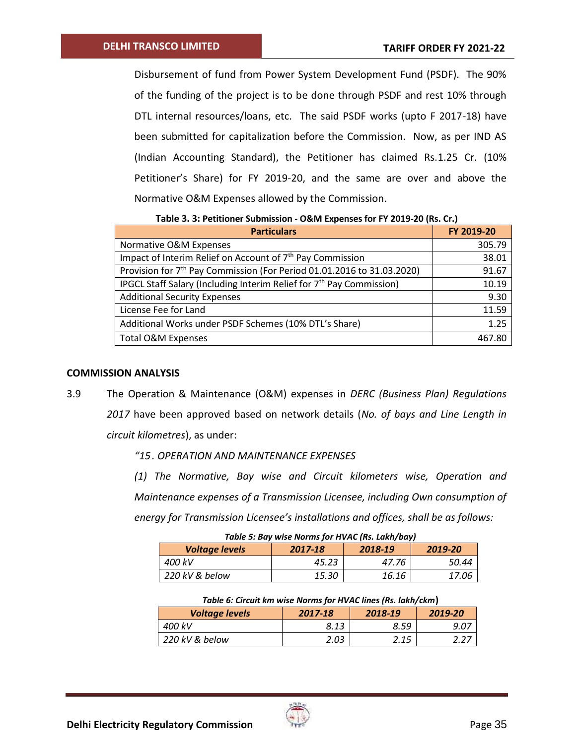Disbursement of fund from Power System Development Fund (PSDF). The 90% of the funding of the project is to be done through PSDF and rest 10% through DTL internal resources/loans, etc. The said PSDF works (upto F 2017-18) have been submitted for capitalization before the Commission. Now, as per IND AS (Indian Accounting Standard), the Petitioner has claimed Rs.1.25 Cr. (10% Petitioner's Share) for FY 2019-20, and the same are over and above the Normative O&M Expenses allowed by the Commission.

**Table 3. 3: Petitioner Submission - O&M Expenses for FY 2019-20 (Rs. Cr.)**

| Particulars | FY 2019-20 |
|---|---|
| Normative O&M Expenses | 305.79 |
| Impact of Interim Relief on Account of 7th Pay Commission | 38.01 |
| Provision for 7th Pay Commission (For Period 01.01.2016 to 31.03.2020) | 91.67 |
| IPGCL Staff Salary (Including Interim Relief for 7th Pay Commission) | 10.19 |
| Additional Security Expenses | 9.30 |
| License Fee for Land | 11.59 |
| Additional Works under PSDF Schemes (10% DTL's Share) | 1.25 |
| Total O&M Expenses | 467.80 |

**COMMISSION ANALYSIS**

3.9 The Operation & Maintenance (O&M) expenses in *DERC (Business Plan) Regulations 2017* have been approved based on network details (*No. of bays and Line Length in circuit kilometres*), as under:

*"15. OPERATION AND MAINTENANCE EXPENSES*

*(1) The Normative, Bay wise and Circuit kilometers wise, Operation and Maintenance expenses of a Transmission Licensee, including Own consumption of energy for Transmission Licensee's installations and offices, shall be as follows:*

***Table 5: Bay wise Norms for HVAC (Rs. Lakh/bay)***

| *Voltage levels* | *2017-18* | *2018-19* | *2019-20* |
|---|---|---|---|
| *400 kV* | *45.23* | *47.76* | *50.44* |
| *220 kV & below* | *15.30* | *16.16* | *17.06* |

***Table 6: Circuit km wise Norms for HVAC lines (Rs. lakh/ckm)***

| *Voltage levels* | *2017-18* | *2018-19* | *2019-20* |
|---|---|---|---|
| *400 kV* | *8.13* | *8.59* | *9.07* |
| *220 kV & below* | *2.03* | *2.15* | *2.27* |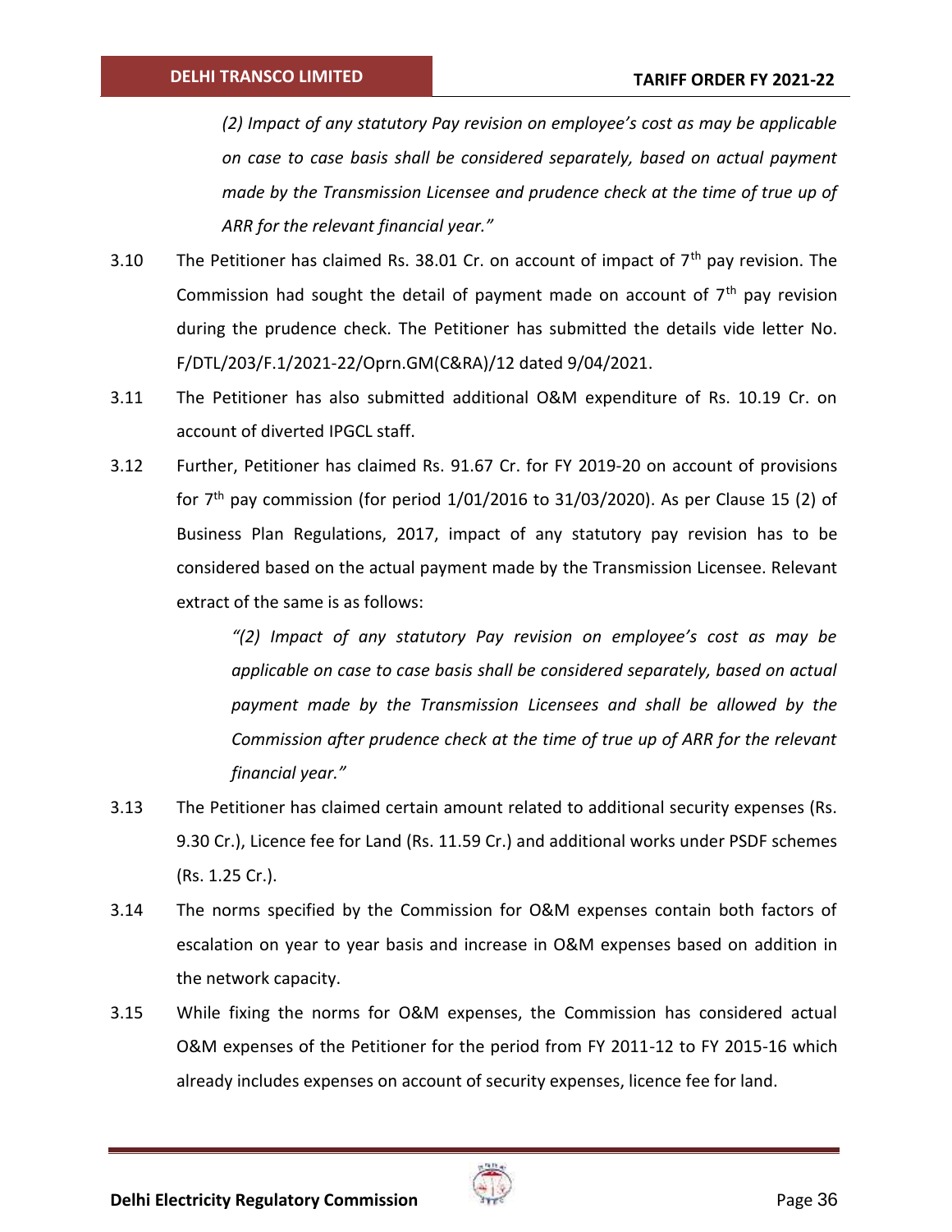*(2) Impact of any statutory Pay revision on employee's cost as may be applicable on case to case basis shall be considered separately, based on actual payment made by the Transmission Licensee and prudence check at the time of true up of ARR for the relevant financial year."*

3.10 The Petitioner has claimed Rs. 38.01 Cr. on account of impact of 7th pay revision. The Commission had sought the detail of payment made on account of 7th pay revision during the prudence check. The Petitioner has submitted the details vide letter No. F/DTL/203/F.1/2021-22/Oprn.GM(C&RA)/12 dated 9/04/2021.

3.11 The Petitioner has also submitted additional O&M expenditure of Rs. 10.19 Cr. on account of diverted IPGCL staff.

3.12 Further, Petitioner has claimed Rs. 91.67 Cr. for FY 2019-20 on account of provisions for 7th pay commission (for period 1/01/2016 to 31/03/2020). As per Clause 15 (2) of Business Plan Regulations, 2017, impact of any statutory pay revision has to be considered based on the actual payment made by the Transmission Licensee. Relevant extract of the same is as follows:

> *"(2) Impact of any statutory Pay revision on employee's cost as may be applicable on case to case basis shall be considered separately, based on actual payment made by the Transmission Licensees and shall be allowed by the Commission after prudence check at the time of true up of ARR for the relevant financial year."*

3.13 The Petitioner has claimed certain amount related to additional security expenses (Rs. 9.30 Cr.), Licence fee for Land (Rs. 11.59 Cr.) and additional works under PSDF schemes (Rs. 1.25 Cr.).

3.14 The norms specified by the Commission for O&M expenses contain both factors of escalation on year to year basis and increase in O&M expenses based on addition in the network capacity.

3.15 While fixing the norms for O&M expenses, the Commission has considered actual O&M expenses of the Petitioner for the period from FY 2011-12 to FY 2015-16 which already includes expenses on account of security expenses, licence fee for land.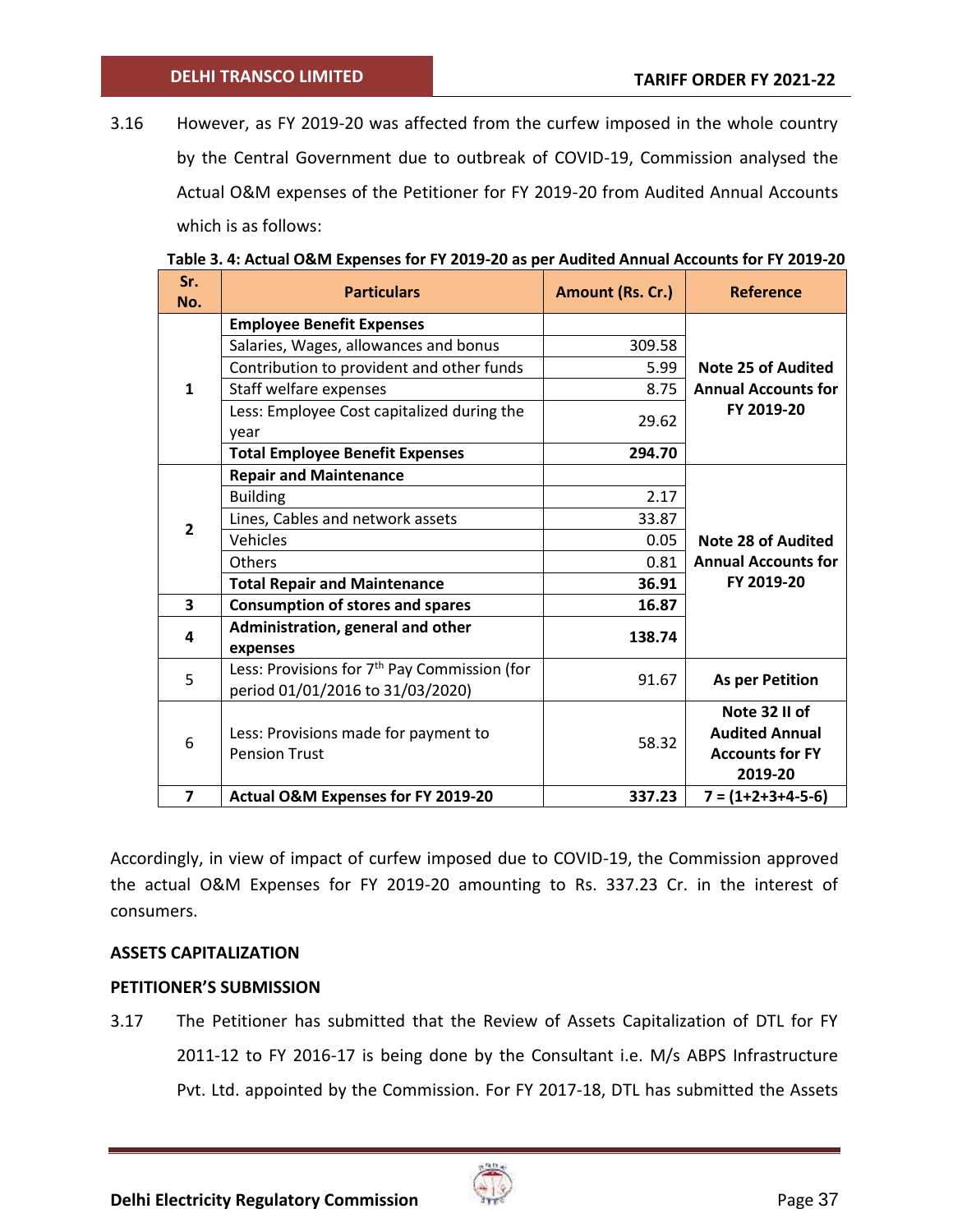3.16 However, as FY 2019-20 was affected from the curfew imposed in the whole country by the Central Government due to outbreak of COVID-19, Commission analysed the Actual O&M expenses of the Petitioner for FY 2019-20 from Audited Annual Accounts which is as follows:

**Table 3. 4: Actual O&M Expenses for FY 2019-20 as per Audited Annual Accounts for FY 2019-20**

| Sr. No. | Particulars | Amount (Rs. Cr.) | Reference |
|---|---|---|---|
| 1 | **Employee Benefit Expenses** | | Note 25 of Audited Annual Accounts for FY 2019-20 |
| | Salaries, Wages, allowances and bonus | 309.58 | |
| | Contribution to provident and other funds | 5.99 | |
| | Staff welfare expenses | 8.75 | |
| | Less: Employee Cost capitalized during the year | 29.62 | |
| | **Total Employee Benefit Expenses** | **294.70** | |
| 2 | **Repair and Maintenance** | | Note 28 of Audited Annual Accounts for FY 2019-20 |
| | Building | 2.17 | |
| | Lines, Cables and network assets | 33.87 | |
| | Vehicles | 0.05 | |
| | Others | 0.81 | |
| | **Total Repair and Maintenance** | **36.91** | |
| 3 | **Consumption of stores and spares** | **16.87** | |
| 4 | **Administration, general and other expenses** | **138.74** | |
| 5 | Less: Provisions for 7th Pay Commission (for period 01/01/2016 to 31/03/2020) | 91.67 | **As per Petition** |
| 6 | Less: Provisions made for payment to Pension Trust | 58.32 | **Note 32 II of Audited Annual Accounts for FY 2019-20** |
| **7** | **Actual O&M Expenses for FY 2019-20** | **337.23** | **7 = (1+2+3+4-5-6)** |

Accordingly, in view of impact of curfew imposed due to COVID-19, the Commission approved the actual O&M Expenses for FY 2019-20 amounting to Rs. 337.23 Cr. in the interest of consumers.

**ASSETS CAPITALIZATION**

**PETITIONER'S SUBMISSION**

3.17 The Petitioner has submitted that the Review of Assets Capitalization of DTL for FY 2011-12 to FY 2016-17 is being done by the Consultant i.e. M/s ABPS Infrastructure Pvt. Ltd. appointed by the Commission. For FY 2017-18, DTL has submitted the Assets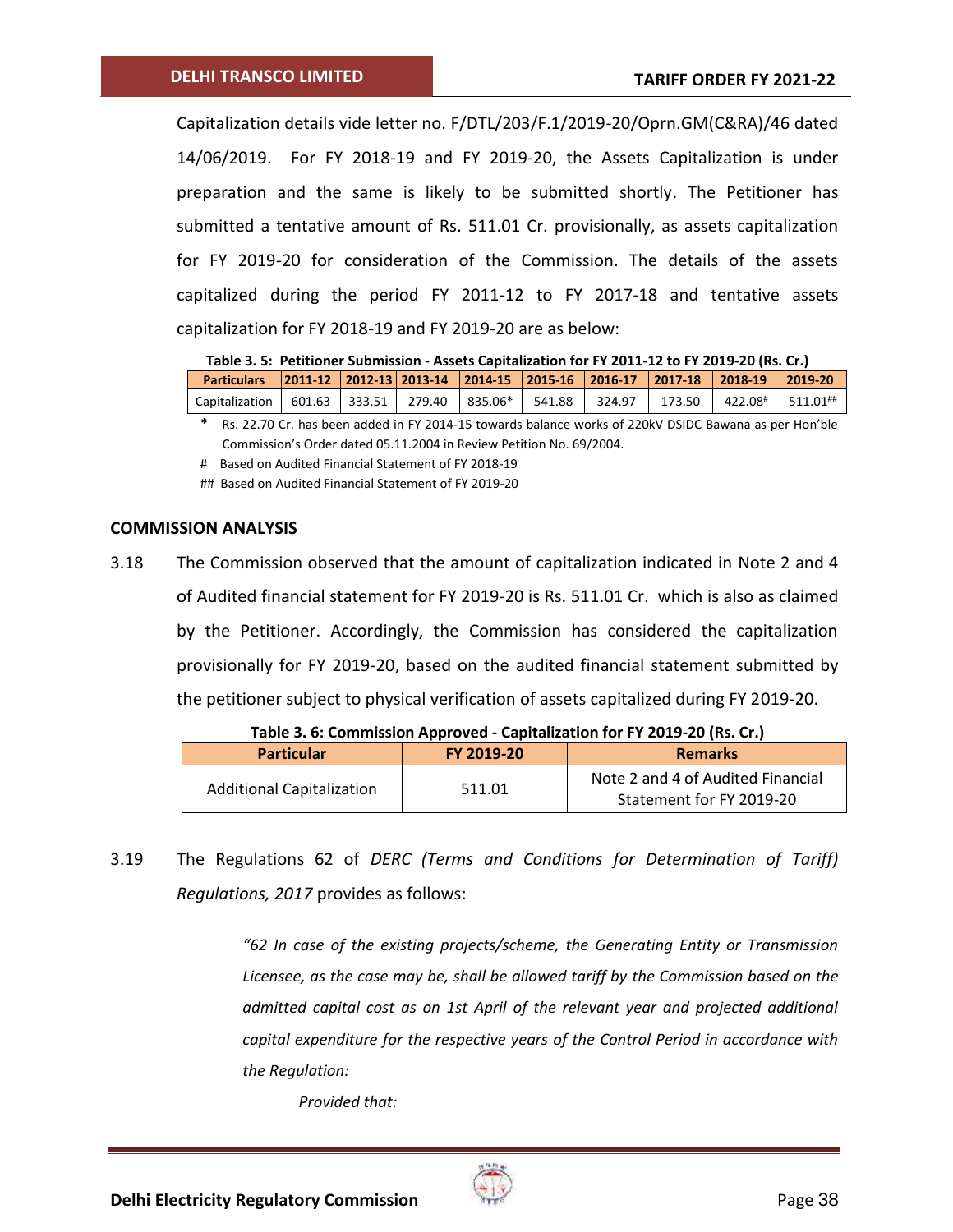Capitalization details vide letter no. F/DTL/203/F.1/2019-20/Oprn.GM(C&RA)/46 dated 14/06/2019. For FY 2018-19 and FY 2019-20, the Assets Capitalization is under preparation and the same is likely to be submitted shortly. The Petitioner has submitted a tentative amount of Rs. 511.01 Cr. provisionally, as assets capitalization for FY 2019-20 for consideration of the Commission. The details of the assets capitalized during the period FY 2011-12 to FY 2017-18 and tentative assets capitalization for FY 2018-19 and FY 2019-20 are as below:

**Table 3. 5: Petitioner Submission - Assets Capitalization for FY 2011-12 to FY 2019-20 (Rs. Cr.)**

| Particulars | 2011-12 | 2012-13 | 2013-14 | 2014-15 | 2015-16 | 2016-17 | 2017-18 | 2018-19 | 2019-20 |
|---|---|---|---|---|---|---|---|---|---|
| Capitalization | 601.63 | 333.51 | 279.40 | 835.06* | 541.88 | 324.97 | 173.50 | 422.08# | 511.01## |

\* Rs. 22.70 Cr. has been added in FY 2014-15 towards balance works of 220kV DSIDC Bawana as per Hon'ble Commission's Order dated 05.11.2004 in Review Petition No. 69/2004.

\# Based on Audited Financial Statement of FY 2018-19

\## Based on Audited Financial Statement of FY 2019-20

## COMMISSION ANALYSIS

3.18 The Commission observed that the amount of capitalization indicated in Note 2 and 4 of Audited financial statement for FY 2019-20 is Rs. 511.01 Cr. which is also as claimed by the Petitioner. Accordingly, the Commission has considered the capitalization provisionally for FY 2019-20, based on the audited financial statement submitted by the petitioner subject to physical verification of assets capitalized during FY 2019-20.

**Table 3. 6: Commission Approved - Capitalization for FY 2019-20 (Rs. Cr.)**

| Particular | FY 2019-20 | Remarks |
|---|---|---|
| Additional Capitalization | 511.01 | Note 2 and 4 of Audited Financial Statement for FY 2019-20 |

3.19 The Regulations 62 of *DERC (Terms and Conditions for Determination of Tariff) Regulations, 2017* provides as follows:

> *"62 In case of the existing projects/scheme, the Generating Entity or Transmission Licensee, as the case may be, shall be allowed tariff by the Commission based on the admitted capital cost as on 1st April of the relevant year and projected additional capital expenditure for the respective years of the Control Period in accordance with the Regulation:*
>
> *Provided that:*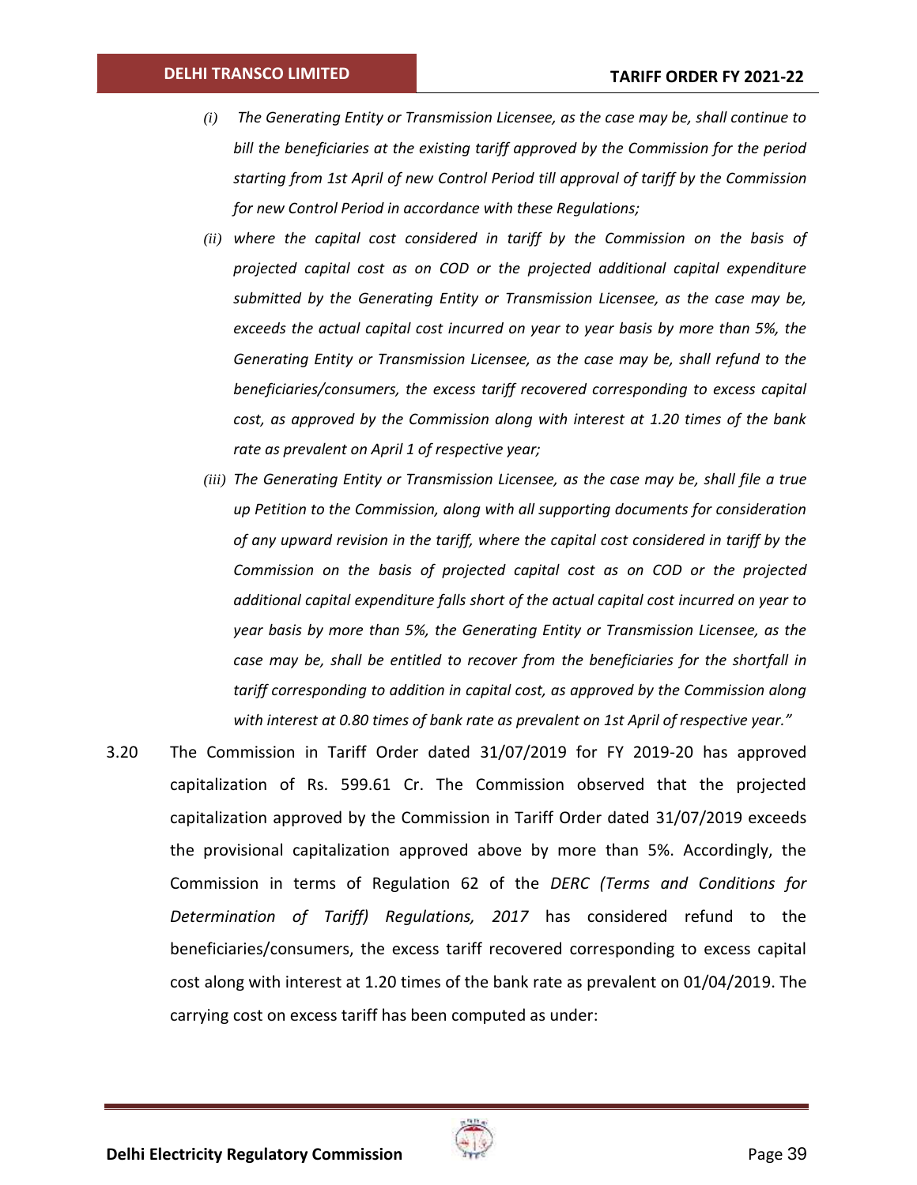*(i) The Generating Entity or Transmission Licensee, as the case may be, shall continue to bill the beneficiaries at the existing tariff approved by the Commission for the period starting from 1st April of new Control Period till approval of tariff by the Commission for new Control Period in accordance with these Regulations;*

*(ii) where the capital cost considered in tariff by the Commission on the basis of projected capital cost as on COD or the projected additional capital expenditure submitted by the Generating Entity or Transmission Licensee, as the case may be, exceeds the actual capital cost incurred on year to year basis by more than 5%, the Generating Entity or Transmission Licensee, as the case may be, shall refund to the beneficiaries/consumers, the excess tariff recovered corresponding to excess capital cost, as approved by the Commission along with interest at 1.20 times of the bank rate as prevalent on April 1 of respective year;*

*(iii) The Generating Entity or Transmission Licensee, as the case may be, shall file a true up Petition to the Commission, along with all supporting documents for consideration of any upward revision in the tariff, where the capital cost considered in tariff by the Commission on the basis of projected capital cost as on COD or the projected additional capital expenditure falls short of the actual capital cost incurred on year to year basis by more than 5%, the Generating Entity or Transmission Licensee, as the case may be, shall be entitled to recover from the beneficiaries for the shortfall in tariff corresponding to addition in capital cost, as approved by the Commission along with interest at 0.80 times of bank rate as prevalent on 1st April of respective year."*

3.20 The Commission in Tariff Order dated 31/07/2019 for FY 2019-20 has approved capitalization of Rs. 599.61 Cr. The Commission observed that the projected capitalization approved by the Commission in Tariff Order dated 31/07/2019 exceeds the provisional capitalization approved above by more than 5%. Accordingly, the Commission in terms of Regulation 62 of the *DERC (Terms and Conditions for Determination of Tariff) Regulations, 2017* has considered refund to the beneficiaries/consumers, the excess tariff recovered corresponding to excess capital cost along with interest at 1.20 times of the bank rate as prevalent on 01/04/2019. The carrying cost on excess tariff has been computed as under: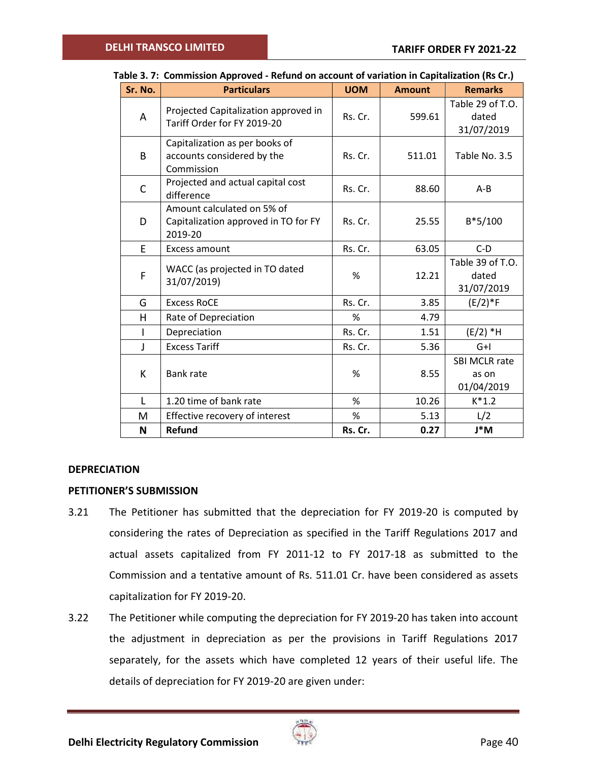**Table 3. 7: Commission Approved - Refund on account of variation in Capitalization (Rs Cr.)**

| Sr. No. | Particulars | UOM | Amount | Remarks |
|---|---|---|---|---|
| A | Projected Capitalization approved in Tariff Order for FY 2019-20 | Rs. Cr. | 599.61 | Table 29 of T.O. dated 31/07/2019 |
| B | Capitalization as per books of accounts considered by the Commission | Rs. Cr. | 511.01 | Table No. 3.5 |
| C | Projected and actual capital cost difference | Rs. Cr. | 88.60 | A-B |
| D | Amount calculated on 5% of Capitalization approved in TO for FY 2019-20 | Rs. Cr. | 25.55 | B*5/100 |
| E | Excess amount | Rs. Cr. | 63.05 | C-D |
| F | WACC (as projected in TO dated 31/07/2019) | % | 12.21 | Table 39 of T.O. dated 31/07/2019 |
| G | Excess RoCE | Rs. Cr. | 3.85 | (E/2)*F |
| H | Rate of Depreciation | % | 4.79 | |
| I | Depreciation | Rs. Cr. | 1.51 | (E/2) *H |
| J | Excess Tariff | Rs. Cr. | 5.36 | G+I |
| K | Bank rate | % | 8.55 | SBI MCLR rate as on 01/04/2019 |
| L | 1.20 time of bank rate | % | 10.26 | K*1.2 |
| M | Effective recovery of interest | % | 5.13 | L/2 |
| **N** | **Refund** | **Rs. Cr.** | **0.27** | **J*M** |

**DEPRECIATION**

**PETITIONER'S SUBMISSION**

3.21 The Petitioner has submitted that the depreciation for FY 2019-20 is computed by considering the rates of Depreciation as specified in the Tariff Regulations 2017 and actual assets capitalized from FY 2011-12 to FY 2017-18 as submitted to the Commission and a tentative amount of Rs. 511.01 Cr. have been considered as assets capitalization for FY 2019-20.

3.22 The Petitioner while computing the depreciation for FY 2019-20 has taken into account the adjustment in depreciation as per the provisions in Tariff Regulations 2017 separately, for the assets which have completed 12 years of their useful life. The details of depreciation for FY 2019-20 are given under: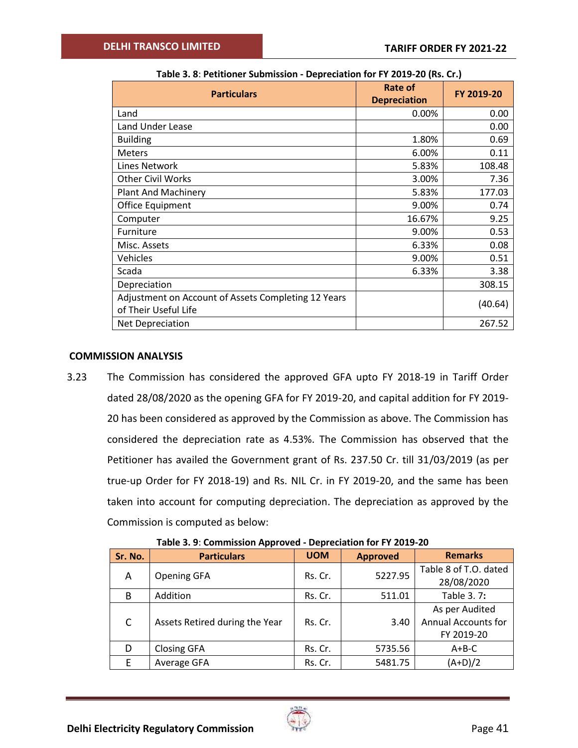**Table 3. 8**: **Petitioner Submission - Depreciation for FY 2019-20 (Rs. Cr.)**

| Particulars | Rate of Depreciation | FY 2019-20 |
|---|---|---|
| Land | 0.00% | 0.00 |
| Land Under Lease | | 0.00 |
| Building | 1.80% | 0.69 |
| Meters | 6.00% | 0.11 |
| Lines Network | 5.83% | 108.48 |
| Other Civil Works | 3.00% | 7.36 |
| Plant And Machinery | 5.83% | 177.03 |
| Office Equipment | 9.00% | 0.74 |
| Computer | 16.67% | 9.25 |
| Furniture | 9.00% | 0.53 |
| Misc. Assets | 6.33% | 0.08 |
| Vehicles | 9.00% | 0.51 |
| Scada | 6.33% | 3.38 |
| Depreciation | | 308.15 |
| Adjustment on Account of Assets Completing 12 Years of Their Useful Life | | (40.64) |
| Net Depreciation | | 267.52 |

**COMMISSION ANALYSIS**

3.23 The Commission has considered the approved GFA upto FY 2018-19 in Tariff Order dated 28/08/2020 as the opening GFA for FY 2019-20, and capital addition for FY 2019-20 has been considered as approved by the Commission as above. The Commission has considered the depreciation rate as 4.53%. The Commission has observed that the Petitioner has availed the Government grant of Rs. 237.50 Cr. till 31/03/2019 (as per true-up Order for FY 2018-19) and Rs. NIL Cr. in FY 2019-20, and the same has been taken into account for computing depreciation. The depreciation as approved by the Commission is computed as below:

**Table 3. 9**: **Commission Approved - Depreciation for FY 2019-20**

| Sr. No. | Particulars | UOM | Approved | Remarks |
|---|---|---|---|---|
| A | Opening GFA | Rs. Cr. | 5227.95 | Table 8 of T.O. dated 28/08/2020 |
| B | Addition | Rs. Cr. | 511.01 | Table 3. 7: |
| C | Assets Retired during the Year | Rs. Cr. | 3.40 | As per Audited Annual Accounts for FY 2019-20 |
| D | Closing GFA | Rs. Cr. | 5735.56 | A+B-C |
| E | Average GFA | Rs. Cr. | 5481.75 | (A+D)/2 |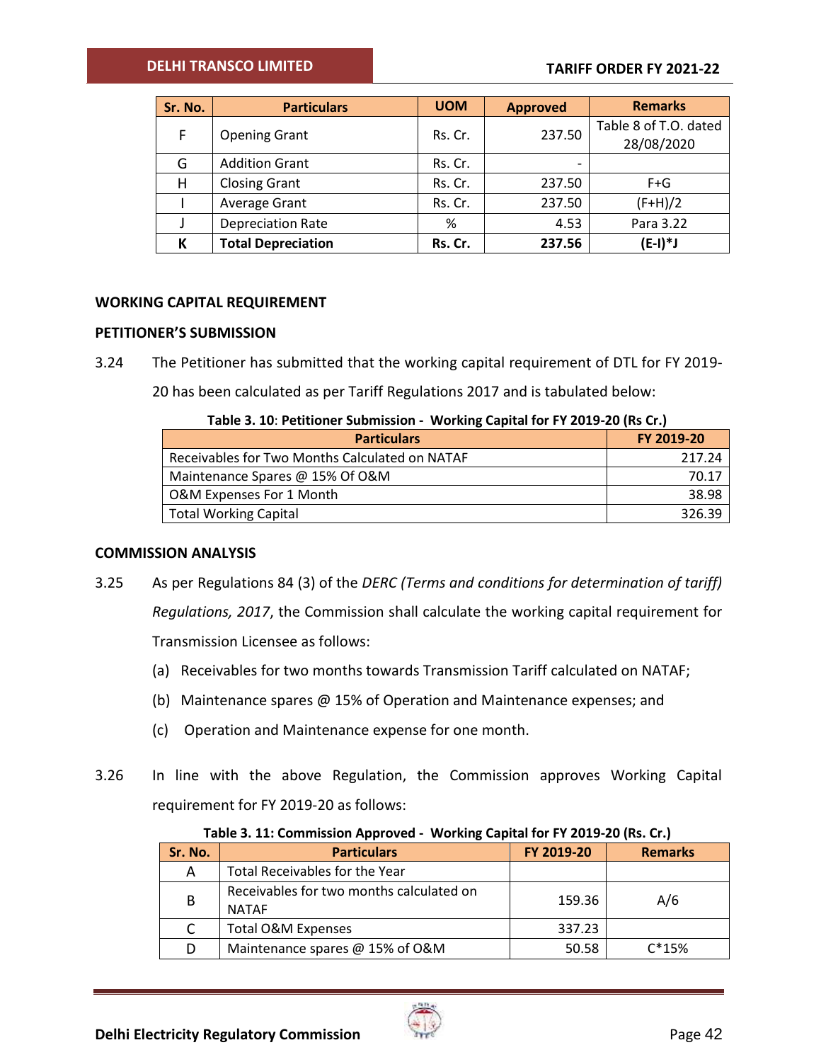| Sr. No. | Particulars | UOM | Approved | Remarks |
|---|---|---|---|---|
| F | Opening Grant | Rs. Cr. | 237.50 | Table 8 of T.O. dated 28/08/2020 |
| G | Addition Grant | Rs. Cr. | - | |
| H | Closing Grant | Rs. Cr. | 237.50 | F+G |
| I | Average Grant | Rs. Cr. | 237.50 | (F+H)/2 |
| J | Depreciation Rate | % | 4.53 | Para 3.22 |
| **K** | **Total Depreciation** | **Rs. Cr.** | **237.56** | **(E-I)*J** |

## WORKING CAPITAL REQUIREMENT

### PETITIONER'S SUBMISSION

3.24 The Petitioner has submitted that the working capital requirement of DTL for FY 2019-20 has been calculated as per Tariff Regulations 2017 and is tabulated below:

**Table 3. 10: Petitioner Submission - Working Capital for FY 2019-20 (Rs Cr.)**

| Particulars | FY 2019-20 |
|---|---|
| Receivables for Two Months Calculated on NATAF | 217.24 |
| Maintenance Spares @ 15% Of O&M | 70.17 |
| O&M Expenses For 1 Month | 38.98 |
| Total Working Capital | 326.39 |

### COMMISSION ANALYSIS

3.25 As per Regulations 84 (3) of the *DERC (Terms and conditions for determination of tariff) Regulations, 2017*, the Commission shall calculate the working capital requirement for Transmission Licensee as follows:

(a) Receivables for two months towards Transmission Tariff calculated on NATAF;

(b) Maintenance spares @ 15% of Operation and Maintenance expenses; and

(c) Operation and Maintenance expense for one month.

3.26 In line with the above Regulation, the Commission approves Working Capital requirement for FY 2019-20 as follows:

**Table 3. 11: Commission Approved - Working Capital for FY 2019-20 (Rs. Cr.)**

| Sr. No. | Particulars | FY 2019-20 | Remarks |
|---|---|---|---|
| A | Total Receivables for the Year | | |
| B | Receivables for two months calculated on NATAF | 159.36 | A/6 |
| C | Total O&M Expenses | 337.23 | |
| D | Maintenance spares @ 15% of O&M | 50.58 | C*15% |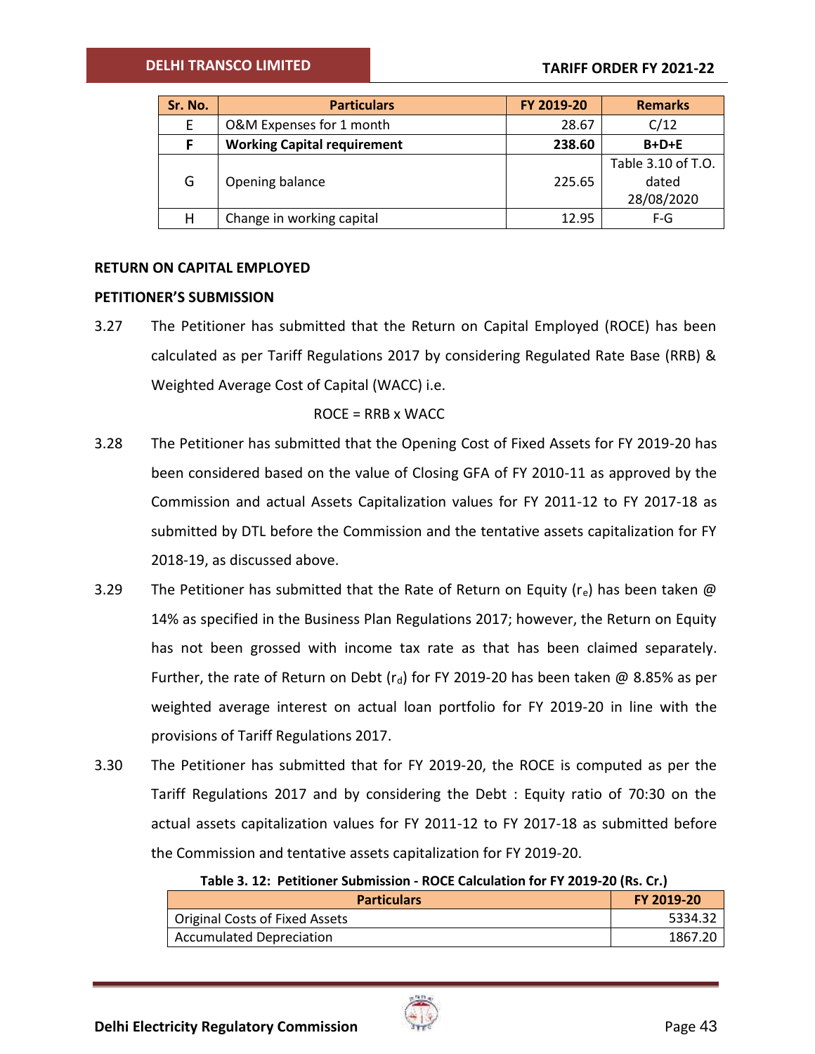| Sr. No. | Particulars | FY 2019-20 | Remarks |
|---|---|---|---|
| E | O&M Expenses for 1 month | 28.67 | C/12 |
| **F** | **Working Capital requirement** | **238.60** | **B+D+E** |
| G | Opening balance | 225.65 | Table 3.10 of T.O. dated 28/08/2020 |
| H | Change in working capital | 12.95 | F-G |

### RETURN ON CAPITAL EMPLOYED

### PETITIONER'S SUBMISSION

3.27 The Petitioner has submitted that the Return on Capital Employed (ROCE) has been calculated as per Tariff Regulations 2017 by considering Regulated Rate Base (RRB) & Weighted Average Cost of Capital (WACC) i.e.

ROCE = RRB x WACC

3.28 The Petitioner has submitted that the Opening Cost of Fixed Assets for FY 2019-20 has been considered based on the value of Closing GFA of FY 2010-11 as approved by the Commission and actual Assets Capitalization values for FY 2011-12 to FY 2017-18 as submitted by DTL before the Commission and the tentative assets capitalization for FY 2018-19, as discussed above.

3.29 The Petitioner has submitted that the Rate of Return on Equity ($r_e$) has been taken @ 14% as specified in the Business Plan Regulations 2017; however, the Return on Equity has not been grossed with income tax rate as that has been claimed separately. Further, the rate of Return on Debt ($r_d$) for FY 2019-20 has been taken @ 8.85% as per weighted average interest on actual loan portfolio for FY 2019-20 in line with the provisions of Tariff Regulations 2017.

3.30 The Petitioner has submitted that for FY 2019-20, the ROCE is computed as per the Tariff Regulations 2017 and by considering the Debt : Equity ratio of 70:30 on the actual assets capitalization values for FY 2011-12 to FY 2017-18 as submitted before the Commission and tentative assets capitalization for FY 2019-20.

**Table 3. 12: Petitioner Submission - ROCE Calculation for FY 2019-20 (Rs. Cr.)**

| Particulars | FY 2019-20 |
|---|---|
| Original Costs of Fixed Assets | 5334.32 |
| Accumulated Depreciation | 1867.20 |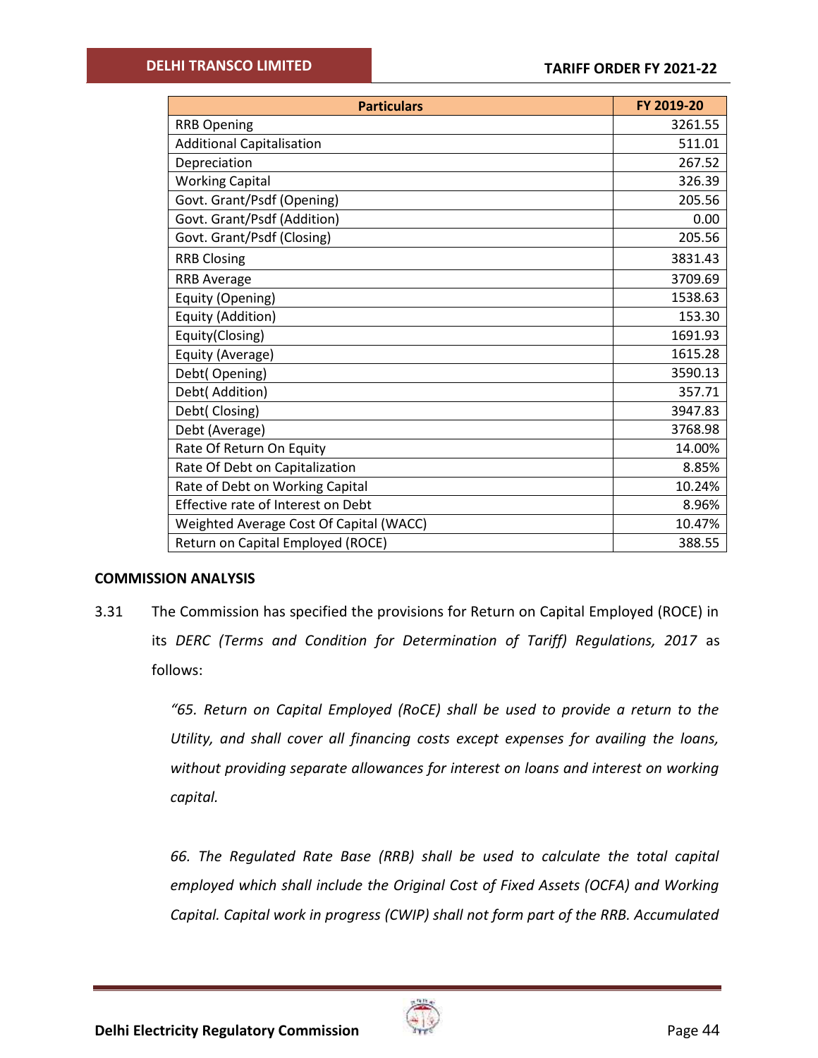| Particulars | FY 2019-20 |
|---|---|
| RRB Opening | 3261.55 |
| Additional Capitalisation | 511.01 |
| Depreciation | 267.52 |
| Working Capital | 326.39 |
| Govt. Grant/Psdf (Opening) | 205.56 |
| Govt. Grant/Psdf (Addition) | 0.00 |
| Govt. Grant/Psdf (Closing) | 205.56 |
| RRB Closing | 3831.43 |
| RRB Average | 3709.69 |
| Equity (Opening) | 1538.63 |
| Equity (Addition) | 153.30 |
| Equity(Closing) | 1691.93 |
| Equity (Average) | 1615.28 |
| Debt( Opening) | 3590.13 |
| Debt( Addition) | 357.71 |
| Debt( Closing) | 3947.83 |
| Debt (Average) | 3768.98 |
| Rate Of Return On Equity | 14.00% |
| Rate Of Debt on Capitalization | 8.85% |
| Rate of Debt on Working Capital | 10.24% |
| Effective rate of Interest on Debt | 8.96% |
| Weighted Average Cost Of Capital (WACC) | 10.47% |
| Return on Capital Employed (ROCE) | 388.55 |

**COMMISSION ANALYSIS**

3.31 The Commission has specified the provisions for Return on Capital Employed (ROCE) in its *DERC (Terms and Condition for Determination of Tariff) Regulations, 2017* as follows:

> *"65. Return on Capital Employed (RoCE) shall be used to provide a return to the Utility, and shall cover all financing costs except expenses for availing the loans, without providing separate allowances for interest on loans and interest on working capital.*
>
> *66. The Regulated Rate Base (RRB) shall be used to calculate the total capital employed which shall include the Original Cost of Fixed Assets (OCFA) and Working Capital. Capital work in progress (CWIP) shall not form part of the RRB. Accumulated*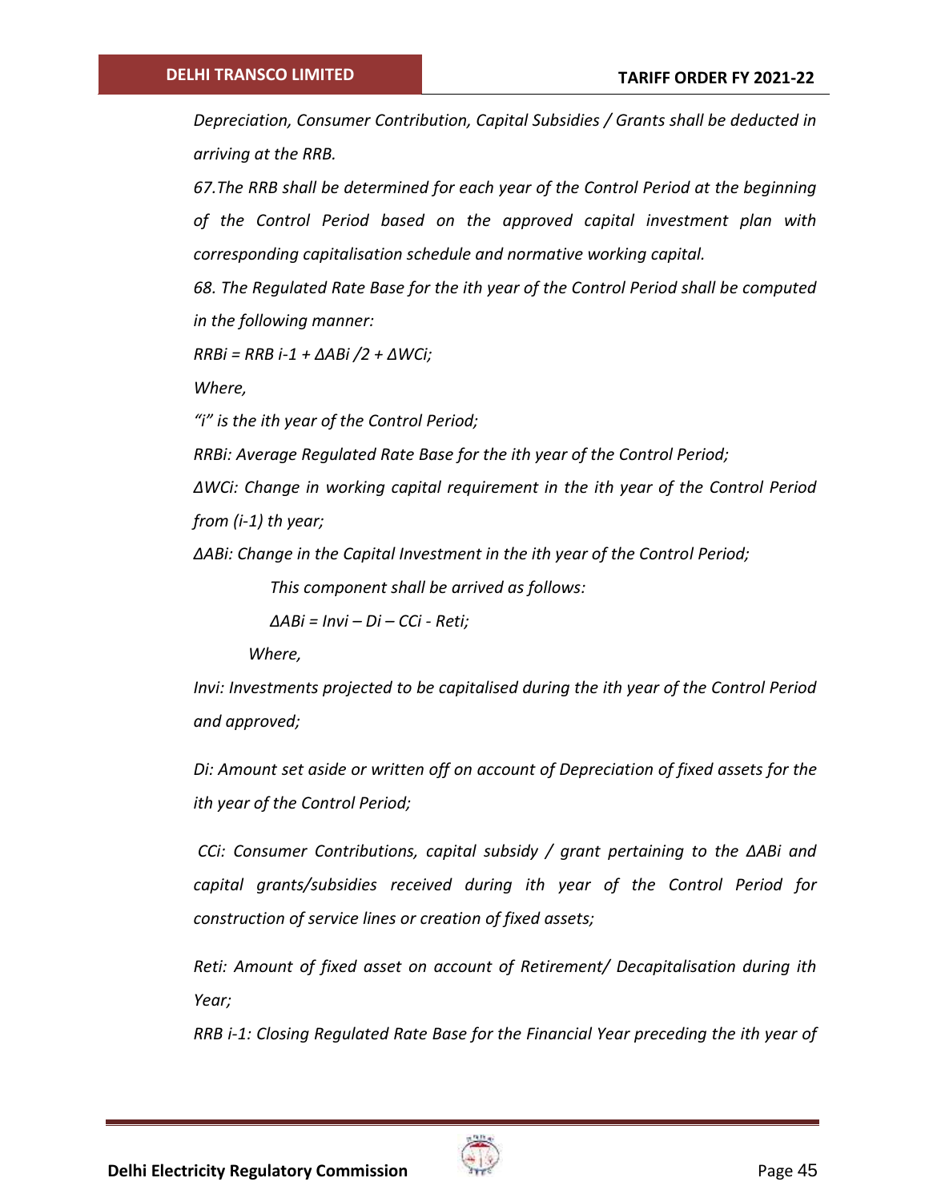*Depreciation, Consumer Contribution, Capital Subsidies / Grants shall be deducted in arriving at the RRB.*

*67.The RRB shall be determined for each year of the Control Period at the beginning of the Control Period based on the approved capital investment plan with corresponding capitalisation schedule and normative working capital.*

*68. The Regulated Rate Base for the ith year of the Control Period shall be computed in the following manner:*

$RRB_i = RRB_{i-1} + \Delta AB_i /2 + \Delta WC_i$;

*Where,*

*"i" is the ith year of the Control Period;*

*$RRB_i$: Average Regulated Rate Base for the ith year of the Control Period;*

*$\Delta WC_i$: Change in working capital requirement in the ith year of the Control Period from (i-1) th year;*

*$\Delta AB_i$: Change in the Capital Investment in the ith year of the Control Period;*

*This component shall be arrived as follows:*

$\Delta AB_i = Inv_i – D_i – CC_i - Ret_i$;

*Where,*

*$Inv_i$: Investments projected to be capitalised during the ith year of the Control Period and approved;*

*$D_i$: Amount set aside or written off on account of Depreciation of fixed assets for the ith year of the Control Period;*

*$CC_i$: Consumer Contributions, capital subsidy / grant pertaining to the $\Delta AB_i$ and capital grants/subsidies received during ith year of the Control Period for construction of service lines or creation of fixed assets;*

*$Ret_i$: Amount of fixed asset on account of Retirement/ Decapitalisation during ith Year;*

*$RRB_{i-1}$: Closing Regulated Rate Base for the Financial Year preceding the ith year of*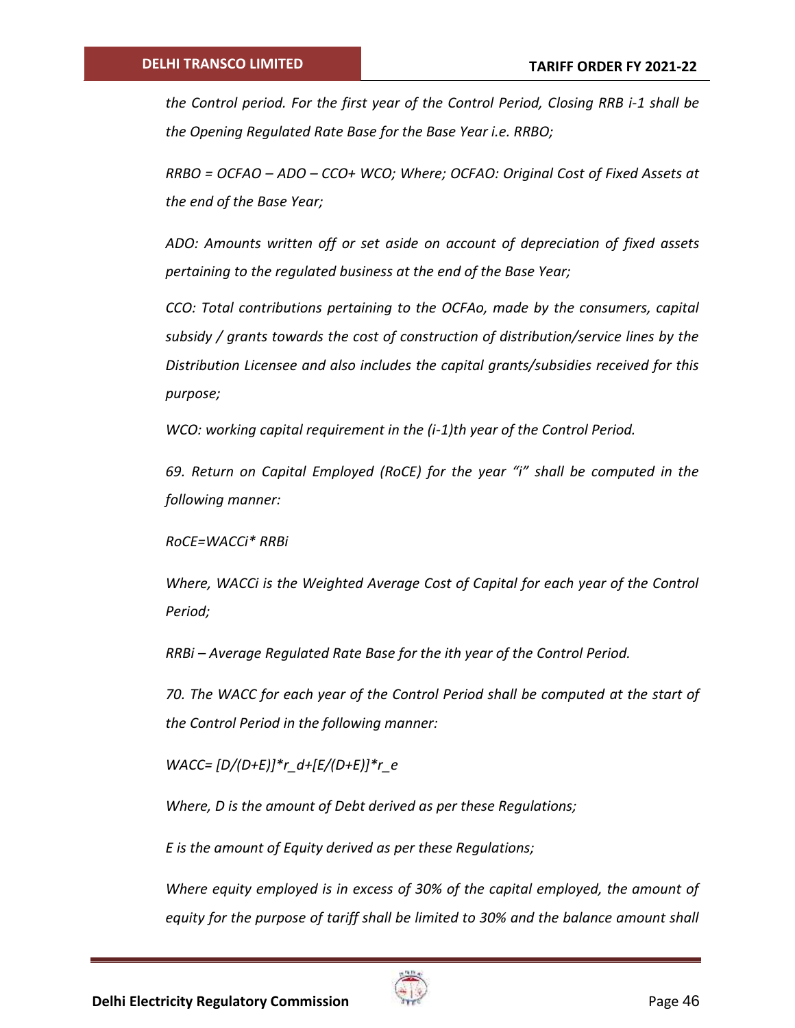*the Control period. For the first year of the Control Period, Closing RRB i-1 shall be the Opening Regulated Rate Base for the Base Year i.e. RRBO;*

*RRBO = OCFAO – ADO – CCO+ WCO; Where; OCFAO: Original Cost of Fixed Assets at the end of the Base Year;*

*ADO: Amounts written off or set aside on account of depreciation of fixed assets pertaining to the regulated business at the end of the Base Year;*

*CCO: Total contributions pertaining to the OCFAo, made by the consumers, capital subsidy / grants towards the cost of construction of distribution/service lines by the Distribution Licensee and also includes the capital grants/subsidies received for this purpose;*

*WCO: working capital requirement in the (i-1)th year of the Control Period.*

*69. Return on Capital Employed (RoCE) for the year "i" shall be computed in the following manner:*

*RoCE=WACCi\* RRBi*

*Where, WACCi is the Weighted Average Cost of Capital for each year of the Control Period;*

*RRBi – Average Regulated Rate Base for the ith year of the Control Period.*

*70. The WACC for each year of the Control Period shall be computed at the start of the Control Period in the following manner:*

$$WACC = [D/(D+E)] * r_d + [E/(D+E)] * r_e$$

*Where, D is the amount of Debt derived as per these Regulations;*

*E is the amount of Equity derived as per these Regulations;*

*Where equity employed is in excess of 30% of the capital employed, the amount of equity for the purpose of tariff shall be limited to 30% and the balance amount shall*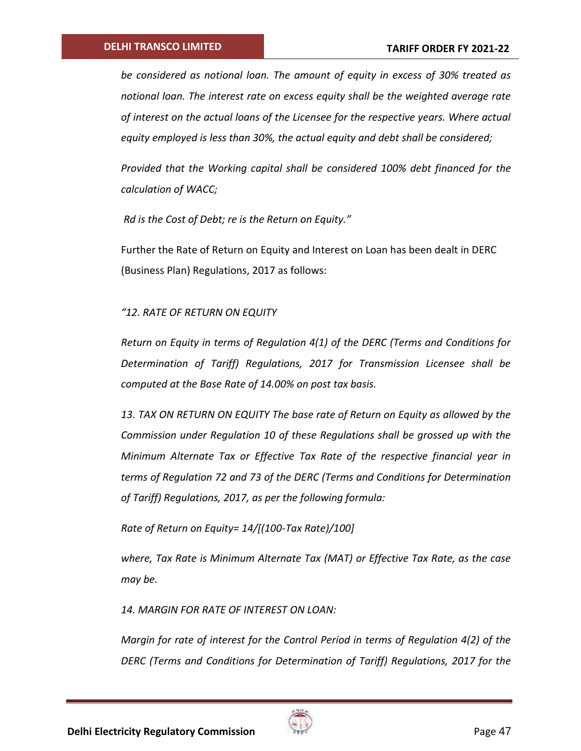*be considered as notional loan. The amount of equity in excess of 30% treated as notional loan. The interest rate on excess equity shall be the weighted average rate of interest on the actual loans of the Licensee for the respective years. Where actual equity employed is less than 30%, the actual equity and debt shall be considered;*

*Provided that the Working capital shall be considered 100% debt financed for the calculation of WACC;*

*Rd is the Cost of Debt; re is the Return on Equity."*

Further the Rate of Return on Equity and Interest on Loan has been dealt in DERC (Business Plan) Regulations, 2017 as follows:

*"12. RATE OF RETURN ON EQUITY*

*Return on Equity in terms of Regulation 4(1) of the DERC (Terms and Conditions for Determination of Tariff) Regulations, 2017 for Transmission Licensee shall be computed at the Base Rate of 14.00% on post tax basis.*

*13. TAX ON RETURN ON EQUITY The base rate of Return on Equity as allowed by the Commission under Regulation 10 of these Regulations shall be grossed up with the Minimum Alternate Tax or Effective Tax Rate of the respective financial year in terms of Regulation 72 and 73 of the DERC (Terms and Conditions for Determination of Tariff) Regulations, 2017, as per the following formula:*

*Rate of Return on Equity= 14/[(100-Tax Rate)/100]*

*where, Tax Rate is Minimum Alternate Tax (MAT) or Effective Tax Rate, as the case may be.*

*14. MARGIN FOR RATE OF INTEREST ON LOAN:*

*Margin for rate of interest for the Control Period in terms of Regulation 4(2) of the DERC (Terms and Conditions for Determination of Tariff) Regulations, 2017 for the*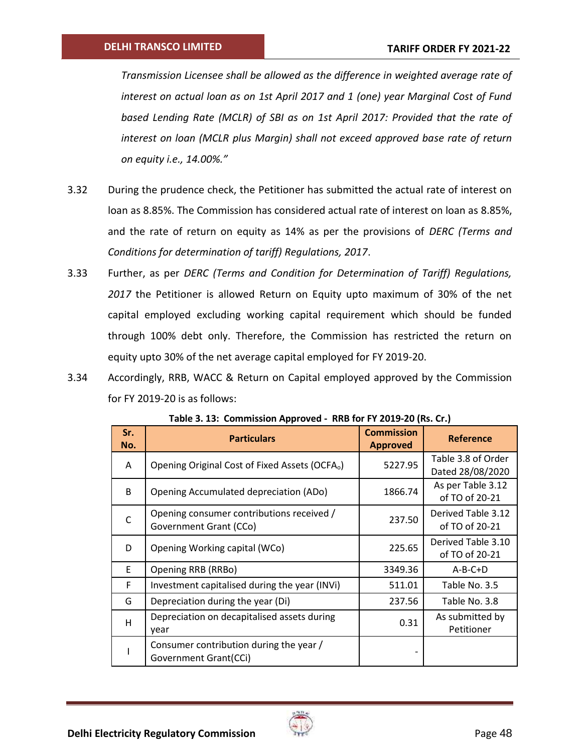*Transmission Licensee shall be allowed as the difference in weighted average rate of interest on actual loan as on 1st April 2017 and 1 (one) year Marginal Cost of Fund based Lending Rate (MCLR) of SBI as on 1st April 2017: Provided that the rate of interest on loan (MCLR plus Margin) shall not exceed approved base rate of return on equity i.e., 14.00%."*

3.32 During the prudence check, the Petitioner has submitted the actual rate of interest on loan as 8.85%. The Commission has considered actual rate of interest on loan as 8.85%, and the rate of return on equity as 14% as per the provisions of *DERC (Terms and Conditions for determination of tariff) Regulations, 2017*.

3.33 Further, as per *DERC (Terms and Condition for Determination of Tariff) Regulations, 2017* the Petitioner is allowed Return on Equity upto maximum of 30% of the net capital employed excluding working capital requirement which should be funded through 100% debt only. Therefore, the Commission has restricted the return on equity upto 30% of the net average capital employed for FY 2019-20.

3.34 Accordingly, RRB, WACC & Return on Capital employed approved by the Commission for FY 2019-20 is as follows:

**Table 3. 13: Commission Approved - RRB for FY 2019-20 (Rs. Cr.)**

| Sr. No. | Particulars | Commission Approved | Reference |
|---|---|---|---|
| A | Opening Original Cost of Fixed Assets ($OCFA_o$) | 5227.95 | Table 3.8 of Order Dated 28/08/2020 |
| B | Opening Accumulated depreciation (ADo) | 1866.74 | As per Table 3.12 of TO of 20-21 |
| C | Opening consumer contributions received / Government Grant (CCo) | 237.50 | Derived Table 3.12 of TO of 20-21 |
| D | Opening Working capital (WCo) | 225.65 | Derived Table 3.10 of TO of 20-21 |
| E | Opening RRB (RRBo) | 3349.36 | A-B-C+D |
| F | Investment capitalised during the year (INVi) | 511.01 | Table No. 3.5 |
| G | Depreciation during the year (Di) | 237.56 | Table No. 3.8 |
| H | Depreciation on decapitalised assets during year | 0.31 | As submitted by Petitioner |
| I | Consumer contribution during the year / Government Grant(CCi) | - | |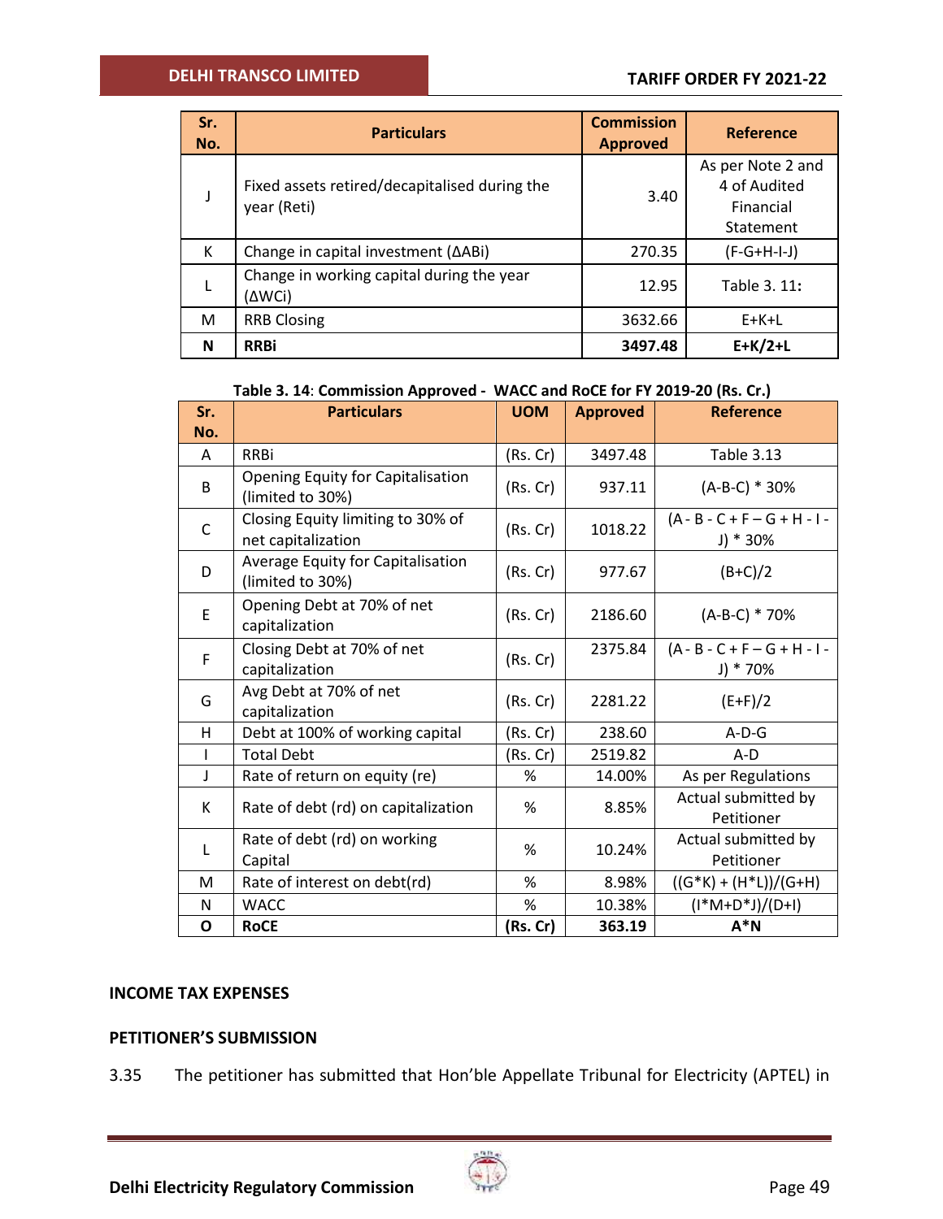| Sr. No. | Particulars | Commission Approved | Reference |
|---|---|---|---|
| J | Fixed assets retired/decapitalised during the year (Reti) | 3.40 | As per Note 2 and 4 of Audited Financial Statement |
| K | Change in capital investment (ΔABi) | 270.35 | (F-G+H-I-J) |
| L | Change in working capital during the year (ΔWCi) | 12.95 | Table 3. 11: |
| M | RRB Closing | 3632.66 | E+K+L |
| **N** | **RRBi** | **3497.48** | **E+K/2+L** |

**Table 3. 14**: **Commission Approved - WACC and RoCE for FY 2019-20 (Rs. Cr.)**

| Sr. No. | Particulars | UOM | Approved | Reference |
|---|---|---|---|---|
| A | RRBi | (Rs. Cr) | 3497.48 | Table 3.13 |
| B | Opening Equity for Capitalisation (limited to 30%) | (Rs. Cr) | 937.11 | (A-B-C) * 30% |
| C | Closing Equity limiting to 30% of net capitalization | (Rs. Cr) | 1018.22 | (A - B - C + F – G + H - I - J) * 30% |
| D | Average Equity for Capitalisation (limited to 30%) | (Rs. Cr) | 977.67 | (B+C)/2 |
| E | Opening Debt at 70% of net capitalization | (Rs. Cr) | 2186.60 | (A-B-C) * 70% |
| F | Closing Debt at 70% of net capitalization | (Rs. Cr) | 2375.84 | (A - B - C + F – G + H - I - J) * 70% |
| G | Avg Debt at 70% of net capitalization | (Rs. Cr) | 2281.22 | (E+F)/2 |
| H | Debt at 100% of working capital | (Rs. Cr) | 238.60 | A-D-G |
| I | Total Debt | (Rs. Cr) | 2519.82 | A-D |
| J | Rate of return on equity (re) | % | 14.00% | As per Regulations |
| K | Rate of debt (rd) on capitalization | % | 8.85% | Actual submitted by Petitioner |
| L | Rate of debt (rd) on working Capital | % | 10.24% | Actual submitted by Petitioner |
| M | Rate of interest on debt(rd) | % | 8.98% | ((G*K) + (H*L))/(G+H) |
| N | WACC | % | 10.38% | (I*M+D*J)/(D+I) |
| **O** | **RoCE** | **(Rs. Cr)** | **363.19** | **A*N** |

## INCOME TAX EXPENSES

## PETITIONER'S SUBMISSION

3.35 The petitioner has submitted that Hon'ble Appellate Tribunal for Electricity (APTEL) in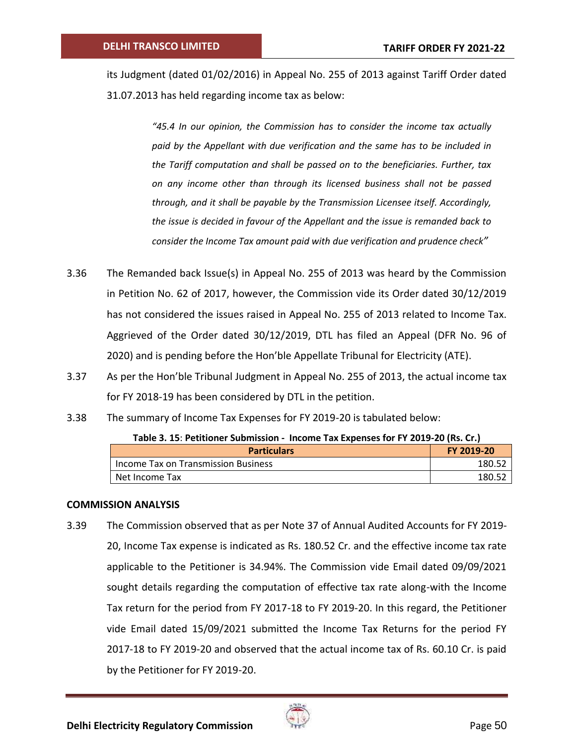its Judgment (dated 01/02/2016) in Appeal No. 255 of 2013 against Tariff Order dated 31.07.2013 has held regarding income tax as below:

> *"45.4 In our opinion, the Commission has to consider the income tax actually paid by the Appellant with due verification and the same has to be included in the Tariff computation and shall be passed on to the beneficiaries. Further, tax on any income other than through its licensed business shall not be passed through, and it shall be payable by the Transmission Licensee itself. Accordingly, the issue is decided in favour of the Appellant and the issue is remanded back to consider the Income Tax amount paid with due verification and prudence check"*

3.36 The Remanded back Issue(s) in Appeal No. 255 of 2013 was heard by the Commission in Petition No. 62 of 2017, however, the Commission vide its Order dated 30/12/2019 has not considered the issues raised in Appeal No. 255 of 2013 related to Income Tax. Aggrieved of the Order dated 30/12/2019, DTL has filed an Appeal (DFR No. 96 of 2020) and is pending before the Hon'ble Appellate Tribunal for Electricity (ATE).

3.37 As per the Hon'ble Tribunal Judgment in Appeal No. 255 of 2013, the actual income tax for FY 2018-19 has been considered by DTL in the petition.

3.38 The summary of Income Tax Expenses for FY 2019-20 is tabulated below:

**Table 3. 15: Petitioner Submission - Income Tax Expenses for FY 2019-20 (Rs. Cr.)**

| Particulars | FY 2019-20 |
|---|---|
| Income Tax on Transmission Business | 180.52 |
| Net Income Tax | 180.52 |

**COMMISSION ANALYSIS**

3.39 The Commission observed that as per Note 37 of Annual Audited Accounts for FY 2019-20, Income Tax expense is indicated as Rs. 180.52 Cr. and the effective income tax rate applicable to the Petitioner is 34.94%. The Commission vide Email dated 09/09/2021 sought details regarding the computation of effective tax rate along-with the Income Tax return for the period from FY 2017-18 to FY 2019-20. In this regard, the Petitioner vide Email dated 15/09/2021 submitted the Income Tax Returns for the period FY 2017-18 to FY 2019-20 and observed that the actual income tax of Rs. 60.10 Cr. is paid by the Petitioner for FY 2019-20.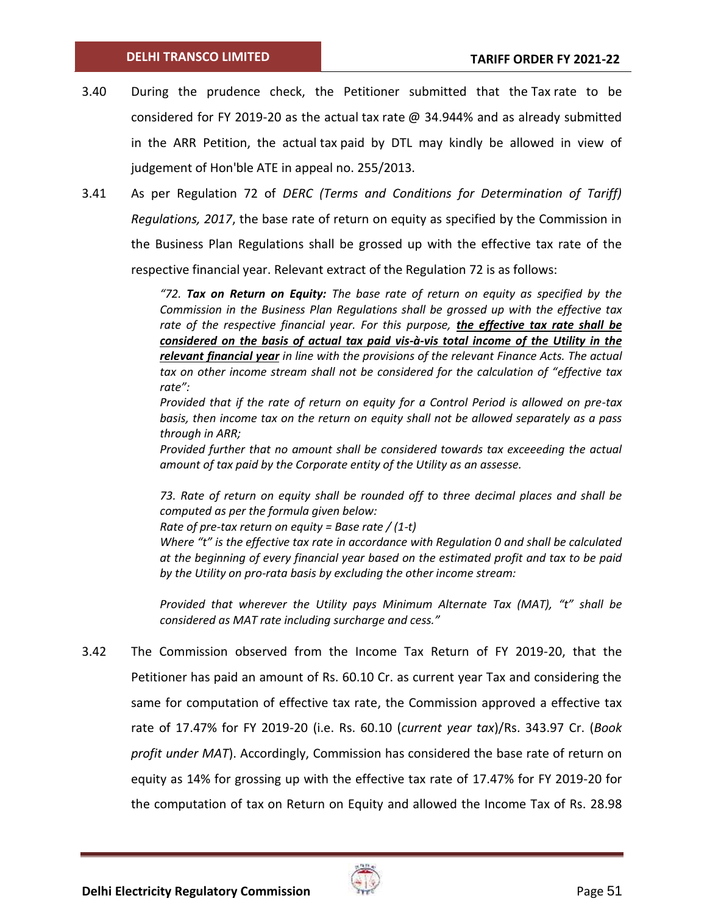3.40 During the prudence check, the Petitioner submitted that the Tax rate to be considered for FY 2019-20 as the actual tax rate @ 34.944% and as already submitted in the ARR Petition, the actual tax paid by DTL may kindly be allowed in view of judgement of Hon'ble ATE in appeal no. 255/2013.

3.41 As per Regulation 72 of *DERC (Terms and Conditions for Determination of Tariff) Regulations, 2017*, the base rate of return on equity as specified by the Commission in the Business Plan Regulations shall be grossed up with the effective tax rate of the respective financial year. Relevant extract of the Regulation 72 is as follows:

> *"72. **Tax on Return on Equity:** The base rate of return on equity as specified by the Commission in the Business Plan Regulations shall be grossed up with the effective tax rate of the respective financial year. For this purpose, **the effective tax rate shall be considered on the basis of actual tax paid vis-à-vis total income of the Utility in the relevant financial year** in line with the provisions of the relevant Finance Acts. The actual tax on other income stream shall not be considered for the calculation of "effective tax rate":*
>
> *Provided that if the rate of return on equity for a Control Period is allowed on pre-tax basis, then income tax on the return on equity shall not be allowed separately as a pass through in ARR;*
>
> *Provided further that no amount shall be considered towards tax exceeeding the actual amount of tax paid by the Corporate entity of the Utility as an assesse.*
>
> *73. Rate of return on equity shall be rounded off to three decimal places and shall be computed as per the formula given below:*
>
> *Rate of pre-tax return on equity = Base rate / (1-t)*
>
> *Where "t" is the effective tax rate in accordance with Regulation 0 and shall be calculated at the beginning of every financial year based on the estimated profit and tax to be paid by the Utility on pro-rata basis by excluding the other income stream:*
>
> *Provided that wherever the Utility pays Minimum Alternate Tax (MAT), "t" shall be considered as MAT rate including surcharge and cess."*

3.42 The Commission observed from the Income Tax Return of FY 2019-20, that the Petitioner has paid an amount of Rs. 60.10 Cr. as current year Tax and considering the same for computation of effective tax rate, the Commission approved a effective tax rate of 17.47% for FY 2019-20 (i.e. Rs. 60.10 (*current year tax*)/Rs. 343.97 Cr. (*Book profit under MAT*). Accordingly, Commission has considered the base rate of return on equity as 14% for grossing up with the effective tax rate of 17.47% for FY 2019-20 for the computation of tax on Return on Equity and allowed the Income Tax of Rs. 28.98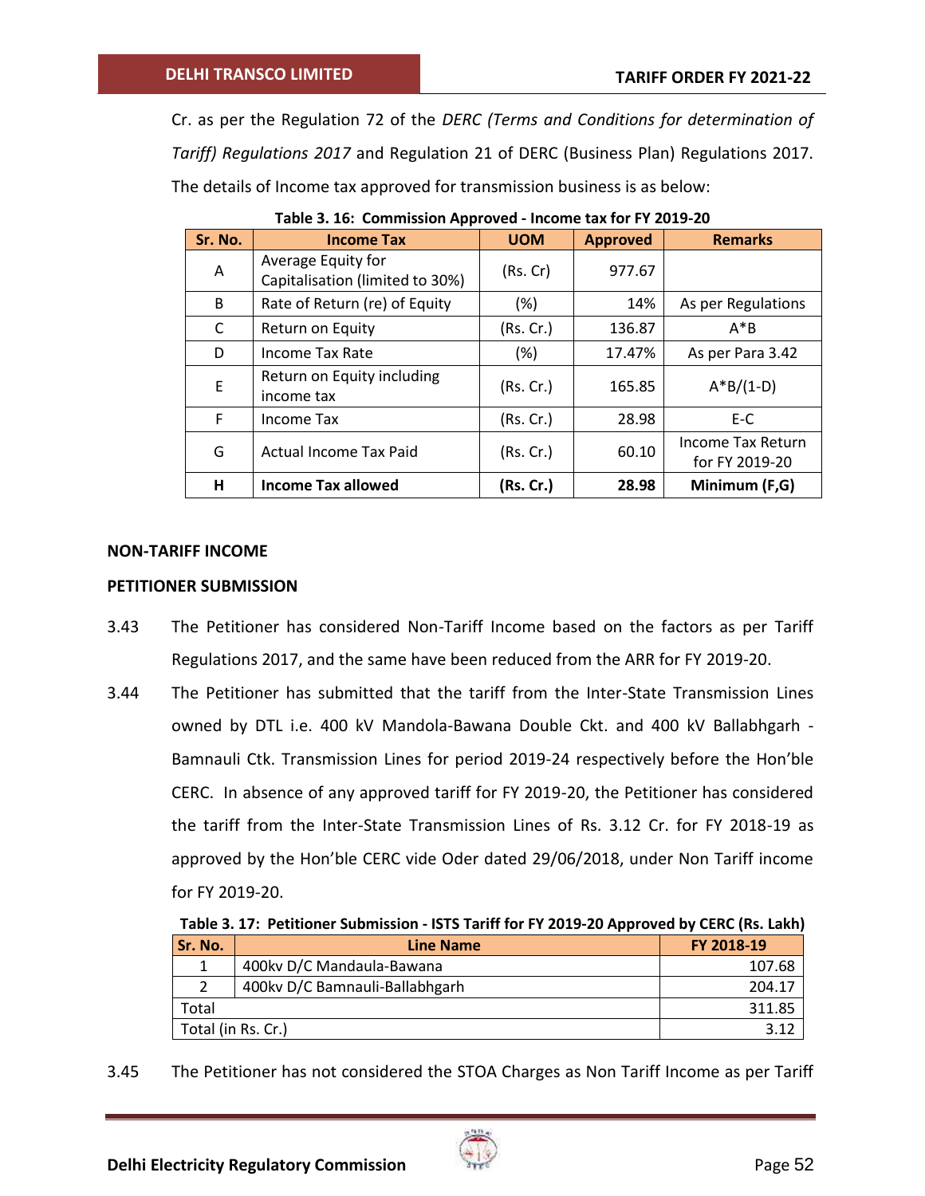Cr. as per the Regulation 72 of the *DERC (Terms and Conditions for determination of Tariff) Regulations 2017* and Regulation 21 of DERC (Business Plan) Regulations 2017. The details of Income tax approved for transmission business is as below:

**Table 3. 16: Commission Approved - Income tax for FY 2019-20**

| Sr. No. | Income Tax | UOM | Approved | Remarks |
|---|---|---|---|---|
| A | Average Equity for Capitalisation (limited to 30%) | (Rs. Cr) | 977.67 | |
| B | Rate of Return (re) of Equity | (%) | 14% | As per Regulations |
| C | Return on Equity | (Rs. Cr.) | 136.87 | A*B |
| D | Income Tax Rate | (%) | 17.47% | As per Para 3.42 |
| E | Return on Equity including income tax | (Rs. Cr.) | 165.85 | A*B/(1-D) |
| F | Income Tax | (Rs. Cr.) | 28.98 | E-C |
| G | Actual Income Tax Paid | (Rs. Cr.) | 60.10 | Income Tax Return for FY 2019-20 |
| **H** | **Income Tax allowed** | **(Rs. Cr.)** | **28.98** | **Minimum (F,G)** |

**NON-TARIFF INCOME**

**PETITIONER SUBMISSION**

3.43 The Petitioner has considered Non-Tariff Income based on the factors as per Tariff Regulations 2017, and the same have been reduced from the ARR for FY 2019-20.

3.44 The Petitioner has submitted that the tariff from the Inter-State Transmission Lines owned by DTL i.e. 400 kV Mandola-Bawana Double Ckt. and 400 kV Ballabhgarh - Bamnauli Ctk. Transmission Lines for period 2019-24 respectively before the Hon'ble CERC. In absence of any approved tariff for FY 2019-20, the Petitioner has considered the tariff from the Inter-State Transmission Lines of Rs. 3.12 Cr. for FY 2018-19 as approved by the Hon'ble CERC vide Oder dated 29/06/2018, under Non Tariff income for FY 2019-20.

**Table 3. 17: Petitioner Submission - ISTS Tariff for FY 2019-20 Approved by CERC (Rs. Lakh)**

| Sr. No. | Line Name | FY 2018-19 |
|---|---|---|
| 1 | 400kv D/C Mandaula-Bawana | 107.68 |
| 2 | 400kv D/C Bamnauli-Ballabhgarh | 204.17 |
| Total | | 311.85 |
| Total (in Rs. Cr.) | | 3.12 |

3.45 The Petitioner has not considered the STOA Charges as Non Tariff Income as per Tariff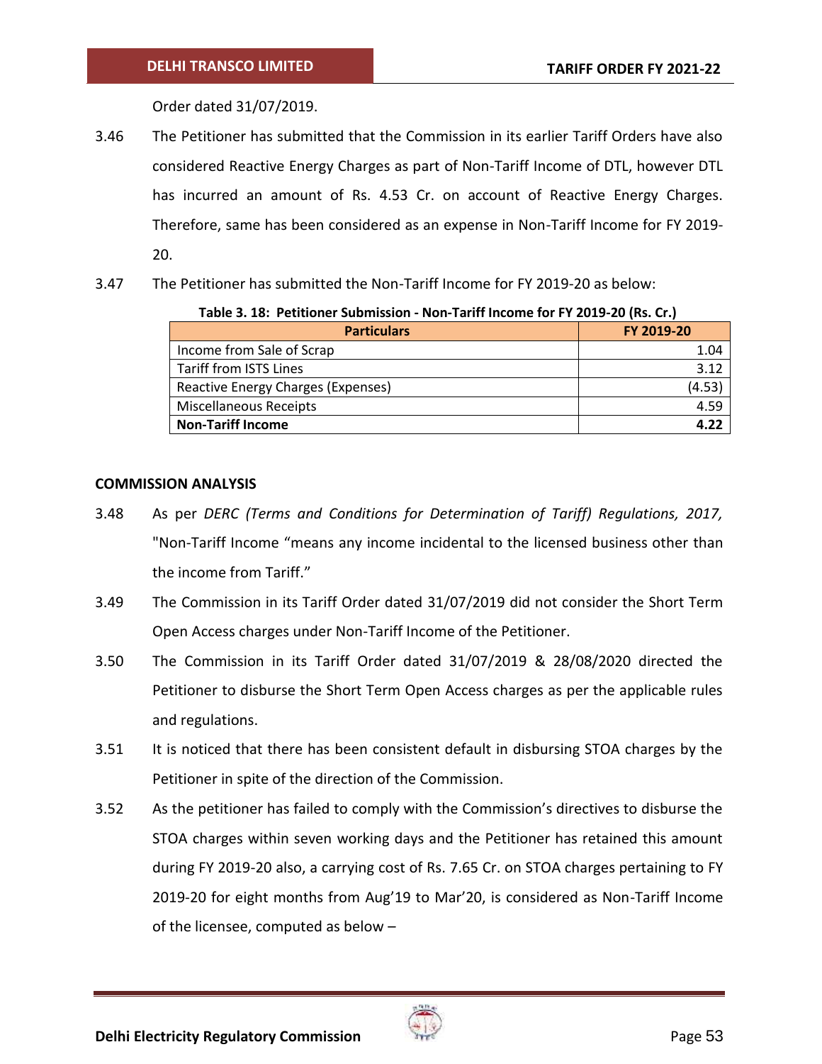Order dated 31/07/2019.

3.46 The Petitioner has submitted that the Commission in its earlier Tariff Orders have also considered Reactive Energy Charges as part of Non-Tariff Income of DTL, however DTL has incurred an amount of Rs. 4.53 Cr. on account of Reactive Energy Charges. Therefore, same has been considered as an expense in Non-Tariff Income for FY 2019-20.

3.47 The Petitioner has submitted the Non-Tariff Income for FY 2019-20 as below:

**Table 3. 18: Petitioner Submission - Non-Tariff Income for FY 2019-20 (Rs. Cr.)**

| Particulars | FY 2019-20 |
|---|---|
| Income from Sale of Scrap | 1.04 |
| Tariff from ISTS Lines | 3.12 |
| Reactive Energy Charges (Expenses) | (4.53) |
| Miscellaneous Receipts | 4.59 |
| **Non-Tariff Income** | **4.22** |

**COMMISSION ANALYSIS**

3.48 As per *DERC (Terms and Conditions for Determination of Tariff) Regulations, 2017,* "Non-Tariff Income "means any income incidental to the licensed business other than the income from Tariff."

3.49 The Commission in its Tariff Order dated 31/07/2019 did not consider the Short Term Open Access charges under Non-Tariff Income of the Petitioner.

3.50 The Commission in its Tariff Order dated 31/07/2019 & 28/08/2020 directed the Petitioner to disburse the Short Term Open Access charges as per the applicable rules and regulations.

3.51 It is noticed that there has been consistent default in disbursing STOA charges by the Petitioner in spite of the direction of the Commission.

3.52 As the petitioner has failed to comply with the Commission's directives to disburse the STOA charges within seven working days and the Petitioner has retained this amount during FY 2019-20 also, a carrying cost of Rs. 7.65 Cr. on STOA charges pertaining to FY 2019-20 for eight months from Aug'19 to Mar'20, is considered as Non-Tariff Income of the licensee, computed as below –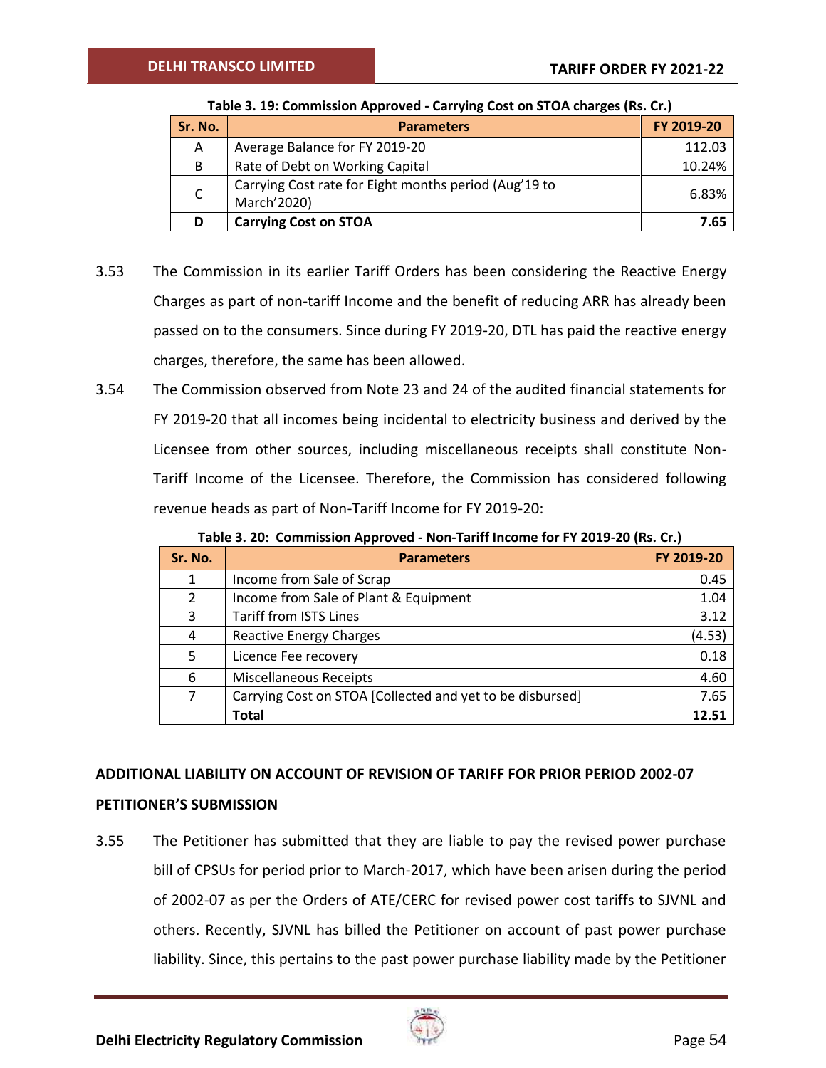Table 3. 19: Commission Approved - Carrying Cost on STOA charges (Rs. Cr.)

| Sr. No. | Parameters | FY 2019-20 |
|---|---|---|
| A | Average Balance for FY 2019-20 | 112.03 |
| B | Rate of Debt on Working Capital | 10.24% |
| C | Carrying Cost rate for Eight months period (Aug'19 to March'2020) | 6.83% |
| **D** | **Carrying Cost on STOA** | **7.65** |

3.53 The Commission in its earlier Tariff Orders has been considering the Reactive Energy Charges as part of non-tariff Income and the benefit of reducing ARR has already been passed on to the consumers. Since during FY 2019-20, DTL has paid the reactive energy charges, therefore, the same has been allowed.

3.54 The Commission observed from Note 23 and 24 of the audited financial statements for FY 2019-20 that all incomes being incidental to electricity business and derived by the Licensee from other sources, including miscellaneous receipts shall constitute Non-Tariff Income of the Licensee. Therefore, the Commission has considered following revenue heads as part of Non-Tariff Income for FY 2019-20:

Table 3. 20: Commission Approved - Non-Tariff Income for FY 2019-20 (Rs. Cr.)

| Sr. No. | Parameters | FY 2019-20 |
|---|---|---|
| 1 | Income from Sale of Scrap | 0.45 |
| 2 | Income from Sale of Plant & Equipment | 1.04 |
| 3 | Tariff from ISTS Lines | 3.12 |
| 4 | Reactive Energy Charges | (4.53) |
| 5 | Licence Fee recovery | 0.18 |
| 6 | Miscellaneous Receipts | 4.60 |
| 7 | Carrying Cost on STOA [Collected and yet to be disbursed] | 7.65 |
| | **Total** | **12.51** |

## ADDITIONAL LIABILITY ON ACCOUNT OF REVISION OF TARIFF FOR PRIOR PERIOD 2002-07

### PETITIONER'S SUBMISSION

3.55 The Petitioner has submitted that they are liable to pay the revised power purchase bill of CPSUs for period prior to March-2017, which have been arisen during the period of 2002-07 as per the Orders of ATE/CERC for revised power cost tariffs to SJVNL and others. Recently, SJVNL has billed the Petitioner on account of past power purchase liability. Since, this pertains to the past power purchase liability made by the Petitioner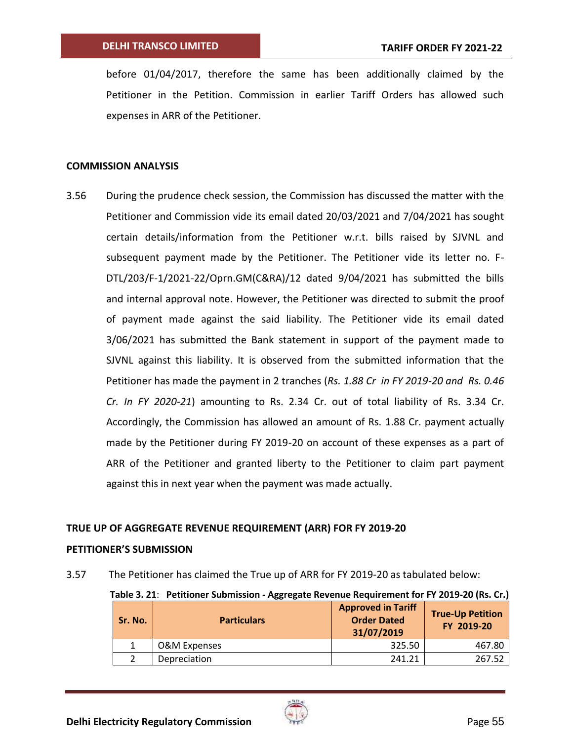before 01/04/2017, therefore the same has been additionally claimed by the Petitioner in the Petition. Commission in earlier Tariff Orders has allowed such expenses in ARR of the Petitioner.

**COMMISSION ANALYSIS**

3.56 During the prudence check session, the Commission has discussed the matter with the Petitioner and Commission vide its email dated 20/03/2021 and 7/04/2021 has sought certain details/information from the Petitioner w.r.t. bills raised by SJVNL and subsequent payment made by the Petitioner. The Petitioner vide its letter no. F-DTL/203/F-1/2021-22/Oprn.GM(C&RA)/12 dated 9/04/2021 has submitted the bills and internal approval note. However, the Petitioner was directed to submit the proof of payment made against the said liability. The Petitioner vide its email dated 3/06/2021 has submitted the Bank statement in support of the payment made to SJVNL against this liability. It is observed from the submitted information that the Petitioner has made the payment in 2 tranches (*Rs. 1.88 Cr in FY 2019-20 and Rs. 0.46 Cr. In FY 2020-21*) amounting to Rs. 2.34 Cr. out of total liability of Rs. 3.34 Cr. Accordingly, the Commission has allowed an amount of Rs. 1.88 Cr. payment actually made by the Petitioner during FY 2019-20 on account of these expenses as a part of ARR of the Petitioner and granted liberty to the Petitioner to claim part payment against this in next year when the payment was made actually.

**TRUE UP OF AGGREGATE REVENUE REQUIREMENT (ARR) FOR FY 2019-20**

**PETITIONER'S SUBMISSION**

3.57 The Petitioner has claimed the True up of ARR for FY 2019-20 as tabulated below:

**Table 3. 21**: **Petitioner Submission - Aggregate Revenue Requirement for FY 2019-20 (Rs. Cr.)**

| Sr. No. | Particulars | Approved in Tariff Order Dated 31/07/2019 | True-Up Petition FY 2019-20 |
|---|---|---|---|
| 1 | O&M Expenses | 325.50 | 467.80 |
| 2 | Depreciation | 241.21 | 267.52 |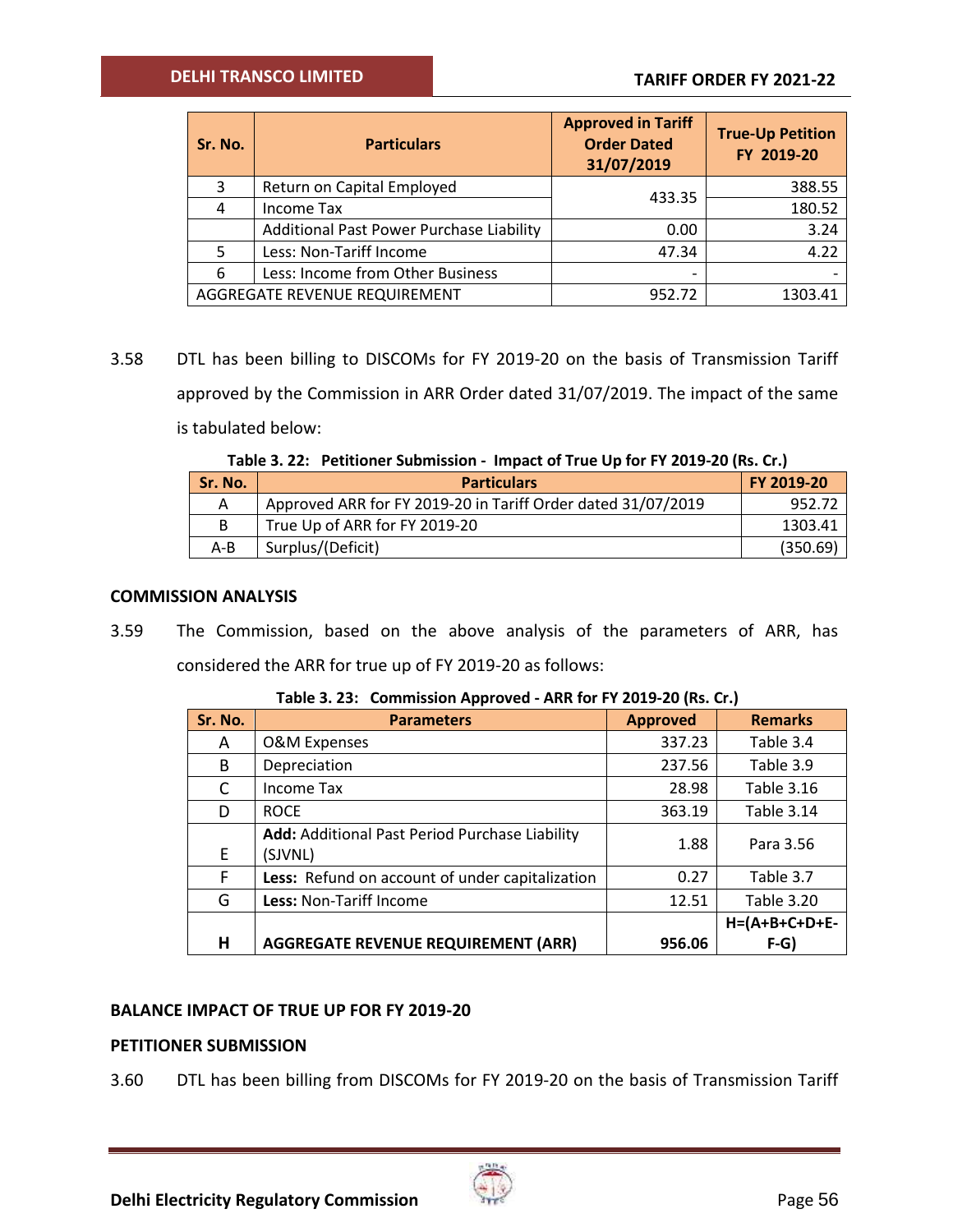| Sr. No. | Particulars | Approved in Tariff Order Dated 31/07/2019 | True-Up Petition FY 2019-20 |
|---|---|---|---|
| 3 | Return on Capital Employed | 433.35 | 388.55 |
| 4 | Income Tax | | 180.52 |
| | Additional Past Power Purchase Liability | 0.00 | 3.24 |
| 5 | Less: Non-Tariff Income | 47.34 | 4.22 |
| 6 | Less: Income from Other Business | - | - |
| AGGREGATE REVENUE REQUIREMENT | | 952.72 | 1303.41 |

3.58 DTL has been billing to DISCOMs for FY 2019-20 on the basis of Transmission Tariff approved by the Commission in ARR Order dated 31/07/2019. The impact of the same is tabulated below:

**Table 3. 22: Petitioner Submission - Impact of True Up for FY 2019-20 (Rs. Cr.)**

| Sr. No. | Particulars | FY 2019-20 |
|---|---|---|
| A | Approved ARR for FY 2019-20 in Tariff Order dated 31/07/2019 | 952.72 |
| B | True Up of ARR for FY 2019-20 | 1303.41 |
| A-B | Surplus/(Deficit) | (350.69) |

**COMMISSION ANALYSIS**

3.59 The Commission, based on the above analysis of the parameters of ARR, has considered the ARR for true up of FY 2019-20 as follows:

**Table 3. 23: Commission Approved - ARR for FY 2019-20 (Rs. Cr.)**

| Sr. No. | Parameters | Approved | Remarks |
|---|---|---|---|
| A | O&M Expenses | 337.23 | Table 3.4 |
| B | Depreciation | 237.56 | Table 3.9 |
| C | Income Tax | 28.98 | Table 3.16 |
| D | ROCE | 363.19 | Table 3.14 |
| E | **Add:** Additional Past Period Purchase Liability (SJVNL) | 1.88 | Para 3.56 |
| F | **Less:** Refund on account of under capitalization | 0.27 | Table 3.7 |
| G | **Less:** Non-Tariff Income | 12.51 | Table 3.20 |
| **H** | **AGGREGATE REVENUE REQUIREMENT (ARR)** | **956.06** | **H=(A+B+C+D+E-F-G)** |

**BALANCE IMPACT OF TRUE UP FOR FY 2019-20**

**PETITIONER SUBMISSION**

3.60 DTL has been billing from DISCOMs for FY 2019-20 on the basis of Transmission Tariff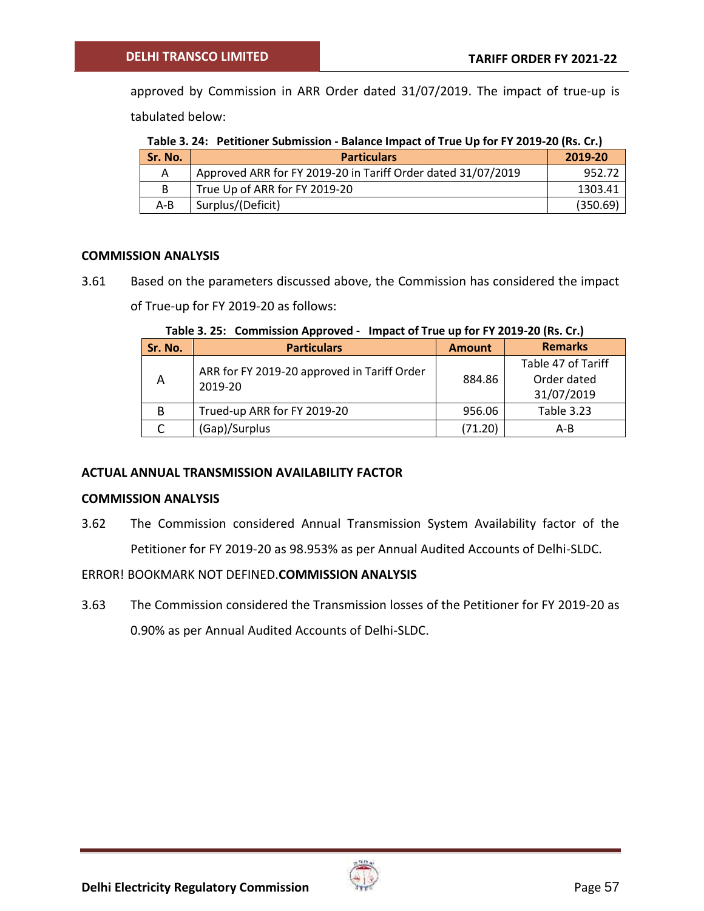approved by Commission in ARR Order dated 31/07/2019. The impact of true-up is tabulated below:

**Table 3. 24: Petitioner Submission - Balance Impact of True Up for FY 2019-20 (Rs. Cr.)**

| Sr. No. | Particulars | 2019-20 |
|---|---|---|
| A | Approved ARR for FY 2019-20 in Tariff Order dated 31/07/2019 | 952.72 |
| B | True Up of ARR for FY 2019-20 | 1303.41 |
| A-B | Surplus/(Deficit) | (350.69) |

**COMMISSION ANALYSIS**

3.61 Based on the parameters discussed above, the Commission has considered the impact of True-up for FY 2019-20 as follows:

**Table 3. 25: Commission Approved - Impact of True up for FY 2019-20 (Rs. Cr.)**

| Sr. No. | Particulars | Amount | Remarks |
|---|---|---|---|
| A | ARR for FY 2019-20 approved in Tariff Order 2019-20 | 884.86 | Table 47 of Tariff Order dated 31/07/2019 |
| B | Trued-up ARR for FY 2019-20 | 956.06 | Table 3.23 |
| C | (Gap)/Surplus | (71.20) | A-B |

**ACTUAL ANNUAL TRANSMISSION AVAILABILITY FACTOR**

**COMMISSION ANALYSIS**

3.62 The Commission considered Annual Transmission System Availability factor of the Petitioner for FY 2019-20 as 98.953% as per Annual Audited Accounts of Delhi-SLDC.

ERROR! BOOKMARK NOT DEFINED.**COMMISSION ANALYSIS**

3.63 The Commission considered the Transmission losses of the Petitioner for FY 2019-20 as 0.90% as per Annual Audited Accounts of Delhi-SLDC.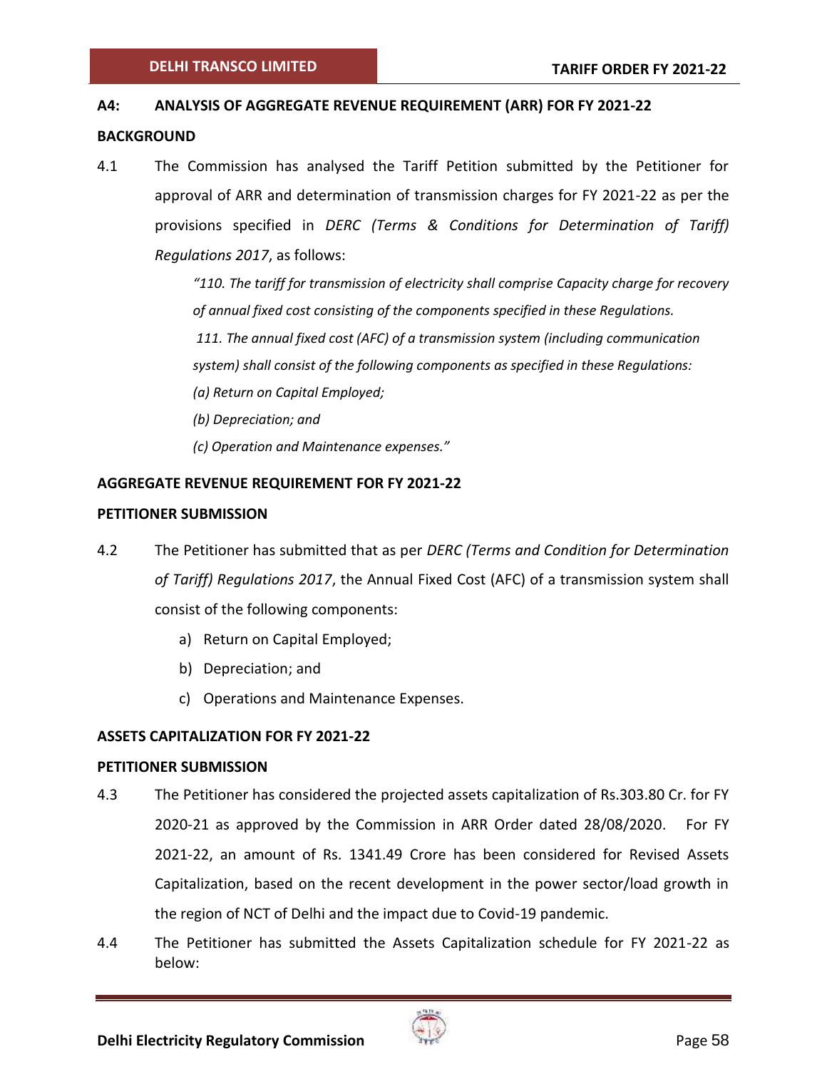## A4: ANALYSIS OF AGGREGATE REVENUE REQUIREMENT (ARR) FOR FY 2021-22

### BACKGROUND

4.1 The Commission has analysed the Tariff Petition submitted by the Petitioner for approval of ARR and determination of transmission charges for FY 2021-22 as per the provisions specified in *DERC (Terms & Conditions for Determination of Tariff) Regulations 2017*, as follows:

> *"110. The tariff for transmission of electricity shall comprise Capacity charge for recovery of annual fixed cost consisting of the components specified in these Regulations.*
>
> *111. The annual fixed cost (AFC) of a transmission system (including communication system) shall consist of the following components as specified in these Regulations:*
>
> *(a) Return on Capital Employed;*
>
> *(b) Depreciation; and*
>
> *(c) Operation and Maintenance expenses."*

### AGGREGATE REVENUE REQUIREMENT FOR FY 2021-22

### PETITIONER SUBMISSION

4.2 The Petitioner has submitted that as per *DERC (Terms and Condition for Determination of Tariff) Regulations 2017*, the Annual Fixed Cost (AFC) of a transmission system shall consist of the following components:

a) Return on Capital Employed;
b) Depreciation; and
c) Operations and Maintenance Expenses.

### ASSETS CAPITALIZATION FOR FY 2021-22

### PETITIONER SUBMISSION

4.3 The Petitioner has considered the projected assets capitalization of Rs.303.80 Cr. for FY 2020-21 as approved by the Commission in ARR Order dated 28/08/2020. For FY 2021-22, an amount of Rs. 1341.49 Crore has been considered for Revised Assets Capitalization, based on the recent development in the power sector/load growth in the region of NCT of Delhi and the impact due to Covid-19 pandemic.

4.4 The Petitioner has submitted the Assets Capitalization schedule for FY 2021-22 as below: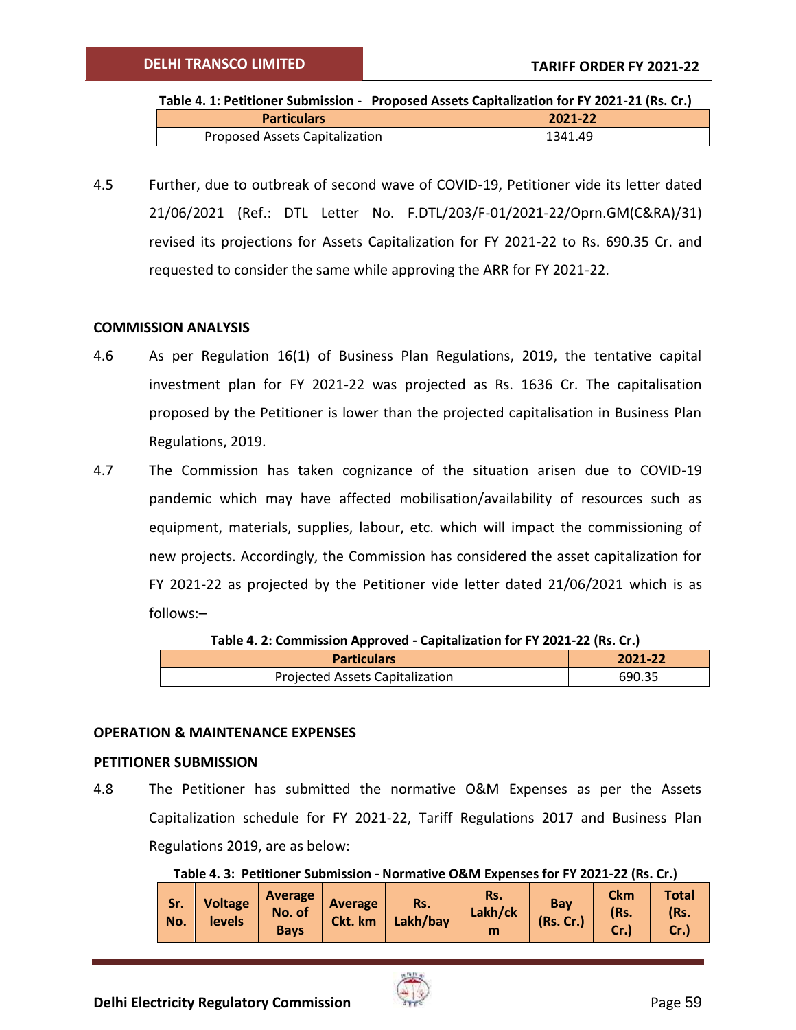**Table 4. 1: Petitioner Submission - Proposed Assets Capitalization for FY 2021-21 (Rs. Cr.)**

| Particulars | 2021-22 |
|---|---|
| Proposed Assets Capitalization | 1341.49 |

4.5 Further, due to outbreak of second wave of COVID-19, Petitioner vide its letter dated 21/06/2021 (Ref.: DTL Letter No. F.DTL/203/F-01/2021-22/Oprn.GM(C&RA)/31) revised its projections for Assets Capitalization for FY 2021-22 to Rs. 690.35 Cr. and requested to consider the same while approving the ARR for FY 2021-22.

**COMMISSION ANALYSIS**

4.6 As per Regulation 16(1) of Business Plan Regulations, 2019, the tentative capital investment plan for FY 2021-22 was projected as Rs. 1636 Cr. The capitalisation proposed by the Petitioner is lower than the projected capitalisation in Business Plan Regulations, 2019.

4.7 The Commission has taken cognizance of the situation arisen due to COVID-19 pandemic which may have affected mobilisation/availability of resources such as equipment, materials, supplies, labour, etc. which will impact the commissioning of new projects. Accordingly, the Commission has considered the asset capitalization for FY 2021-22 as projected by the Petitioner vide letter dated 21/06/2021 which is as follows:–

**Table 4. 2: Commission Approved - Capitalization for FY 2021-22 (Rs. Cr.)**

| Particulars | 2021-22 |
|---|---|
| Projected Assets Capitalization | 690.35 |

**OPERATION & MAINTENANCE EXPENSES**

**PETITIONER SUBMISSION**

4.8 The Petitioner has submitted the normative O&M Expenses as per the Assets Capitalization schedule for FY 2021-22, Tariff Regulations 2017 and Business Plan Regulations 2019, are as below:

**Table 4. 3: Petitioner Submission - Normative O&M Expenses for FY 2021-22 (Rs. Cr.)**

| Sr. No. | Voltage levels | Average No. of Bays | Average Ckt. km | Rs. Lakh/bay | Rs. Lakh/ckm | Bay (Rs. Cr.) | Ckm (Rs. Cr.) | Total (Rs. Cr.) |
|---|---|---|---|---|---|---|---|---|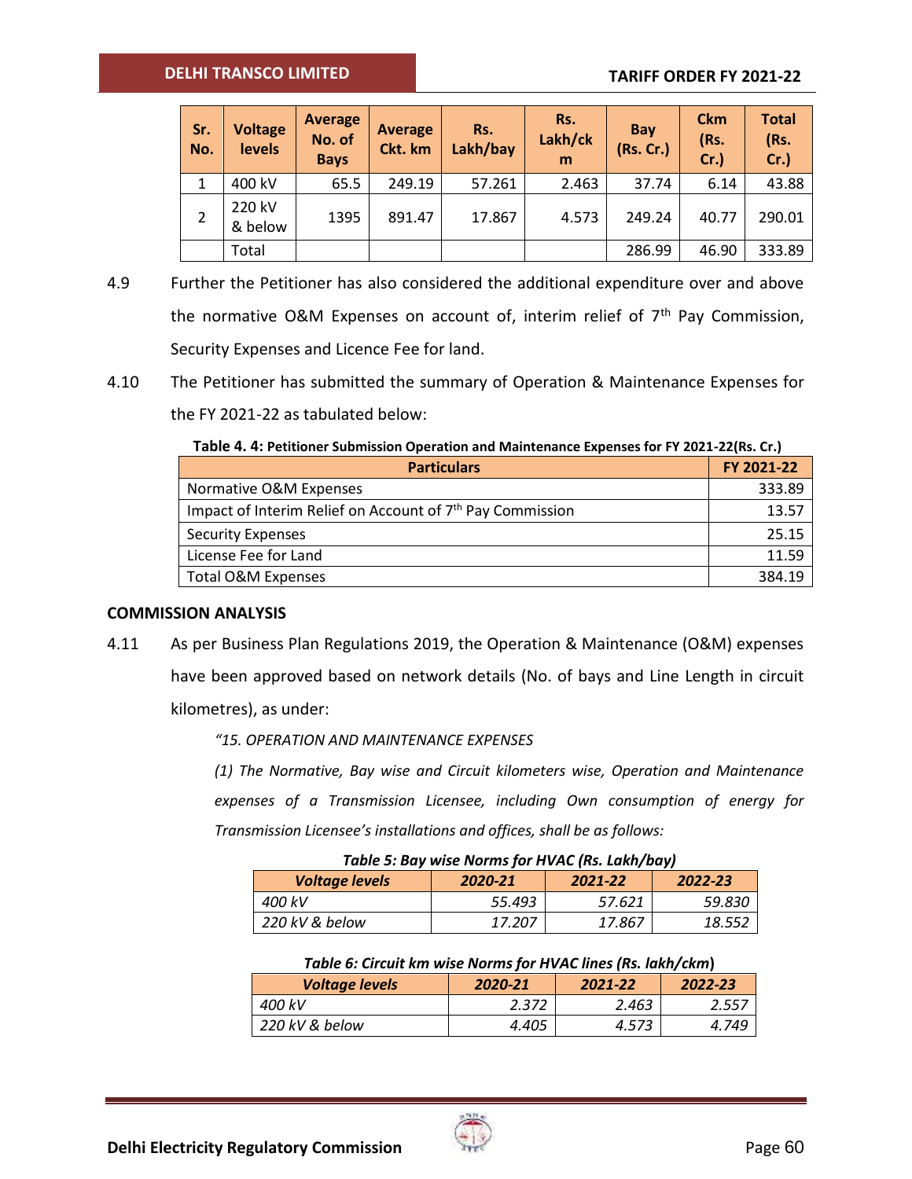| Sr. No. | Voltage levels | Average No. of Bays | Average Ckt. km | Rs. Lakh/bay | Rs. Lakh/ckm | Bay (Rs. Cr.) | Ckm (Rs. Cr.) | Total (Rs. Cr.) |
|---|---|---|---|---|---|---|---|---|
| 1 | 400 kV | 65.5 | 249.19 | 57.261 | 2.463 | 37.74 | 6.14 | 43.88 |
| 2 | 220 kV & below | 1395 | 891.47 | 17.867 | 4.573 | 249.24 | 40.77 | 290.01 |
| | Total | | | | | 286.99 | 46.90 | 333.89 |

4.9 Further the Petitioner has also considered the additional expenditure over and above the normative O&M Expenses on account of, interim relief of 7th Pay Commission, Security Expenses and Licence Fee for land.

4.10 The Petitioner has submitted the summary of Operation & Maintenance Expenses for the FY 2021-22 as tabulated below:

**Table 4. 4: Petitioner Submission Operation and Maintenance Expenses for FY 2021-22(Rs. Cr.)**

| Particulars | FY 2021-22 |
|---|---|
| Normative O&M Expenses | 333.89 |
| Impact of Interim Relief on Account of 7th Pay Commission | 13.57 |
| Security Expenses | 25.15 |
| License Fee for Land | 11.59 |
| Total O&M Expenses | 384.19 |

### COMMISSION ANALYSIS

4.11 As per Business Plan Regulations 2019, the Operation & Maintenance (O&M) expenses have been approved based on network details (No. of bays and Line Length in circuit kilometres), as under:

*"15. OPERATION AND MAINTENANCE EXPENSES*

*(1) The Normative, Bay wise and Circuit kilometers wise, Operation and Maintenance expenses of a Transmission Licensee, including Own consumption of energy for Transmission Licensee's installations and offices, shall be as follows:*

***Table 5: Bay wise Norms for HVAC (Rs. Lakh/bay)***

| *Voltage levels* | *2020-21* | *2021-22* | *2022-23* |
|---|---|---|---|
| *400 kV* | *55.493* | *57.621* | *59.830* |
| *220 kV & below* | *17.207* | *17.867* | *18.552* |

***Table 6: Circuit km wise Norms for HVAC lines (Rs. lakh/ckm)***

| *Voltage levels* | *2020-21* | *2021-22* | *2022-23* |
|---|---|---|---|
| *400 kV* | *2.372* | *2.463* | *2.557* |
| *220 kV & below* | *4.405* | *4.573* | *4.749* |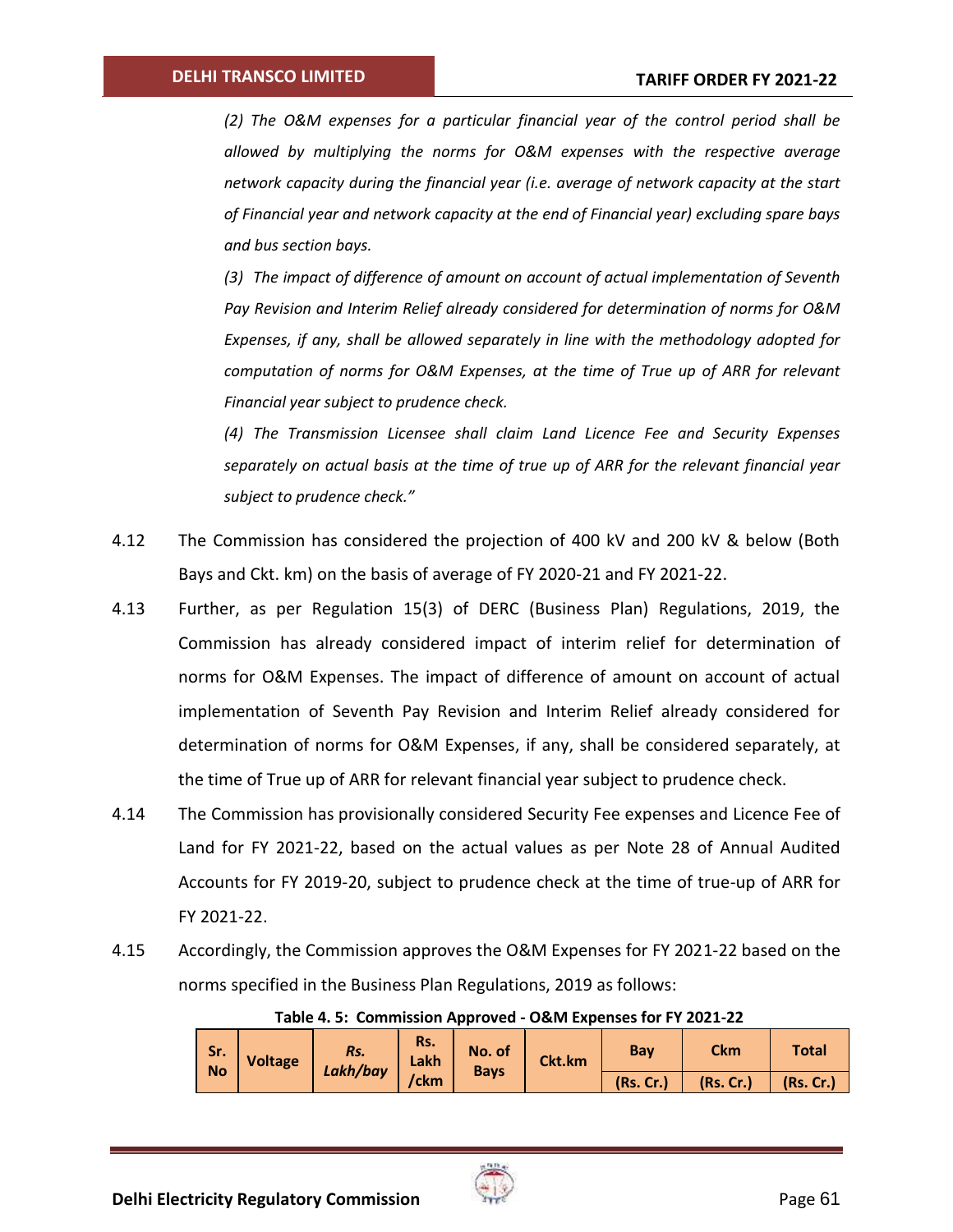*(2) The O&M expenses for a particular financial year of the control period shall be allowed by multiplying the norms for O&M expenses with the respective average network capacity during the financial year (i.e. average of network capacity at the start of Financial year and network capacity at the end of Financial year) excluding spare bays and bus section bays.*

*(3) The impact of difference of amount on account of actual implementation of Seventh Pay Revision and Interim Relief already considered for determination of norms for O&M Expenses, if any, shall be allowed separately in line with the methodology adopted for computation of norms for O&M Expenses, at the time of True up of ARR for relevant Financial year subject to prudence check.*

*(4) The Transmission Licensee shall claim Land Licence Fee and Security Expenses separately on actual basis at the time of true up of ARR for the relevant financial year subject to prudence check."*

4.12 The Commission has considered the projection of 400 kV and 200 kV & below (Both Bays and Ckt. km) on the basis of average of FY 2020-21 and FY 2021-22.

4.13 Further, as per Regulation 15(3) of DERC (Business Plan) Regulations, 2019, the Commission has already considered impact of interim relief for determination of norms for O&M Expenses. The impact of difference of amount on account of actual implementation of Seventh Pay Revision and Interim Relief already considered for determination of norms for O&M Expenses, if any, shall be considered separately, at the time of True up of ARR for relevant financial year subject to prudence check.

4.14 The Commission has provisionally considered Security Fee expenses and Licence Fee of Land for FY 2021-22, based on the actual values as per Note 28 of Annual Audited Accounts for FY 2019-20, subject to prudence check at the time of true-up of ARR for FY 2021-22.

4.15 Accordingly, the Commission approves the O&M Expenses for FY 2021-22 based on the norms specified in the Business Plan Regulations, 2019 as follows:

**Table 4. 5: Commission Approved - O&M Expenses for FY 2021-22**

| Sr. No | Voltage | *Rs. Lakh/bay* | Rs. Lakh /ckm | No. of Bays | Ckt.km | Bay | Ckm | Total |
|---|---|---|---|---|---|---|---|---|
| | | | | | | (Rs. Cr.) | (Rs. Cr.) | (Rs. Cr.) |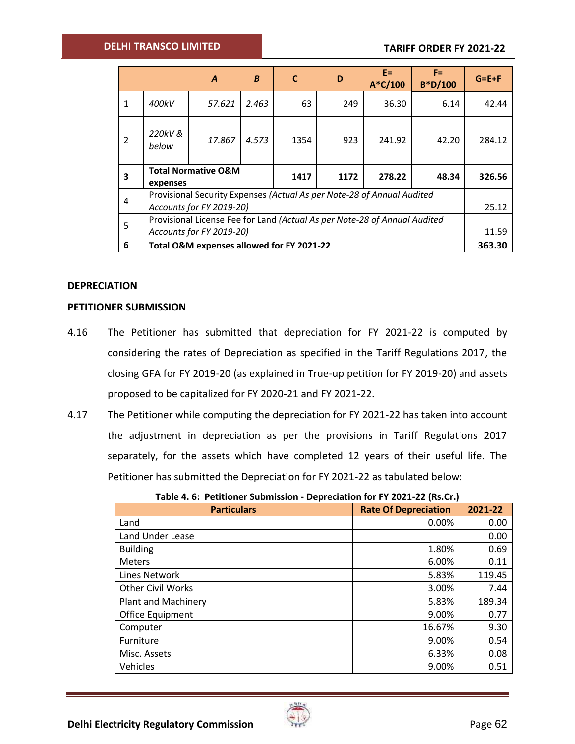| | | A | B | C | D | E= A*C/100 | F= B*D/100 | G=E+F |
|---|---|---|---|---|---|---|---|---|
| 1 | *400kV* | *57.621* | *2.463* | 63 | 249 | 36.30 | 6.14 | 42.44 |
| 2 | *220kV & below* | *17.867* | *4.573* | 1354 | 923 | 241.92 | 42.20 | 284.12 |
| **3** | **Total Normative O&M expenses** | | | **1417** | **1172** | **278.22** | **48.34** | **326.56** |
| 4 | Provisional Security Expenses *(Actual As per Note-28 of Annual Audited Accounts for FY 2019-20)* | | | | | | | 25.12 |
| 5 | Provisional License Fee for Land *(Actual As per Note-28 of Annual Audited Accounts for FY 2019-20)* | | | | | | | 11.59 |
| **6** | **Total O&M expenses allowed for FY 2021-22** | | | | | | | **363.30** |

**DEPRECIATION**

**PETITIONER SUBMISSION**

4.16 The Petitioner has submitted that depreciation for FY 2021-22 is computed by considering the rates of Depreciation as specified in the Tariff Regulations 2017, the closing GFA for FY 2019-20 (as explained in True-up petition for FY 2019-20) and assets proposed to be capitalized for FY 2020-21 and FY 2021-22.

4.17 The Petitioner while computing the depreciation for FY 2021-22 has taken into account the adjustment in depreciation as per the provisions in Tariff Regulations 2017 separately, for the assets which have completed 12 years of their useful life. The Petitioner has submitted the Depreciation for FY 2021-22 as tabulated below:

**Table 4. 6: Petitioner Submission - Depreciation for FY 2021-22 (Rs.Cr.)**

| Particulars | Rate Of Depreciation | 2021-22 |
|---|---|---|
| Land | 0.00% | 0.00 |
| Land Under Lease | | 0.00 |
| Building | 1.80% | 0.69 |
| Meters | 6.00% | 0.11 |
| Lines Network | 5.83% | 119.45 |
| Other Civil Works | 3.00% | 7.44 |
| Plant and Machinery | 5.83% | 189.34 |
| Office Equipment | 9.00% | 0.77 |
| Computer | 16.67% | 9.30 |
| Furniture | 9.00% | 0.54 |
| Misc. Assets | 6.33% | 0.08 |
| Vehicles | 9.00% | 0.51 |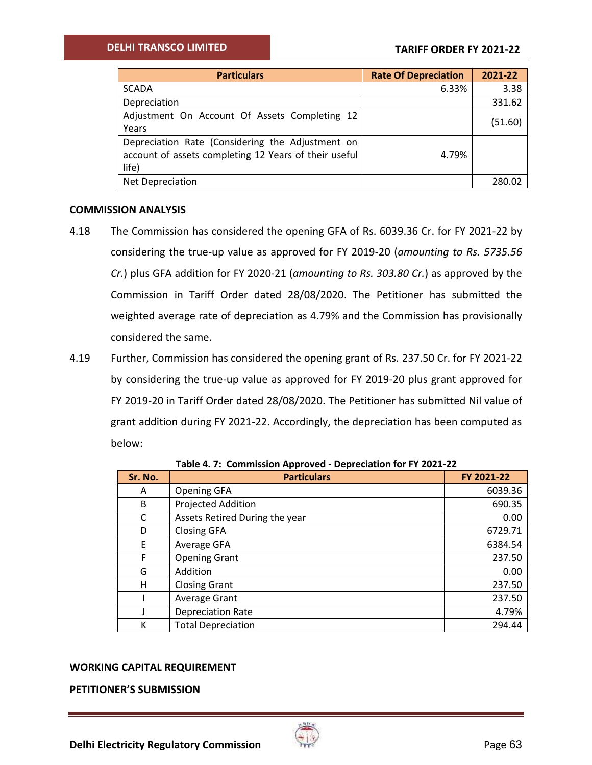| Particulars | Rate Of Depreciation | 2021-22 |
|---|---|---|
| SCADA | 6.33% | 3.38 |
| Depreciation | | 331.62 |
| Adjustment On Account Of Assets Completing 12 Years | | (51.60) |
| Depreciation Rate (Considering the Adjustment on account of assets completing 12 Years of their useful life) | 4.79% | |
| Net Depreciation | | 280.02 |

**COMMISSION ANALYSIS**

4.18 The Commission has considered the opening GFA of Rs. 6039.36 Cr. for FY 2021-22 by considering the true-up value as approved for FY 2019-20 (*amounting to Rs. 5735.56 Cr.*) plus GFA addition for FY 2020-21 (*amounting to Rs. 303.80 Cr.*) as approved by the Commission in Tariff Order dated 28/08/2020. The Petitioner has submitted the weighted average rate of depreciation as 4.79% and the Commission has provisionally considered the same.

4.19 Further, Commission has considered the opening grant of Rs. 237.50 Cr. for FY 2021-22 by considering the true-up value as approved for FY 2019-20 plus grant approved for FY 2019-20 in Tariff Order dated 28/08/2020. The Petitioner has submitted Nil value of grant addition during FY 2021-22. Accordingly, the depreciation has been computed as below:

**Table 4. 7: Commission Approved - Depreciation for FY 2021-22**

| Sr. No. | Particulars | FY 2021-22 |
|---|---|---|
| A | Opening GFA | 6039.36 |
| B | Projected Addition | 690.35 |
| C | Assets Retired During the year | 0.00 |
| D | Closing GFA | 6729.71 |
| E | Average GFA | 6384.54 |
| F | Opening Grant | 237.50 |
| G | Addition | 0.00 |
| H | Closing Grant | 237.50 |
| I | Average Grant | 237.50 |
| J | Depreciation Rate | 4.79% |
| K | Total Depreciation | 294.44 |

**WORKING CAPITAL REQUIREMENT**

**PETITIONER'S SUBMISSION**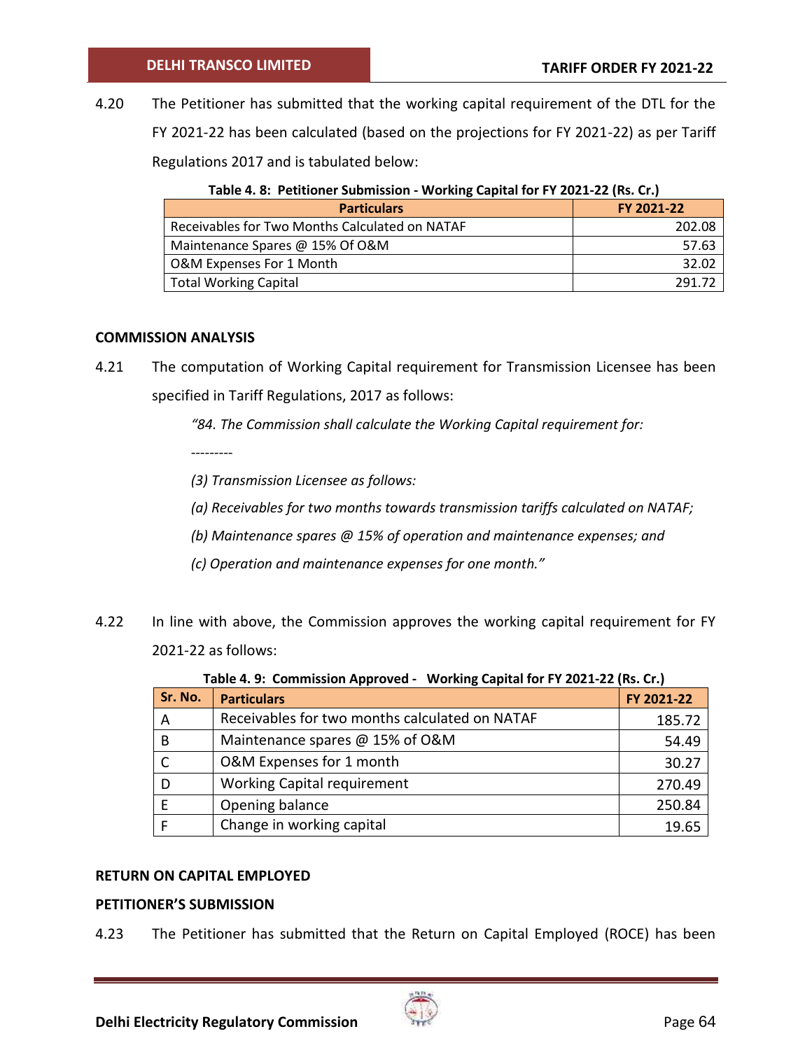4.20 The Petitioner has submitted that the working capital requirement of the DTL for the FY 2021-22 has been calculated (based on the projections for FY 2021-22) as per Tariff Regulations 2017 and is tabulated below:

**Table 4. 8: Petitioner Submission - Working Capital for FY 2021-22 (Rs. Cr.)**

| Particulars | FY 2021-22 |
|---|---|
| Receivables for Two Months Calculated on NATAF | 202.08 |
| Maintenance Spares @ 15% Of O&M | 57.63 |
| O&M Expenses For 1 Month | 32.02 |
| Total Working Capital | 291.72 |

### COMMISSION ANALYSIS

4.21 The computation of Working Capital requirement for Transmission Licensee has been specified in Tariff Regulations, 2017 as follows:

*"84. The Commission shall calculate the Working Capital requirement for:*

---------

*(3) Transmission Licensee as follows:*

*(a) Receivables for two months towards transmission tariffs calculated on NATAF;*

*(b) Maintenance spares @ 15% of operation and maintenance expenses; and*

*(c) Operation and maintenance expenses for one month."*

4.22 In line with above, the Commission approves the working capital requirement for FY 2021-22 as follows:

**Table 4. 9: Commission Approved - Working Capital for FY 2021-22 (Rs. Cr.)**

| Sr. No. | Particulars | FY 2021-22 |
|---|---|---|
| A | Receivables for two months calculated on NATAF | 185.72 |
| B | Maintenance spares @ 15% of O&M | 54.49 |
| C | O&M Expenses for 1 month | 30.27 |
| D | Working Capital requirement | 270.49 |
| E | Opening balance | 250.84 |
| F | Change in working capital | 19.65 |

### RETURN ON CAPITAL EMPLOYED

### PETITIONER'S SUBMISSION

4.23 The Petitioner has submitted that the Return on Capital Employed (ROCE) has been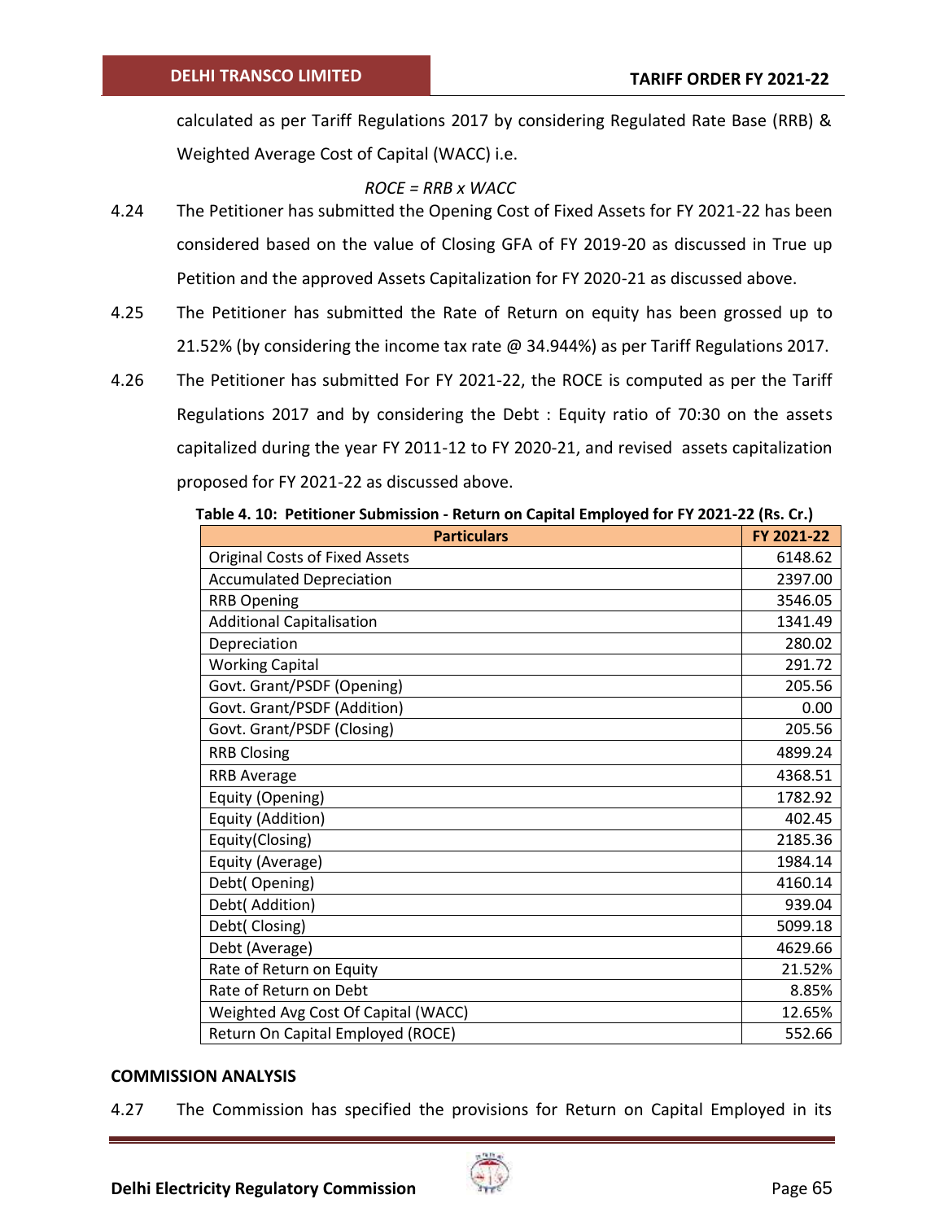calculated as per Tariff Regulations 2017 by considering Regulated Rate Base (RRB) & Weighted Average Cost of Capital (WACC) i.e.

$$ROCE = RRB \times WACC$$

4.24 The Petitioner has submitted the Opening Cost of Fixed Assets for FY 2021-22 has been considered based on the value of Closing GFA of FY 2019-20 as discussed in True up Petition and the approved Assets Capitalization for FY 2020-21 as discussed above.

4.25 The Petitioner has submitted the Rate of Return on equity has been grossed up to 21.52% (by considering the income tax rate @ 34.944%) as per Tariff Regulations 2017.

4.26 The Petitioner has submitted For FY 2021-22, the ROCE is computed as per the Tariff Regulations 2017 and by considering the Debt : Equity ratio of 70:30 on the assets capitalized during the year FY 2011-12 to FY 2020-21, and revised assets capitalization proposed for FY 2021-22 as discussed above.

**Table 4. 10: Petitioner Submission - Return on Capital Employed for FY 2021-22 (Rs. Cr.)**

| Particulars | FY 2021-22 |
|---|---|
| Original Costs of Fixed Assets | 6148.62 |
| Accumulated Depreciation | 2397.00 |
| RRB Opening | 3546.05 |
| Additional Capitalisation | 1341.49 |
| Depreciation | 280.02 |
| Working Capital | 291.72 |
| Govt. Grant/PSDF (Opening) | 205.56 |
| Govt. Grant/PSDF (Addition) | 0.00 |
| Govt. Grant/PSDF (Closing) | 205.56 |
| RRB Closing | 4899.24 |
| RRB Average | 4368.51 |
| Equity (Opening) | 1782.92 |
| Equity (Addition) | 402.45 |
| Equity(Closing) | 2185.36 |
| Equity (Average) | 1984.14 |
| Debt( Opening) | 4160.14 |
| Debt( Addition) | 939.04 |
| Debt( Closing) | 5099.18 |
| Debt (Average) | 4629.66 |
| Rate of Return on Equity | 21.52% |
| Rate of Return on Debt | 8.85% |
| Weighted Avg Cost Of Capital (WACC) | 12.65% |
| Return On Capital Employed (ROCE) | 552.66 |

## COMMISSION ANALYSIS

4.27 The Commission has specified the provisions for Return on Capital Employed in its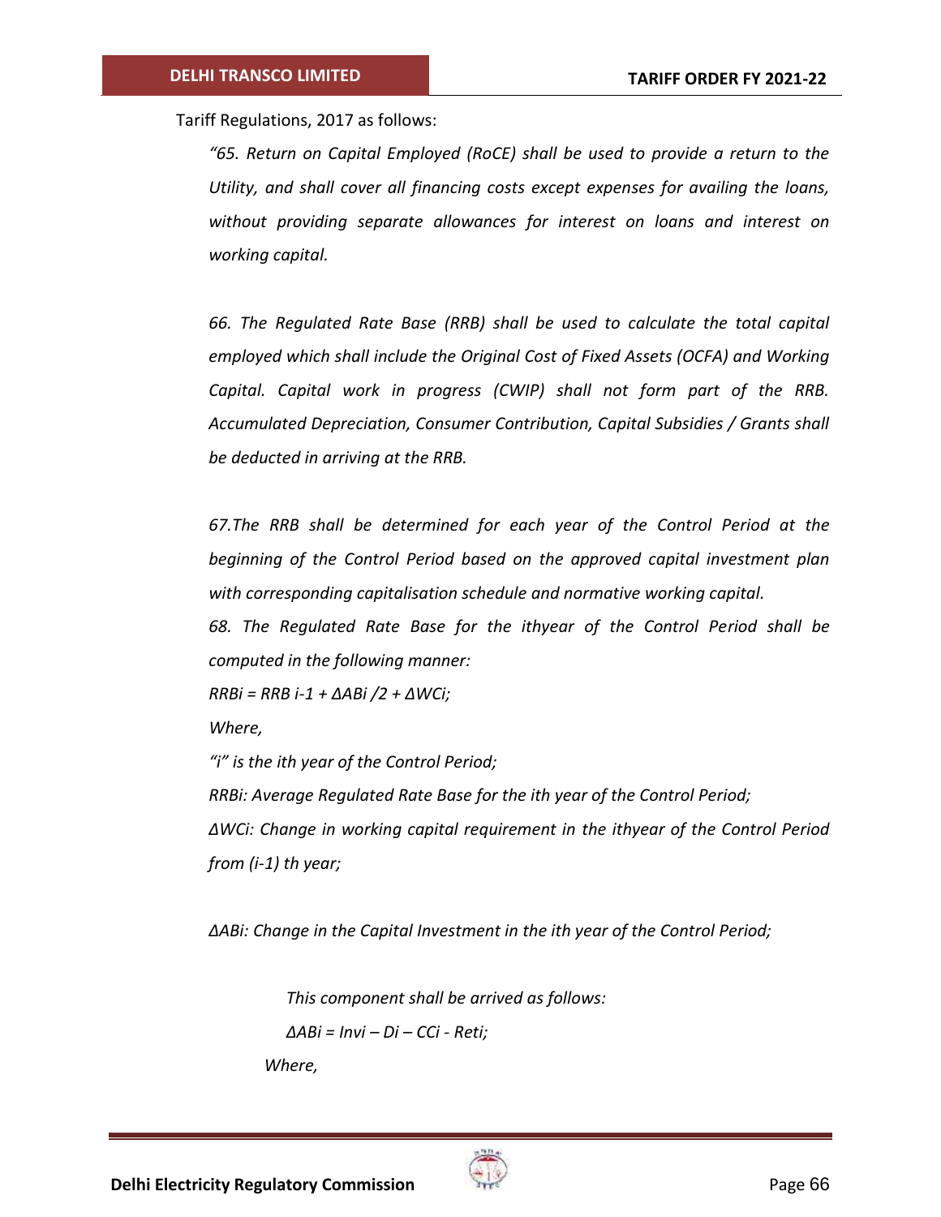Tariff Regulations, 2017 as follows:

*"65. Return on Capital Employed (RoCE) shall be used to provide a return to the Utility, and shall cover all financing costs except expenses for availing the loans, without providing separate allowances for interest on loans and interest on working capital.*

*66. The Regulated Rate Base (RRB) shall be used to calculate the total capital employed which shall include the Original Cost of Fixed Assets (OCFA) and Working Capital. Capital work in progress (CWIP) shall not form part of the RRB. Accumulated Depreciation, Consumer Contribution, Capital Subsidies / Grants shall be deducted in arriving at the RRB.*

*67.The RRB shall be determined for each year of the Control Period at the beginning of the Control Period based on the approved capital investment plan with corresponding capitalisation schedule and normative working capital.*

*68. The Regulated Rate Base for the ithyear of the Control Period shall be computed in the following manner:*

$RRB_i = RRB_{i-1} + \Delta AB_i /2 + \Delta WC_i$;

*Where,*

*"i" is the ith year of the Control Period;*

*$RRB_i$: Average Regulated Rate Base for the ith year of the Control Period;*

*$\Delta WC_i$: Change in working capital requirement in the ithyear of the Control Period from (i-1) th year;*

*$\Delta AB_i$: Change in the Capital Investment in the ith year of the Control Period;*

*This component shall be arrived as follows:*

$\Delta AB_i = Inv_i – D_i – CC_i - Ret_i$;

*Where,*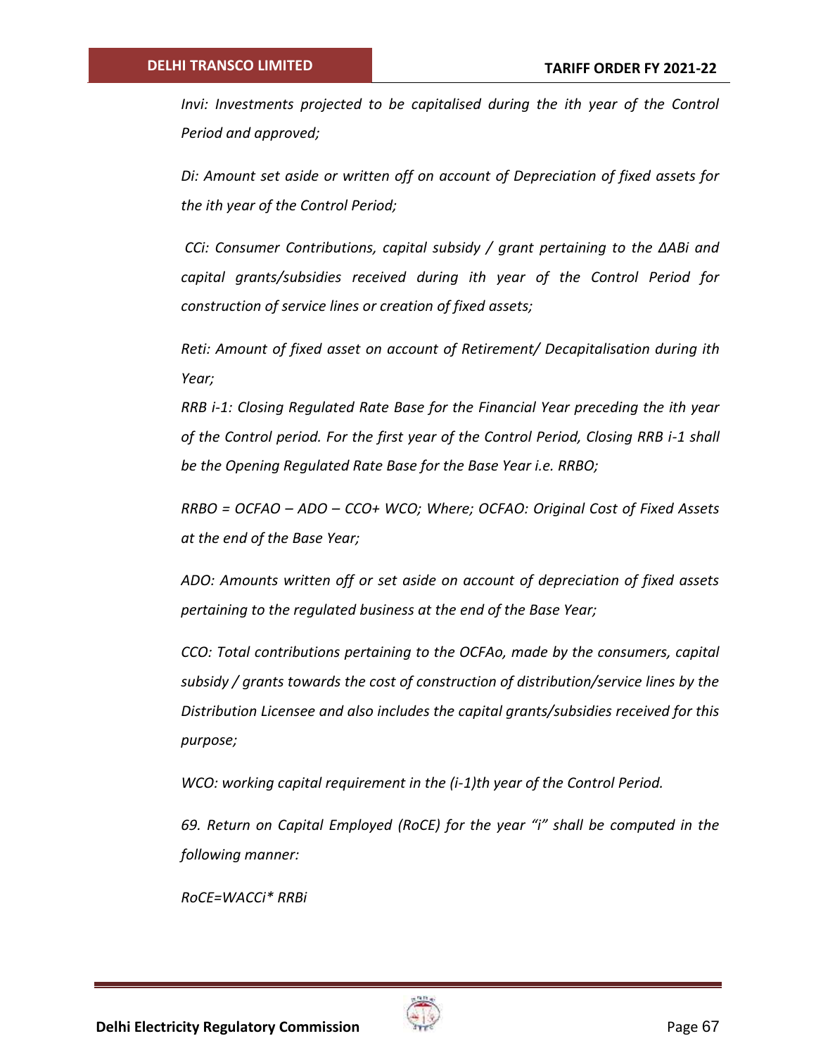*Invi: Investments projected to be capitalised during the ith year of the Control Period and approved;*

*Di: Amount set aside or written off on account of Depreciation of fixed assets for the ith year of the Control Period;*

*CCi: Consumer Contributions, capital subsidy / grant pertaining to the ΔABi and capital grants/subsidies received during ith year of the Control Period for construction of service lines or creation of fixed assets;*

*Reti: Amount of fixed asset on account of Retirement/ Decapitalisation during ith Year;*

*RRB i-1: Closing Regulated Rate Base for the Financial Year preceding the ith year of the Control period. For the first year of the Control Period, Closing RRB i-1 shall be the Opening Regulated Rate Base for the Base Year i.e. RRBO;*

*RRBO = OCFAO – ADO – CCO+ WCO; Where; OCFAO: Original Cost of Fixed Assets at the end of the Base Year;*

*ADO: Amounts written off or set aside on account of depreciation of fixed assets pertaining to the regulated business at the end of the Base Year;*

*CCO: Total contributions pertaining to the OCFAo, made by the consumers, capital subsidy / grants towards the cost of construction of distribution/service lines by the Distribution Licensee and also includes the capital grants/subsidies received for this purpose;*

*WCO: working capital requirement in the (i-1)th year of the Control Period.*

*69. Return on Capital Employed (RoCE) for the year "i" shall be computed in the following manner:*

*RoCE=WACCi* RRBi*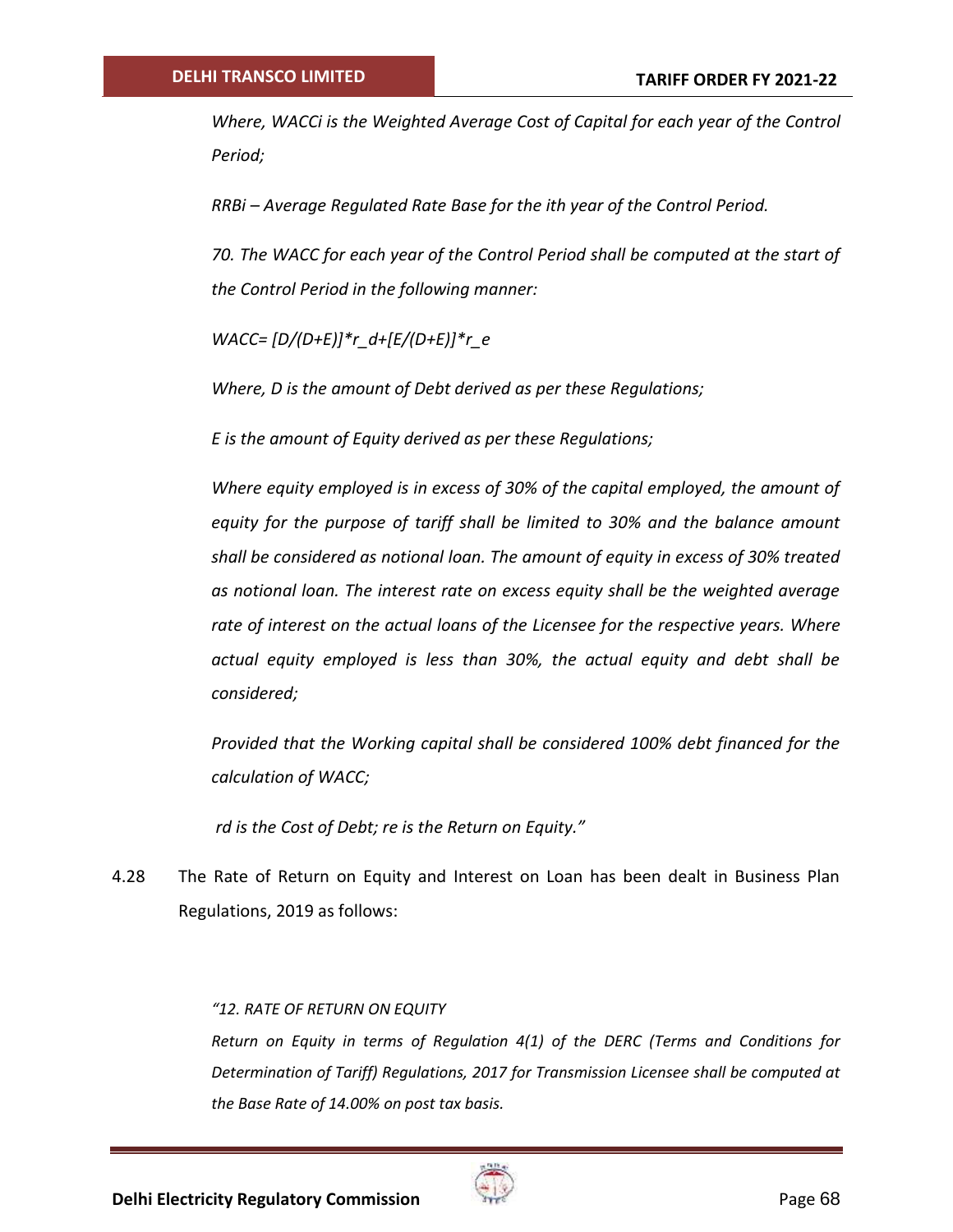*Where, $WACC_i$ is the Weighted Average Cost of Capital for each year of the Control Period;*

*$RRB_i$ – Average Regulated Rate Base for the ith year of the Control Period.*

*70. The WACC for each year of the Control Period shall be computed at the start of the Control Period in the following manner:*

$$WACC = [D/(D+E)]*r_d + [E/(D+E)]*r_e$$

*Where, D is the amount of Debt derived as per these Regulations;*

*E is the amount of Equity derived as per these Regulations;*

*Where equity employed is in excess of 30% of the capital employed, the amount of equity for the purpose of tariff shall be limited to 30% and the balance amount shall be considered as notional loan. The amount of equity in excess of 30% treated as notional loan. The interest rate on excess equity shall be the weighted average rate of interest on the actual loans of the Licensee for the respective years. Where actual equity employed is less than 30%, the actual equity and debt shall be considered;*

*Provided that the Working capital shall be considered 100% debt financed for the calculation of WACC;*

*$r_d$ is the Cost of Debt; $r_e$ is the Return on Equity."*

4.28 The Rate of Return on Equity and Interest on Loan has been dealt in Business Plan Regulations, 2019 as follows:

*"12. RATE OF RETURN ON EQUITY*

*Return on Equity in terms of Regulation 4(1) of the DERC (Terms and Conditions for Determination of Tariff) Regulations, 2017 for Transmission Licensee shall be computed at the Base Rate of 14.00% on post tax basis.*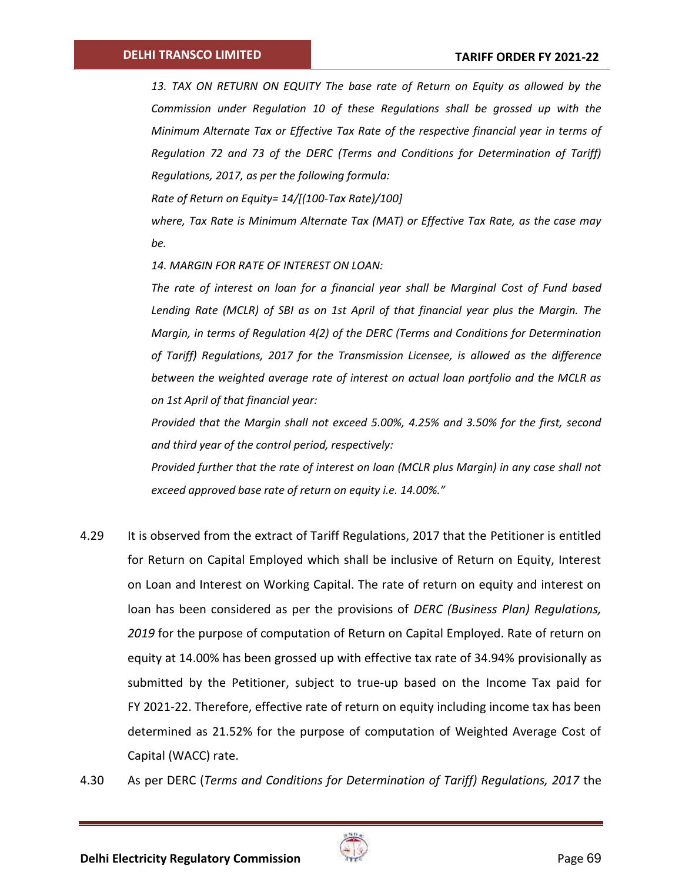*13. TAX ON RETURN ON EQUITY The base rate of Return on Equity as allowed by the Commission under Regulation 10 of these Regulations shall be grossed up with the Minimum Alternate Tax or Effective Tax Rate of the respective financial year in terms of Regulation 72 and 73 of the DERC (Terms and Conditions for Determination of Tariff) Regulations, 2017, as per the following formula:*

*Rate of Return on Equity= 14/[(100-Tax Rate)/100]*

*where, Tax Rate is Minimum Alternate Tax (MAT) or Effective Tax Rate, as the case may be.*

*14. MARGIN FOR RATE OF INTEREST ON LOAN:*

*The rate of interest on loan for a financial year shall be Marginal Cost of Fund based Lending Rate (MCLR) of SBI as on 1st April of that financial year plus the Margin. The Margin, in terms of Regulation 4(2) of the DERC (Terms and Conditions for Determination of Tariff) Regulations, 2017 for the Transmission Licensee, is allowed as the difference between the weighted average rate of interest on actual loan portfolio and the MCLR as on 1st April of that financial year:*

*Provided that the Margin shall not exceed 5.00%, 4.25% and 3.50% for the first, second and third year of the control period, respectively:*

*Provided further that the rate of interest on loan (MCLR plus Margin) in any case shall not exceed approved base rate of return on equity i.e. 14.00%."*

4.29 It is observed from the extract of Tariff Regulations, 2017 that the Petitioner is entitled for Return on Capital Employed which shall be inclusive of Return on Equity, Interest on Loan and Interest on Working Capital. The rate of return on equity and interest on loan has been considered as per the provisions of *DERC (Business Plan) Regulations, 2019* for the purpose of computation of Return on Capital Employed. Rate of return on equity at 14.00% has been grossed up with effective tax rate of 34.94% provisionally as submitted by the Petitioner, subject to true-up based on the Income Tax paid for FY 2021-22. Therefore, effective rate of return on equity including income tax has been determined as 21.52% for the purpose of computation of Weighted Average Cost of Capital (WACC) rate.

4.30 As per DERC (*Terms and Conditions for Determination of Tariff) Regulations, 2017* the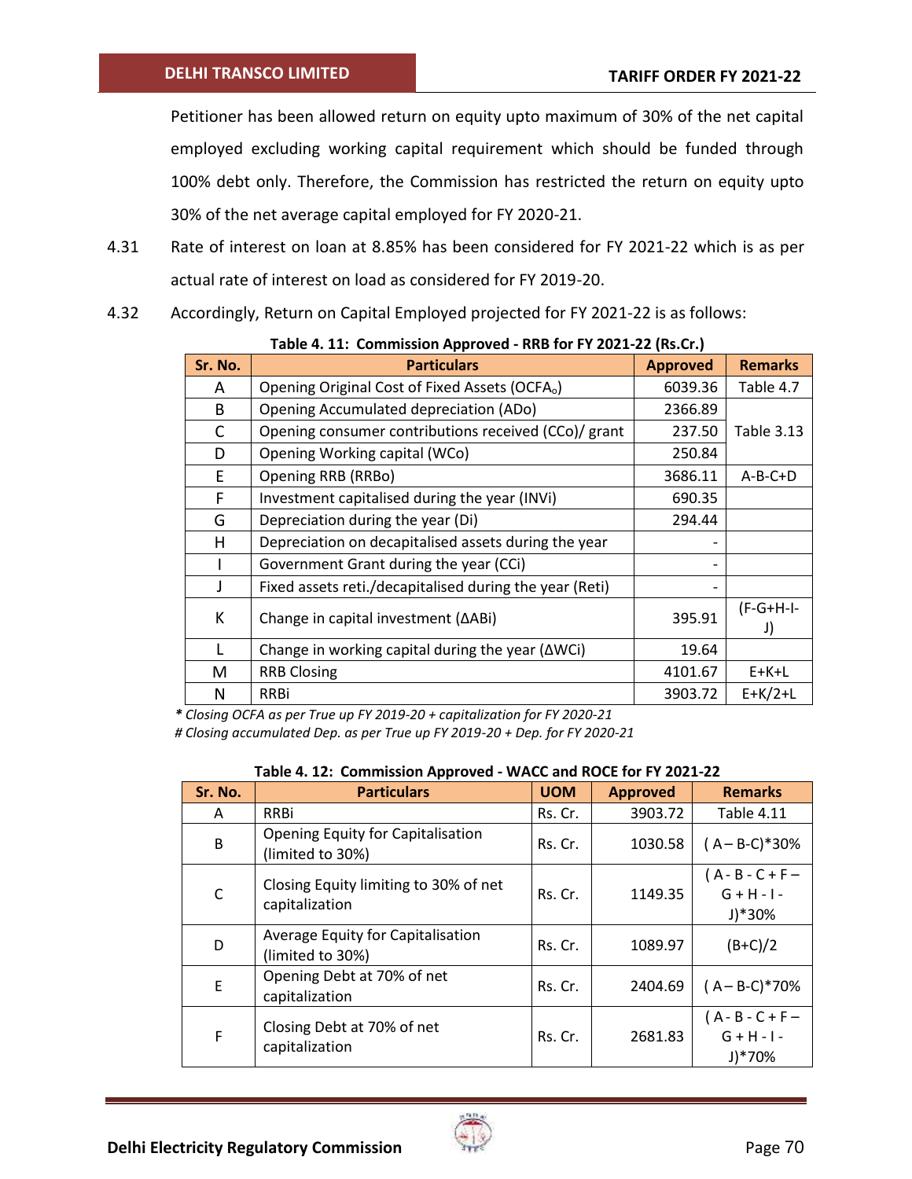Petitioner has been allowed return on equity upto maximum of 30% of the net capital employed excluding working capital requirement which should be funded through 100% debt only. Therefore, the Commission has restricted the return on equity upto 30% of the net average capital employed for FY 2020-21.

4.31 Rate of interest on loan at 8.85% has been considered for FY 2021-22 which is as per actual rate of interest on load as considered for FY 2019-20.

4.32 Accordingly, Return on Capital Employed projected for FY 2021-22 is as follows:

**Table 4. 11: Commission Approved - RRB for FY 2021-22 (Rs.Cr.)**

| Sr. No. | Particulars | Approved | Remarks |
|---|---|---|---|
| A | Opening Original Cost of Fixed Assets ($OCFA_o$) | 6039.36 | Table 4.7 |
| B | Opening Accumulated depreciation (ADo) | 2366.89 | Table 3.13 |
| C | Opening consumer contributions received (CCo)/ grant | 237.50 | |
| D | Opening Working capital (WCo) | 250.84 | |
| E | Opening RRB (RRBo) | 3686.11 | A-B-C+D |
| F | Investment capitalised during the year (INVi) | 690.35 | |
| G | Depreciation during the year (Di) | 294.44 | |
| H | Depreciation on decapitalised assets during the year | - | |
| I | Government Grant during the year (CCi) | - | |
| J | Fixed assets reti./decapitalised during the year (Reti) | - | |
| K | Change in capital investment (ΔABi) | 395.91 | (F-G+H-I-J) |
| L | Change in working capital during the year (ΔWCi) | 19.64 | |
| M | RRB Closing | 4101.67 | E+K+L |
| N | RRBi | 3903.72 | E+K/2+L |

*\* Closing OCFA as per True up FY 2019-20 + capitalization for FY 2020-21*

*# Closing accumulated Dep. as per True up FY 2019-20 + Dep. for FY 2020-21*

**Table 4. 12: Commission Approved - WACC and ROCE for FY 2021-22**

| Sr. No. | Particulars | UOM | Approved | Remarks |
|---|---|---|---|---|
| A | RRBi | Rs. Cr. | 3903.72 | Table 4.11 |
| B | Opening Equity for Capitalisation (limited to 30%) | Rs. Cr. | 1030.58 | ( A – B-C)*30% |
| C | Closing Equity limiting to 30% of net capitalization | Rs. Cr. | 1149.35 | ( A - B - C + F – G + H - I - J)*30% |
| D | Average Equity for Capitalisation (limited to 30%) | Rs. Cr. | 1089.97 | (B+C)/2 |
| E | Opening Debt at 70% of net capitalization | Rs. Cr. | 2404.69 | ( A – B-C)*70% |
| F | Closing Debt at 70% of net capitalization | Rs. Cr. | 2681.83 | ( A - B - C + F – G + H - I - J)*70% |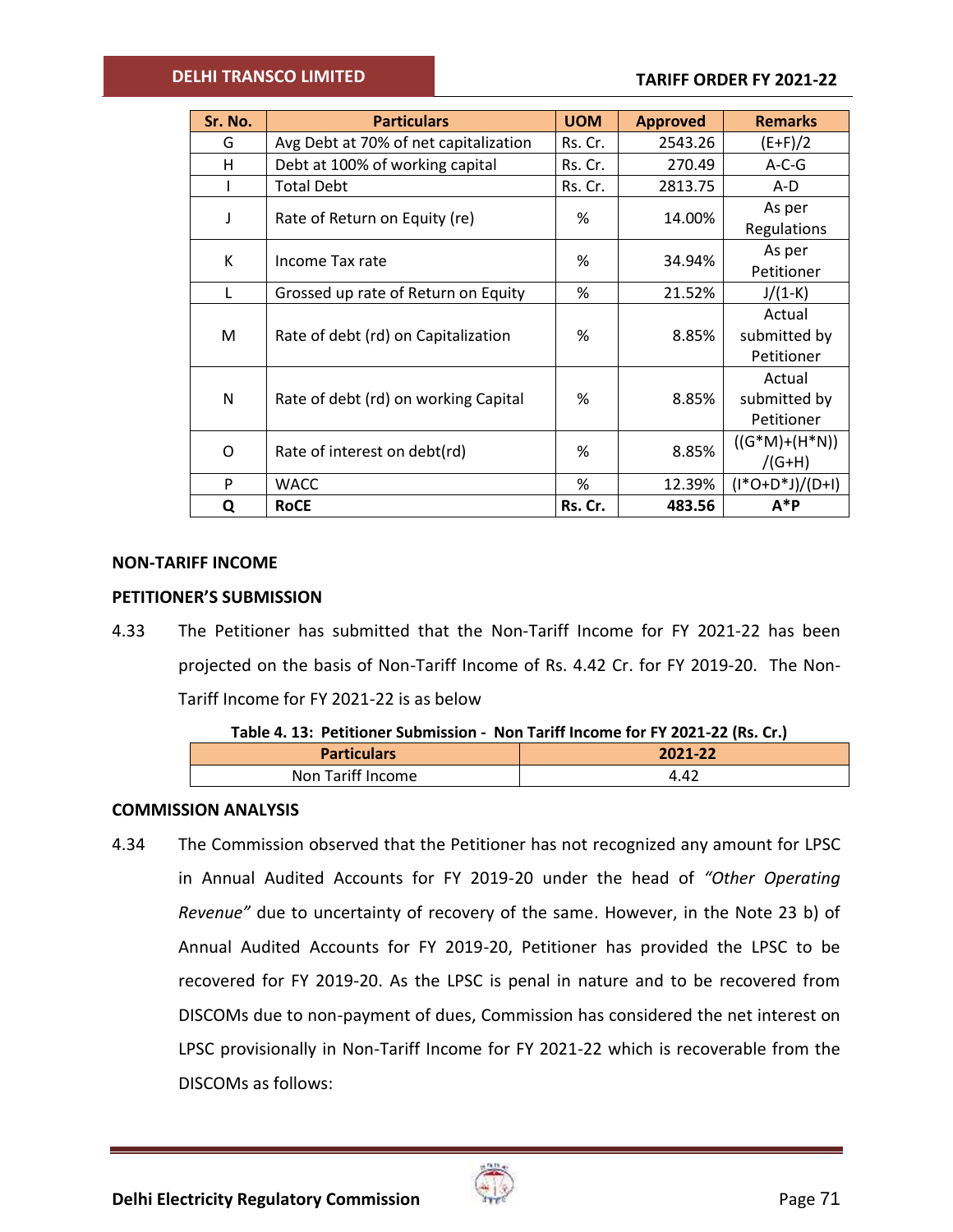| Sr. No. | Particulars | UOM | Approved | Remarks |
|---|---|---|---|---|
| G | Avg Debt at 70% of net capitalization | Rs. Cr. | 2543.26 | (E+F)/2 |
| H | Debt at 100% of working capital | Rs. Cr. | 270.49 | A-C-G |
| I | Total Debt | Rs. Cr. | 2813.75 | A-D |
| J | Rate of Return on Equity (re) | % | 14.00% | As per Regulations |
| K | Income Tax rate | % | 34.94% | As per Petitioner |
| L | Grossed up rate of Return on Equity | % | 21.52% | J/(1-K) |
| M | Rate of debt (rd) on Capitalization | % | 8.85% | Actual submitted by Petitioner |
| N | Rate of debt (rd) on working Capital | % | 8.85% | Actual submitted by Petitioner |
| O | Rate of interest on debt(rd) | % | 8.85% | ((G*M)+(H*N))/(G+H) |
| P | WACC | % | 12.39% | (I*O+D*J)/(D+I) |
| **Q** | **RoCE** | **Rs. Cr.** | **483.56** | **A*P** |

**NON-TARIFF INCOME**

**PETITIONER'S SUBMISSION**

4.33 The Petitioner has submitted that the Non-Tariff Income for FY 2021-22 has been projected on the basis of Non-Tariff Income of Rs. 4.42 Cr. for FY 2019-20. The Non-Tariff Income for FY 2021-22 is as below

**Table 4. 13: Petitioner Submission - Non Tariff Income for FY 2021-22 (Rs. Cr.)**

| Particulars | 2021-22 |
|---|---|
| Non Tariff Income | 4.42 |

**COMMISSION ANALYSIS**

4.34 The Commission observed that the Petitioner has not recognized any amount for LPSC in Annual Audited Accounts for FY 2019-20 under the head of *"Other Operating Revenue"* due to uncertainty of recovery of the same. However, in the Note 23 b) of Annual Audited Accounts for FY 2019-20, Petitioner has provided the LPSC to be recovered for FY 2019-20. As the LPSC is penal in nature and to be recovered from DISCOMs due to non-payment of dues, Commission has considered the net interest on LPSC provisionally in Non-Tariff Income for FY 2021-22 which is recoverable from the DISCOMs as follows: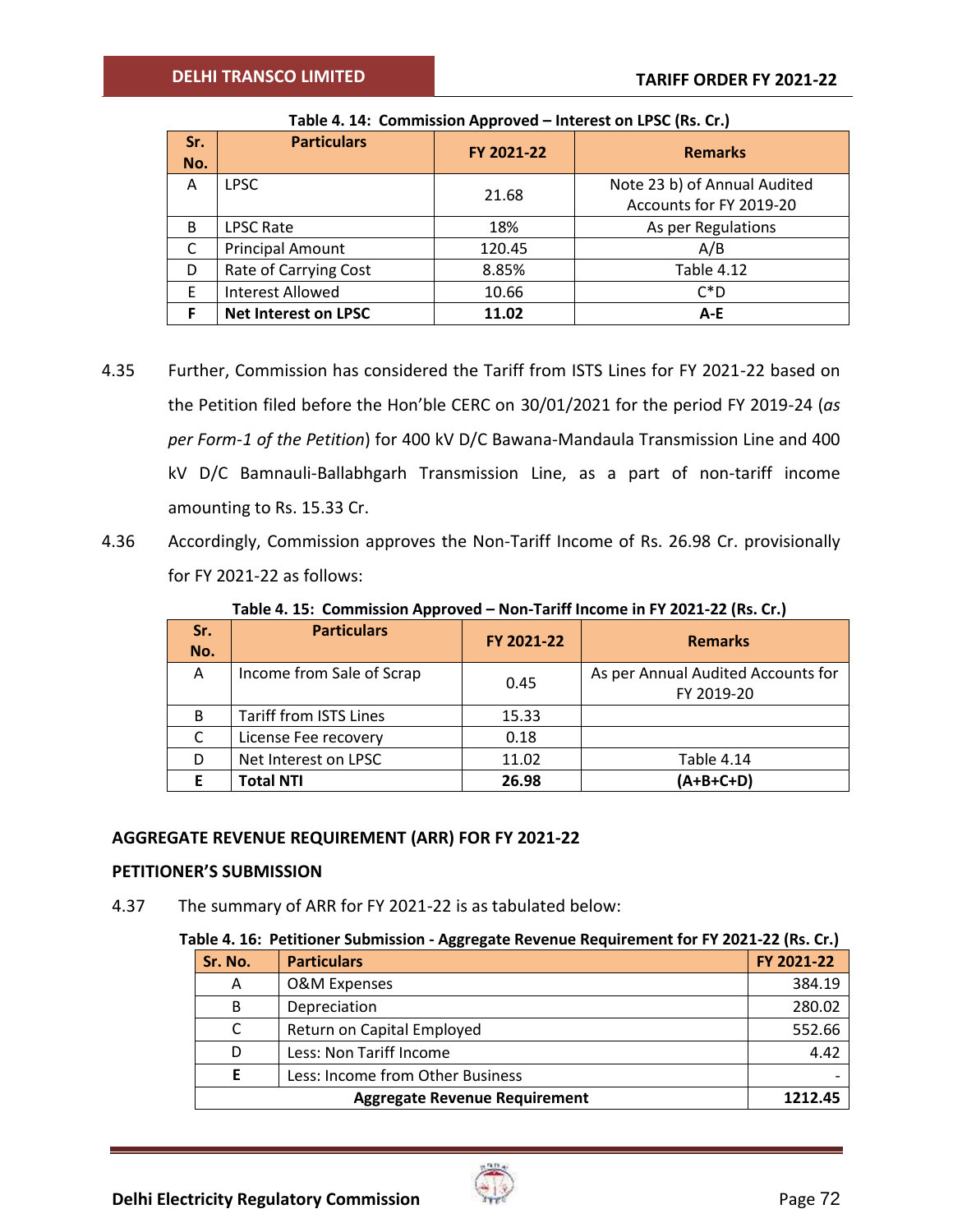**Table 4. 14: Commission Approved – Interest on LPSC (Rs. Cr.)**

| Sr. No. | Particulars | FY 2021-22 | Remarks |
|---|---|---|---|
| A | LPSC | 21.68 | Note 23 b) of Annual Audited Accounts for FY 2019-20 |
| B | LPSC Rate | 18% | As per Regulations |
| C | Principal Amount | 120.45 | A/B |
| D | Rate of Carrying Cost | 8.85% | Table 4.12 |
| E | Interest Allowed | 10.66 | C*D |
| **F** | **Net Interest on LPSC** | **11.02** | **A-E** |

4.35 Further, Commission has considered the Tariff from ISTS Lines for FY 2021-22 based on the Petition filed before the Hon'ble CERC on 30/01/2021 for the period FY 2019-24 (*as per Form-1 of the Petition*) for 400 kV D/C Bawana-Mandaula Transmission Line and 400 kV D/C Bamnauli-Ballabhgarh Transmission Line, as a part of non-tariff income amounting to Rs. 15.33 Cr.

4.36 Accordingly, Commission approves the Non-Tariff Income of Rs. 26.98 Cr. provisionally for FY 2021-22 as follows:

**Table 4. 15: Commission Approved – Non-Tariff Income in FY 2021-22 (Rs. Cr.)**

| Sr. No. | Particulars | FY 2021-22 | Remarks |
|---|---|---|---|
| A | Income from Sale of Scrap | 0.45 | As per Annual Audited Accounts for FY 2019-20 |
| B | Tariff from ISTS Lines | 15.33 | |
| C | License Fee recovery | 0.18 | |
| D | Net Interest on LPSC | 11.02 | Table 4.14 |
| **E** | **Total NTI** | **26.98** | **(A+B+C+D)** |

## AGGREGATE REVENUE REQUIREMENT (ARR) FOR FY 2021-22

### PETITIONER'S SUBMISSION

4.37 The summary of ARR for FY 2021-22 is as tabulated below:

**Table 4. 16: Petitioner Submission - Aggregate Revenue Requirement for FY 2021-22 (Rs. Cr.)**

| Sr. No. | Particulars | FY 2021-22 |
|---|---|---|
| A | O&M Expenses | 384.19 |
| B | Depreciation | 280.02 |
| C | Return on Capital Employed | 552.66 |
| D | Less: Non Tariff Income | 4.42 |
| **E** | Less: Income from Other Business | - |
| | **Aggregate Revenue Requirement** | **1212.45** |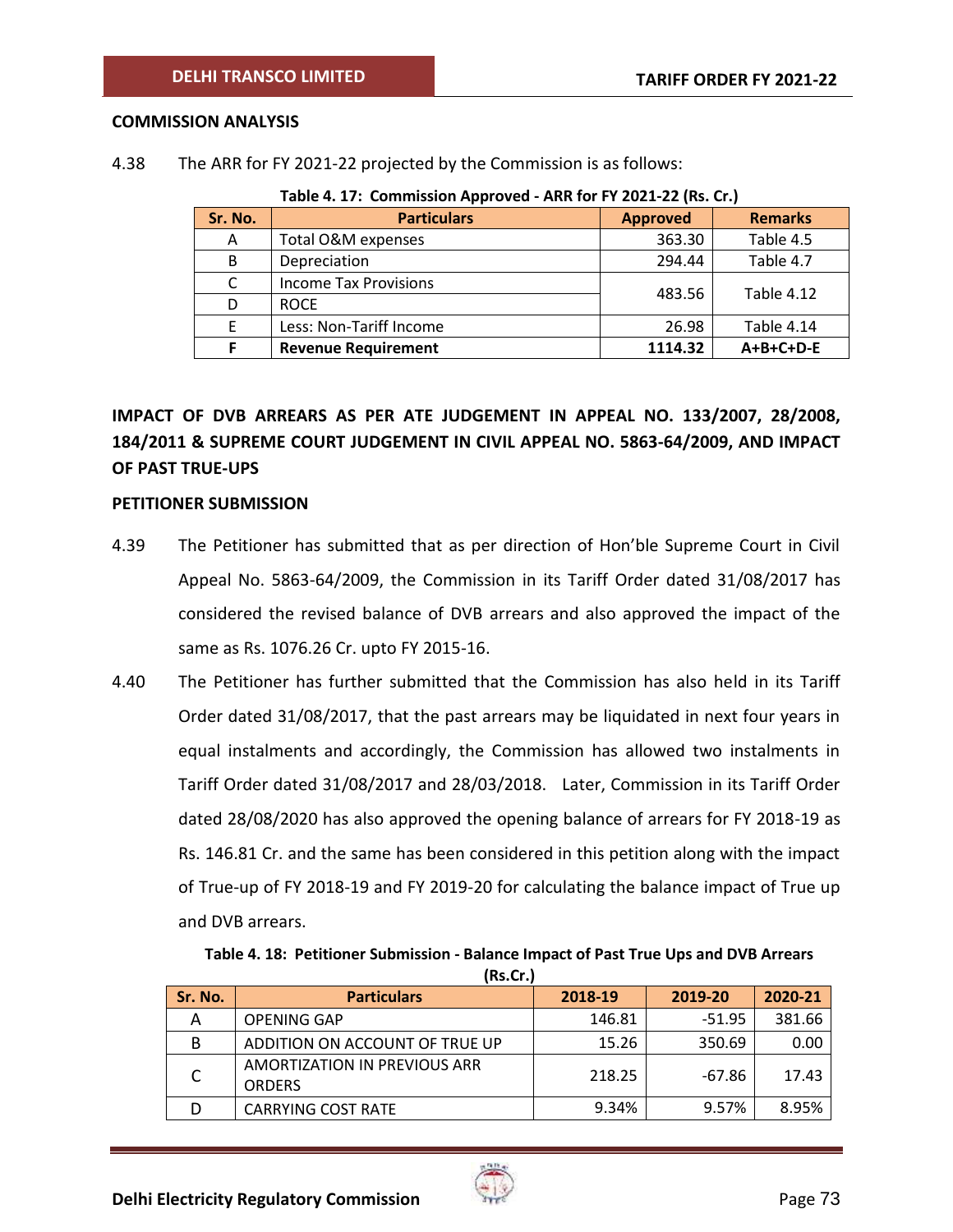**COMMISSION ANALYSIS**

4.38 The ARR for FY 2021-22 projected by the Commission is as follows:

**Table 4. 17: Commission Approved - ARR for FY 2021-22 (Rs. Cr.)**

| Sr. No. | Particulars | Approved | Remarks |
|---|---|---|---|
| A | Total O&M expenses | 363.30 | Table 4.5 |
| B | Depreciation | 294.44 | Table 4.7 |
| C | Income Tax Provisions | 483.56 | Table 4.12 |
| D | ROCE | | |
| E | Less: Non-Tariff Income | 26.98 | Table 4.14 |
| **F** | **Revenue Requirement** | **1114.32** | **A+B+C+D-E** |

## IMPACT OF DVB ARREARS AS PER ATE JUDGEMENT IN APPEAL NO. 133/2007, 28/2008, 184/2011 & SUPREME COURT JUDGEMENT IN CIVIL APPEAL NO. 5863-64/2009, AND IMPACT OF PAST TRUE-UPS

**PETITIONER SUBMISSION**

4.39 The Petitioner has submitted that as per direction of Hon'ble Supreme Court in Civil Appeal No. 5863-64/2009, the Commission in its Tariff Order dated 31/08/2017 has considered the revised balance of DVB arrears and also approved the impact of the same as Rs. 1076.26 Cr. upto FY 2015-16.

4.40 The Petitioner has further submitted that the Commission has also held in its Tariff Order dated 31/08/2017, that the past arrears may be liquidated in next four years in equal instalments and accordingly, the Commission has allowed two instalments in Tariff Order dated 31/08/2017 and 28/03/2018. Later, Commission in its Tariff Order dated 28/08/2020 has also approved the opening balance of arrears for FY 2018-19 as Rs. 146.81 Cr. and the same has been considered in this petition along with the impact of True-up of FY 2018-19 and FY 2019-20 for calculating the balance impact of True up and DVB arrears.

**Table 4. 18: Petitioner Submission - Balance Impact of Past True Ups and DVB Arrears (Rs.Cr.)**

| Sr. No. | Particulars | 2018-19 | 2019-20 | 2020-21 |
|---|---|---|---|---|
| A | OPENING GAP | 146.81 | -51.95 | 381.66 |
| B | ADDITION ON ACCOUNT OF TRUE UP | 15.26 | 350.69 | 0.00 |
| C | AMORTIZATION IN PREVIOUS ARR ORDERS | 218.25 | -67.86 | 17.43 |
| D | CARRYING COST RATE | 9.34% | 9.57% | 8.95% |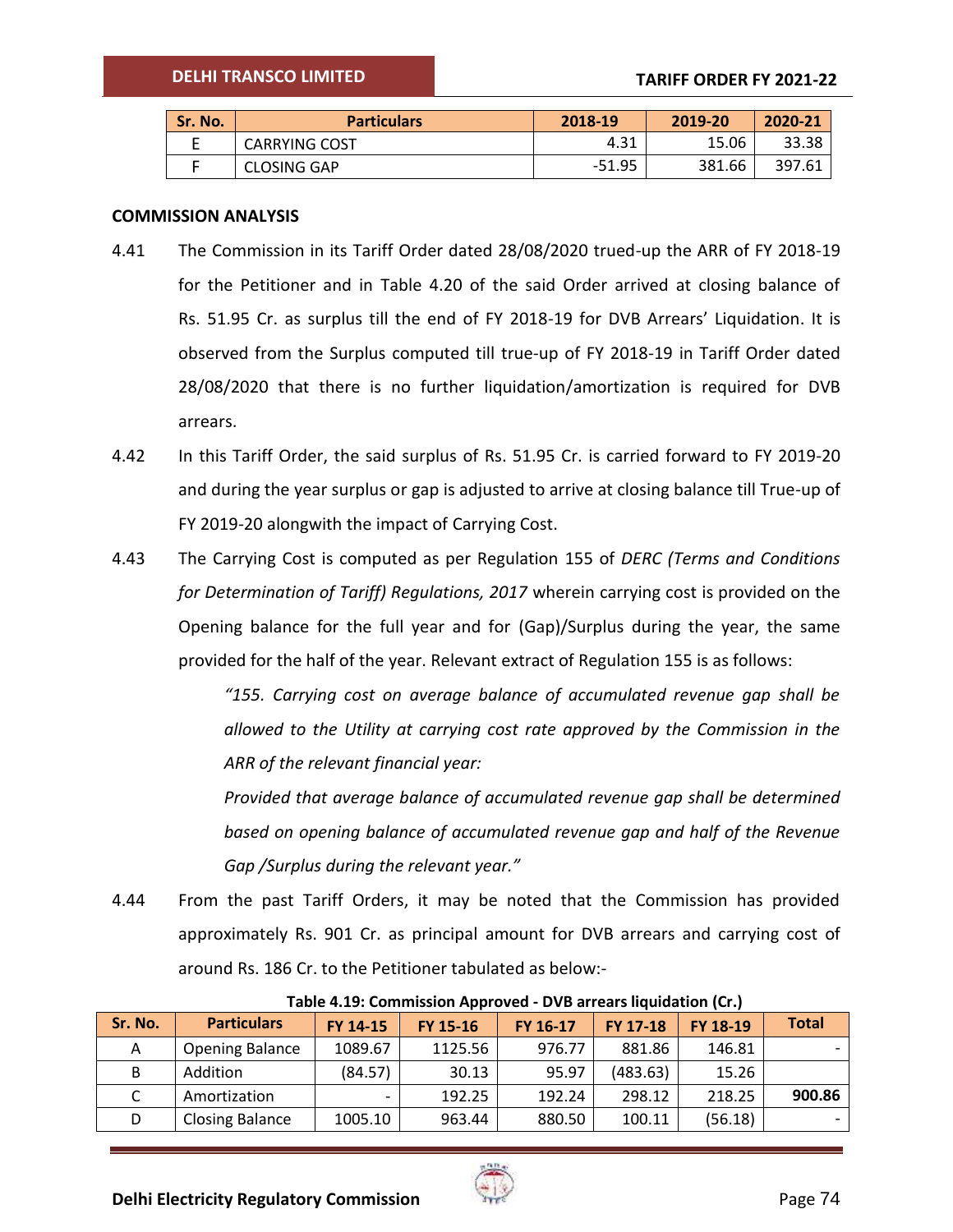| Sr. No. | Particulars | 2018-19 | 2019-20 | 2020-21 |
|---|---|---|---|---|
| E | CARRYING COST | 4.31 | 15.06 | 33.38 |
| F | CLOSING GAP | -51.95 | 381.66 | 397.61 |

**COMMISSION ANALYSIS**

4.41 The Commission in its Tariff Order dated 28/08/2020 trued-up the ARR of FY 2018-19 for the Petitioner and in Table 4.20 of the said Order arrived at closing balance of Rs. 51.95 Cr. as surplus till the end of FY 2018-19 for DVB Arrears' Liquidation. It is observed from the Surplus computed till true-up of FY 2018-19 in Tariff Order dated 28/08/2020 that there is no further liquidation/amortization is required for DVB arrears.

4.42 In this Tariff Order, the said surplus of Rs. 51.95 Cr. is carried forward to FY 2019-20 and during the year surplus or gap is adjusted to arrive at closing balance till True-up of FY 2019-20 alongwith the impact of Carrying Cost.

4.43 The Carrying Cost is computed as per Regulation 155 of *DERC (Terms and Conditions for Determination of Tariff) Regulations, 2017* wherein carrying cost is provided on the Opening balance for the full year and for (Gap)/Surplus during the year, the same provided for the half of the year. Relevant extract of Regulation 155 is as follows:

> *"155. Carrying cost on average balance of accumulated revenue gap shall be allowed to the Utility at carrying cost rate approved by the Commission in the ARR of the relevant financial year:*
>
> *Provided that average balance of accumulated revenue gap shall be determined based on opening balance of accumulated revenue gap and half of the Revenue Gap /Surplus during the relevant year."*

4.44 From the past Tariff Orders, it may be noted that the Commission has provided approximately Rs. 901 Cr. as principal amount for DVB arrears and carrying cost of around Rs. 186 Cr. to the Petitioner tabulated as below:-

**Table 4.19: Commission Approved - DVB arrears liquidation (Cr.)**

| Sr. No. | Particulars | FY 14-15 | FY 15-16 | FY 16-17 | FY 17-18 | FY 18-19 | Total |
|---|---|---|---|---|---|---|---|
| A | Opening Balance | 1089.67 | 1125.56 | 976.77 | 881.86 | 146.81 | - |
| B | Addition | (84.57) | 30.13 | 95.97 | (483.63) | 15.26 | |
| C | Amortization | - | 192.25 | 192.24 | 298.12 | 218.25 | **900.86** |
| D | Closing Balance | 1005.10 | 963.44 | 880.50 | 100.11 | (56.18) | - |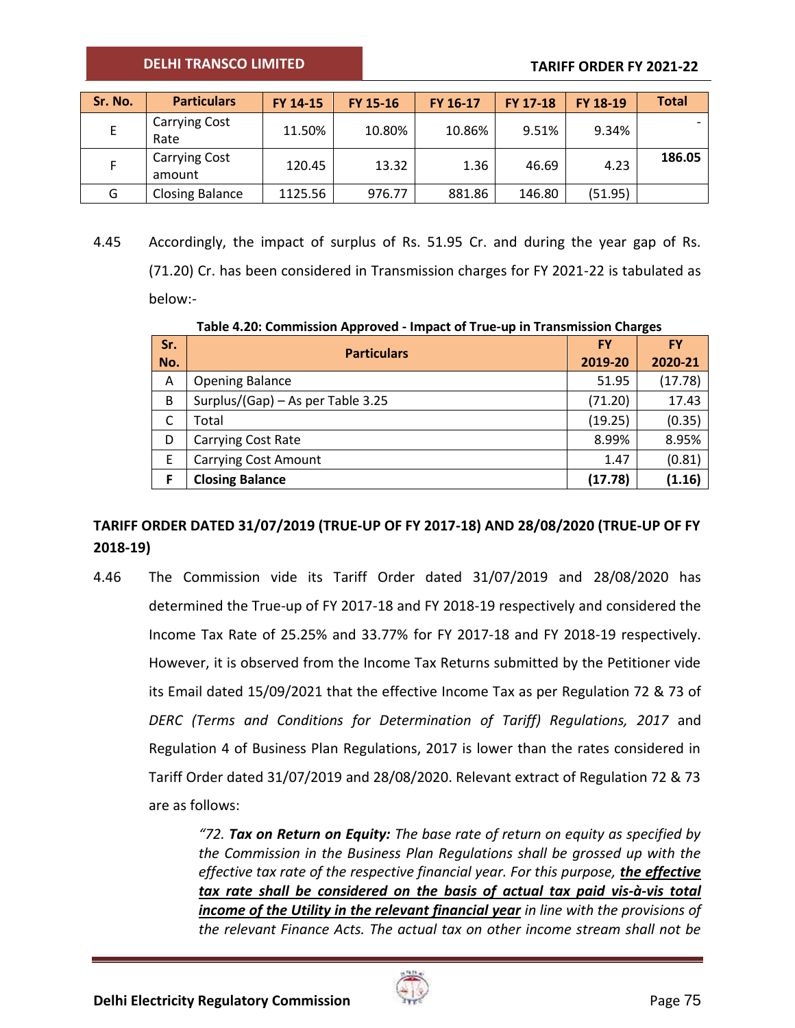| Sr. No. | Particulars | FY 14-15 | FY 15-16 | FY 16-17 | FY 17-18 | FY 18-19 | Total |
|---|---|---|---|---|---|---|---|
| E | Carrying Cost Rate | 11.50% | 10.80% | 10.86% | 9.51% | 9.34% | - |
| F | Carrying Cost amount | 120.45 | 13.32 | 1.36 | 46.69 | 4.23 | **186.05** |
| G | Closing Balance | 1125.56 | 976.77 | 881.86 | 146.80 | (51.95) | |

4.45 Accordingly, the impact of surplus of Rs. 51.95 Cr. and during the year gap of Rs. (71.20) Cr. has been considered in Transmission charges for FY 2021-22 is tabulated as below:-

**Table 4.20: Commission Approved - Impact of True-up in Transmission Charges**

| Sr. No. | Particulars | FY 2019-20 | FY 2020-21 |
|---|---|---|---|
| A | Opening Balance | 51.95 | (17.78) |
| B | Surplus/(Gap) – As per Table 3.25 | (71.20) | 17.43 |
| C | Total | (19.25) | (0.35) |
| D | Carrying Cost Rate | 8.99% | 8.95% |
| E | Carrying Cost Amount | 1.47 | (0.81) |
| **F** | **Closing Balance** | **(17.78)** | **(1.16)** |

## TARIFF ORDER DATED 31/07/2019 (TRUE-UP OF FY 2017-18) AND 28/08/2020 (TRUE-UP OF FY 2018-19)

4.46 The Commission vide its Tariff Order dated 31/07/2019 and 28/08/2020 has determined the True-up of FY 2017-18 and FY 2018-19 respectively and considered the Income Tax Rate of 25.25% and 33.77% for FY 2017-18 and FY 2018-19 respectively. However, it is observed from the Income Tax Returns submitted by the Petitioner vide its Email dated 15/09/2021 that the effective Income Tax as per Regulation 72 & 73 of *DERC (Terms and Conditions for Determination of Tariff) Regulations, 2017* and Regulation 4 of Business Plan Regulations, 2017 is lower than the rates considered in Tariff Order dated 31/07/2019 and 28/08/2020. Relevant extract of Regulation 72 & 73 are as follows:

> *"72. **Tax on Return on Equity:** The base rate of return on equity as specified by the Commission in the Business Plan Regulations shall be grossed up with the effective tax rate of the respective financial year. For this purpose, **the effective tax rate shall be considered on the basis of actual tax paid vis-à-vis total income of the Utility in the relevant financial year** in line with the provisions of the relevant Finance Acts. The actual tax on other income stream shall not be*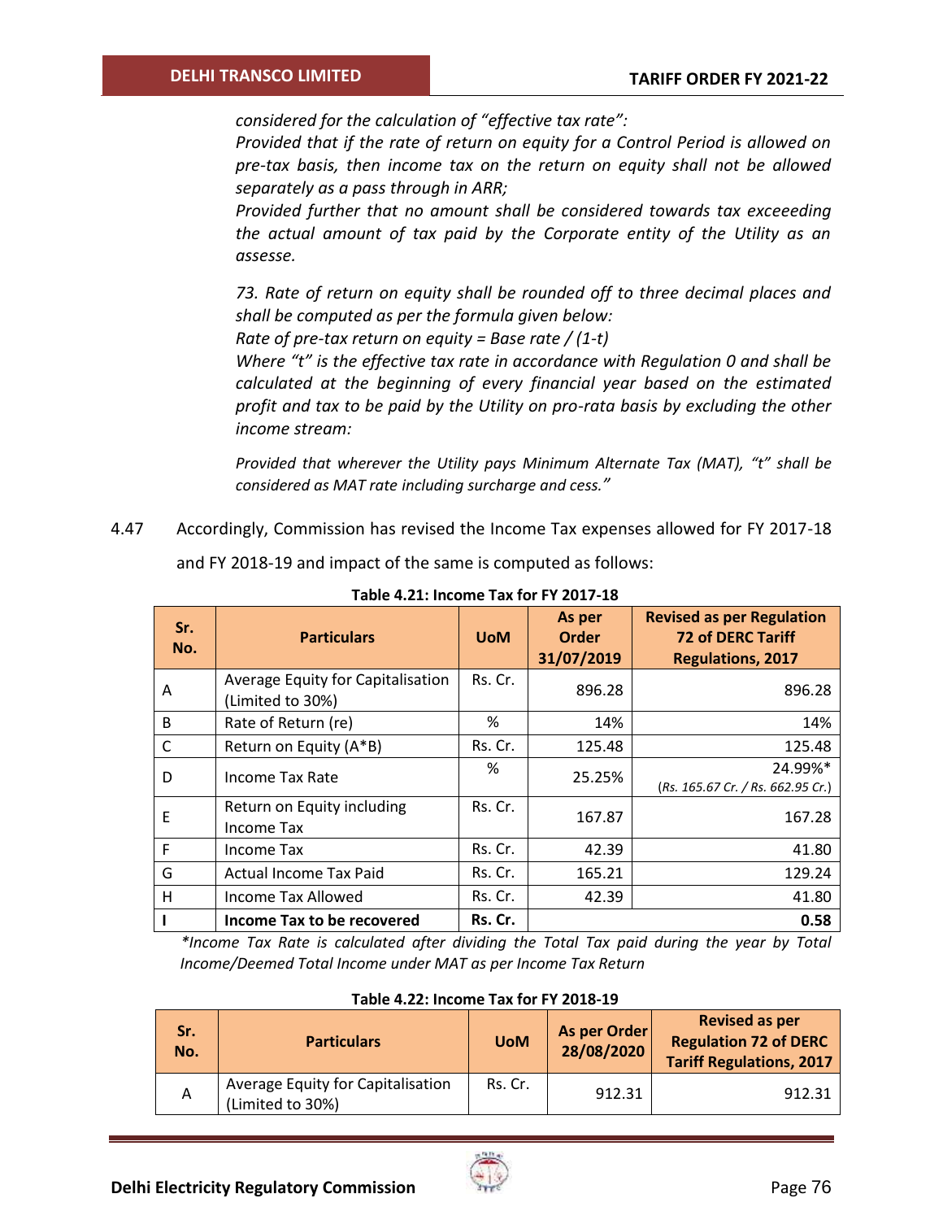*considered for the calculation of "effective tax rate":*

*Provided that if the rate of return on equity for a Control Period is allowed on pre-tax basis, then income tax on the return on equity shall not be allowed separately as a pass through in ARR;*

*Provided further that no amount shall be considered towards tax exceeeding the actual amount of tax paid by the Corporate entity of the Utility as an assesse.*

*73. Rate of return on equity shall be rounded off to three decimal places and shall be computed as per the formula given below:*

*Rate of pre-tax return on equity = Base rate / (1-t)*

*Where "t" is the effective tax rate in accordance with Regulation 0 and shall be calculated at the beginning of every financial year based on the estimated profit and tax to be paid by the Utility on pro-rata basis by excluding the other income stream:*

*Provided that wherever the Utility pays Minimum Alternate Tax (MAT), "t" shall be considered as MAT rate including surcharge and cess."*

4.47 Accordingly, Commission has revised the Income Tax expenses allowed for FY 2017-18 and FY 2018-19 and impact of the same is computed as follows:

**Table 4.21: Income Tax for FY 2017-18**

| Sr. No. | Particulars | UoM | As per Order 31/07/2019 | Revised as per Regulation 72 of DERC Tariff Regulations, 2017 |
|---|---|---|---|---|
| A | Average Equity for Capitalisation (Limited to 30%) | Rs. Cr. | 896.28 | 896.28 |
| B | Rate of Return (re) | % | 14% | 14% |
| C | Return on Equity (A*B) | Rs. Cr. | 125.48 | 125.48 |
| D | Income Tax Rate | % | 25.25% | 24.99%* (*Rs. 165.67 Cr. / Rs. 662.95 Cr.*) |
| E | Return on Equity including Income Tax | Rs. Cr. | 167.87 | 167.28 |
| F | Income Tax | Rs. Cr. | 42.39 | 41.80 |
| G | Actual Income Tax Paid | Rs. Cr. | 165.21 | 129.24 |
| H | Income Tax Allowed | Rs. Cr. | 42.39 | 41.80 |
| **I** | **Income Tax to be recovered** | **Rs. Cr.** | | **0.58** |

*\*Income Tax Rate is calculated after dividing the Total Tax paid during the year by Total Income/Deemed Total Income under MAT as per Income Tax Return*

**Table 4.22: Income Tax for FY 2018-19**

| Sr. No. | Particulars | UoM | As per Order 28/08/2020 | Revised as per Regulation 72 of DERC Tariff Regulations, 2017 |
|---|---|---|---|---|
| A | Average Equity for Capitalisation (Limited to 30%) | Rs. Cr. | 912.31 | 912.31 |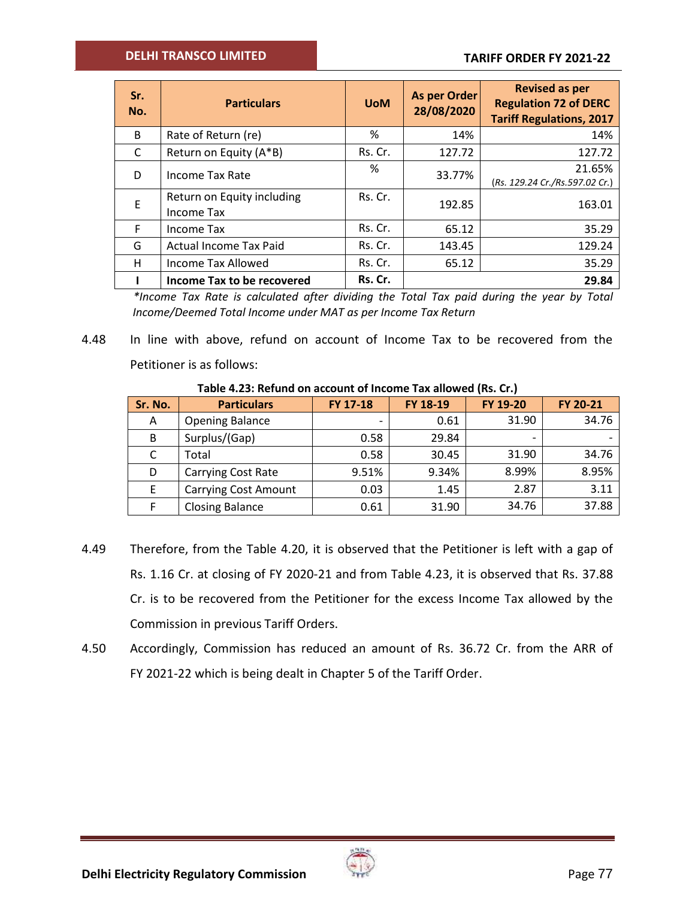| Sr. No. | Particulars | UoM | As per Order 28/08/2020 | Revised as per Regulation 72 of DERC Tariff Regulations, 2017 |
|---|---|---|---|---|
| B | Rate of Return (re) | % | 14% | 14% |
| C | Return on Equity (A*B) | Rs. Cr. | 127.72 | 127.72 |
| D | Income Tax Rate | % | 33.77% | 21.65% (Rs. 129.24 Cr./Rs.597.02 Cr.) |
| E | Return on Equity including Income Tax | Rs. Cr. | 192.85 | 163.01 |
| F | Income Tax | Rs. Cr. | 65.12 | 35.29 |
| G | Actual Income Tax Paid | Rs. Cr. | 143.45 | 129.24 |
| H | Income Tax Allowed | Rs. Cr. | 65.12 | 35.29 |
| **I** | **Income Tax to be recovered** | **Rs. Cr.** | | **29.84** |

*\*Income Tax Rate is calculated after dividing the Total Tax paid during the year by Total Income/Deemed Total Income under MAT as per Income Tax Return*

4.48 In line with above, refund on account of Income Tax to be recovered from the Petitioner is as follows:

**Table 4.23: Refund on account of Income Tax allowed (Rs. Cr.)**

| Sr. No. | Particulars | FY 17-18 | FY 18-19 | FY 19-20 | FY 20-21 |
|---|---|---|---|---|---|
| A | Opening Balance | - | 0.61 | 31.90 | 34.76 |
| B | Surplus/(Gap) | 0.58 | 29.84 | - | - |
| C | Total | 0.58 | 30.45 | 31.90 | 34.76 |
| D | Carrying Cost Rate | 9.51% | 9.34% | 8.99% | 8.95% |
| E | Carrying Cost Amount | 0.03 | 1.45 | 2.87 | 3.11 |
| F | Closing Balance | 0.61 | 31.90 | 34.76 | 37.88 |

4.49 Therefore, from the Table 4.20, it is observed that the Petitioner is left with a gap of Rs. 1.16 Cr. at closing of FY 2020-21 and from Table 4.23, it is observed that Rs. 37.88 Cr. is to be recovered from the Petitioner for the excess Income Tax allowed by the Commission in previous Tariff Orders.

4.50 Accordingly, Commission has reduced an amount of Rs. 36.72 Cr. from the ARR of FY 2021-22 which is being dealt in Chapter 5 of the Tariff Order.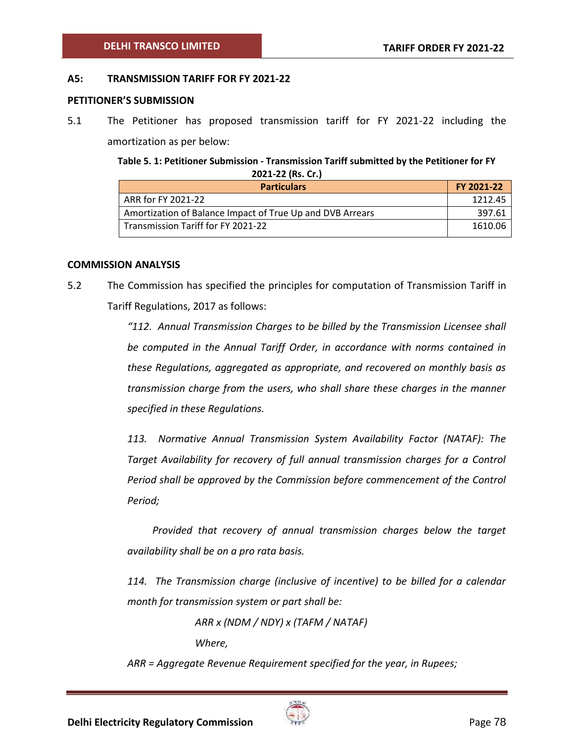## A5: TRANSMISSION TARIFF FOR FY 2021-22

### PETITIONER'S SUBMISSION

5.1 The Petitioner has proposed transmission tariff for FY 2021-22 including the amortization as per below:

**Table 5. 1: Petitioner Submission - Transmission Tariff submitted by the Petitioner for FY 2021-22 (Rs. Cr.)**

| Particulars | FY 2021-22 |
|---|---|
| ARR for FY 2021-22 | 1212.45 |
| Amortization of Balance Impact of True Up and DVB Arrears | 397.61 |
| Transmission Tariff for FY 2021-22 | 1610.06 |

### COMMISSION ANALYSIS

5.2 The Commission has specified the principles for computation of Transmission Tariff in Tariff Regulations, 2017 as follows:

*"112. Annual Transmission Charges to be billed by the Transmission Licensee shall be computed in the Annual Tariff Order, in accordance with norms contained in these Regulations, aggregated as appropriate, and recovered on monthly basis as transmission charge from the users, who shall share these charges in the manner specified in these Regulations.*

*113. Normative Annual Transmission System Availability Factor (NATAF): The Target Availability for recovery of full annual transmission charges for a Control Period shall be approved by the Commission before commencement of the Control Period;*

*Provided that recovery of annual transmission charges below the target availability shall be on a pro rata basis.*

*114. The Transmission charge (inclusive of incentive) to be billed for a calendar month for transmission system or part shall be:*

*ARR x (NDM / NDY) x (TAFM / NATAF)*

*Where,*

*ARR = Aggregate Revenue Requirement specified for the year, in Rupees;*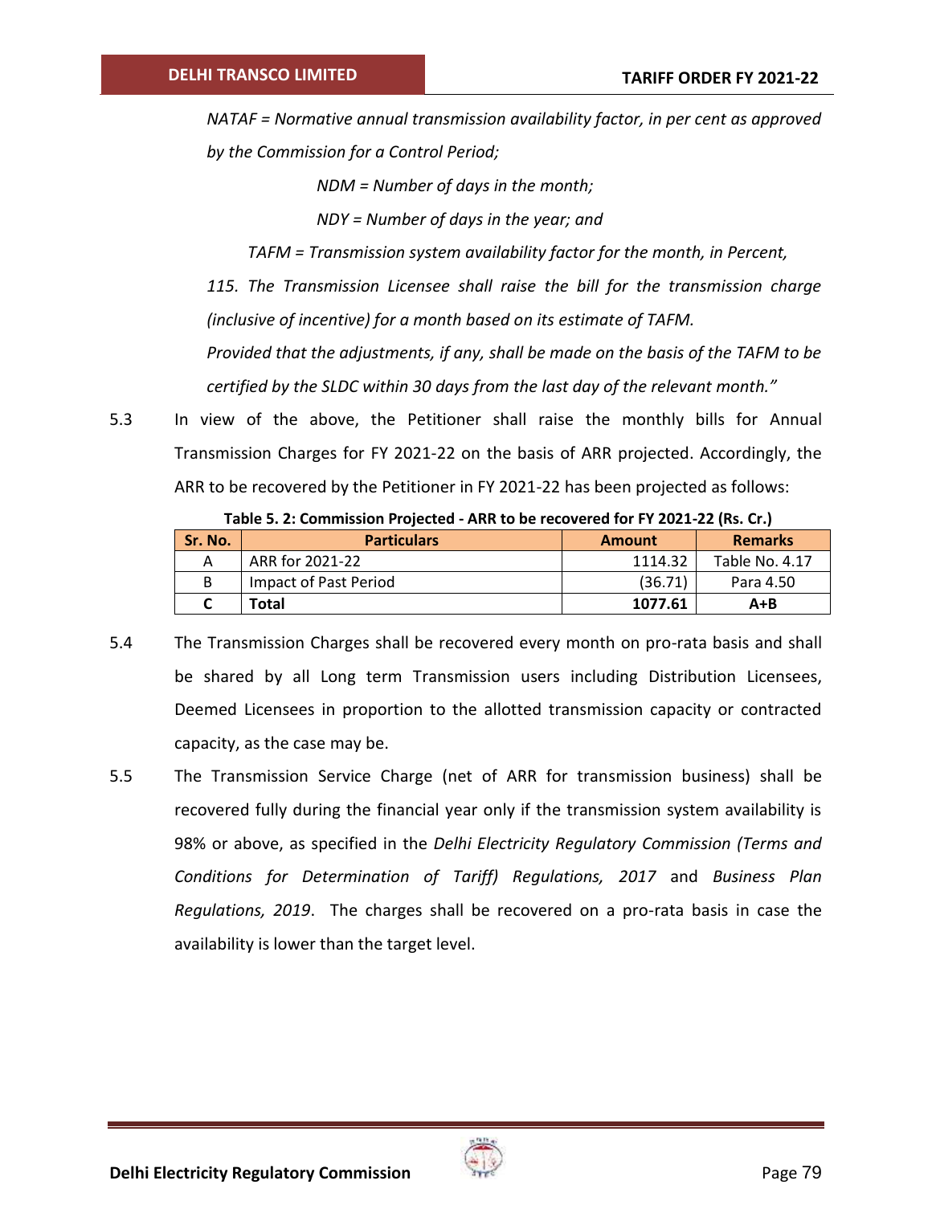*NATAF = Normative annual transmission availability factor, in per cent as approved by the Commission for a Control Period;*

*NDM = Number of days in the month;*

*NDY = Number of days in the year; and*

*TAFM = Transmission system availability factor for the month, in Percent,*

*115. The Transmission Licensee shall raise the bill for the transmission charge (inclusive of incentive) for a month based on its estimate of TAFM.*

*Provided that the adjustments, if any, shall be made on the basis of the TAFM to be certified by the SLDC within 30 days from the last day of the relevant month."*

5.3 In view of the above, the Petitioner shall raise the monthly bills for Annual Transmission Charges for FY 2021-22 on the basis of ARR projected. Accordingly, the ARR to be recovered by the Petitioner in FY 2021-22 has been projected as follows:

**Table 5. 2: Commission Projected - ARR to be recovered for FY 2021-22 (Rs. Cr.)**

| Sr. No. | Particulars | Amount | Remarks |
|---|---|---|---|
| A | ARR for 2021-22 | 1114.32 | Table No. 4.17 |
| B | Impact of Past Period | (36.71) | Para 4.50 |
| **C** | **Total** | **1077.61** | **A+B** |

5.4 The Transmission Charges shall be recovered every month on pro-rata basis and shall be shared by all Long term Transmission users including Distribution Licensees, Deemed Licensees in proportion to the allotted transmission capacity or contracted capacity, as the case may be.

5.5 The Transmission Service Charge (net of ARR for transmission business) shall be recovered fully during the financial year only if the transmission system availability is 98% or above, as specified in the *Delhi Electricity Regulatory Commission (Terms and Conditions for Determination of Tariff) Regulations, 2017* and *Business Plan Regulations, 2019*. The charges shall be recovered on a pro-rata basis in case the availability is lower than the target level.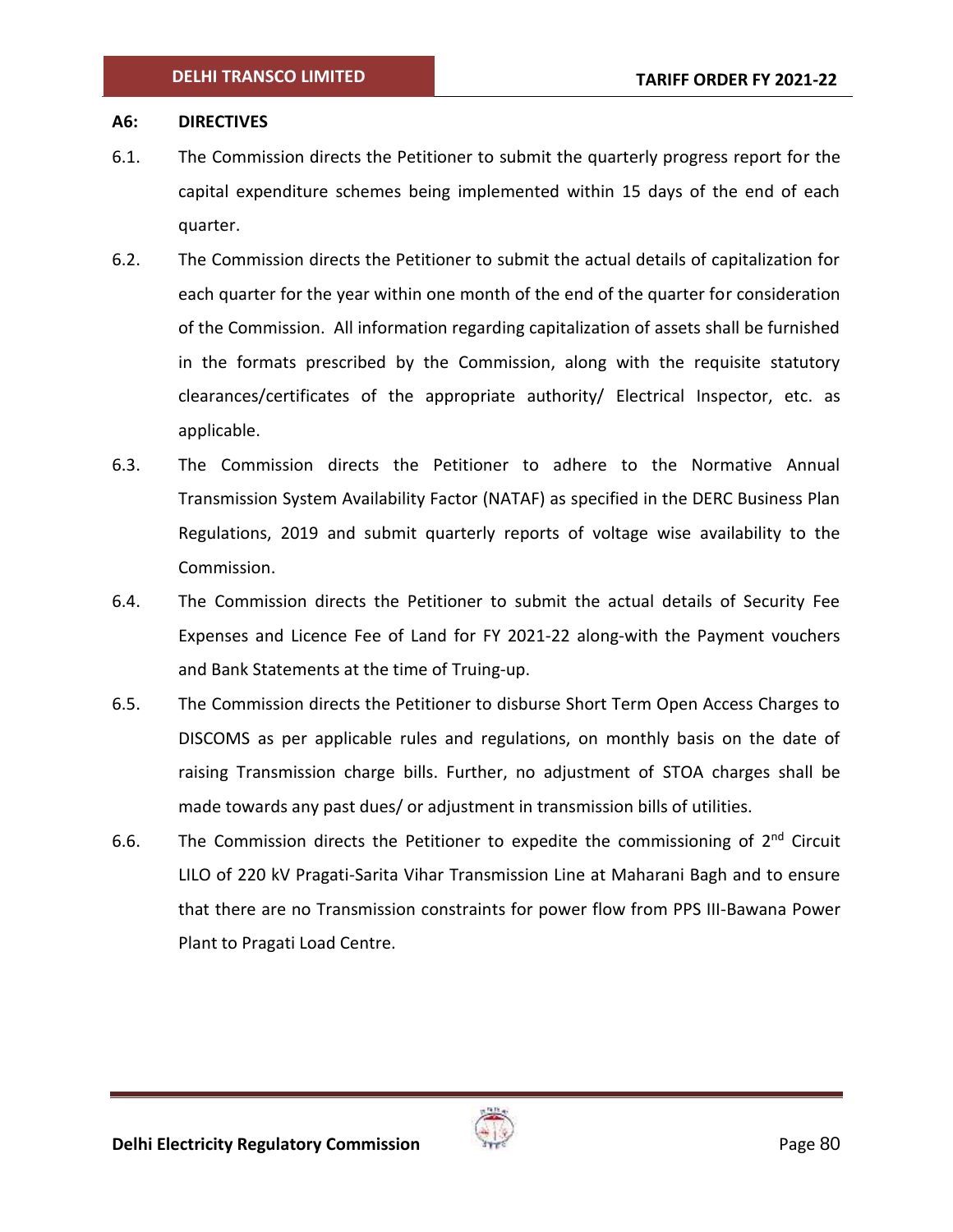## A6: DIRECTIVES

6.1. The Commission directs the Petitioner to submit the quarterly progress report for the capital expenditure schemes being implemented within 15 days of the end of each quarter.

6.2. The Commission directs the Petitioner to submit the actual details of capitalization for each quarter for the year within one month of the end of the quarter for consideration of the Commission. All information regarding capitalization of assets shall be furnished in the formats prescribed by the Commission, along with the requisite statutory clearances/certificates of the appropriate authority/ Electrical Inspector, etc. as applicable.

6.3. The Commission directs the Petitioner to adhere to the Normative Annual Transmission System Availability Factor (NATAF) as specified in the DERC Business Plan Regulations, 2019 and submit quarterly reports of voltage wise availability to the Commission.

6.4. The Commission directs the Petitioner to submit the actual details of Security Fee Expenses and Licence Fee of Land for FY 2021-22 along-with the Payment vouchers and Bank Statements at the time of Truing-up.

6.5. The Commission directs the Petitioner to disburse Short Term Open Access Charges to DISCOMS as per applicable rules and regulations, on monthly basis on the date of raising Transmission charge bills. Further, no adjustment of STOA charges shall be made towards any past dues/ or adjustment in transmission bills of utilities.

6.6. The Commission directs the Petitioner to expedite the commissioning of 2nd Circuit LILO of 220 kV Pragati-Sarita Vihar Transmission Line at Maharani Bagh and to ensure that there are no Transmission constraints for power flow from PPS III-Bawana Power Plant to Pragati Load Centre.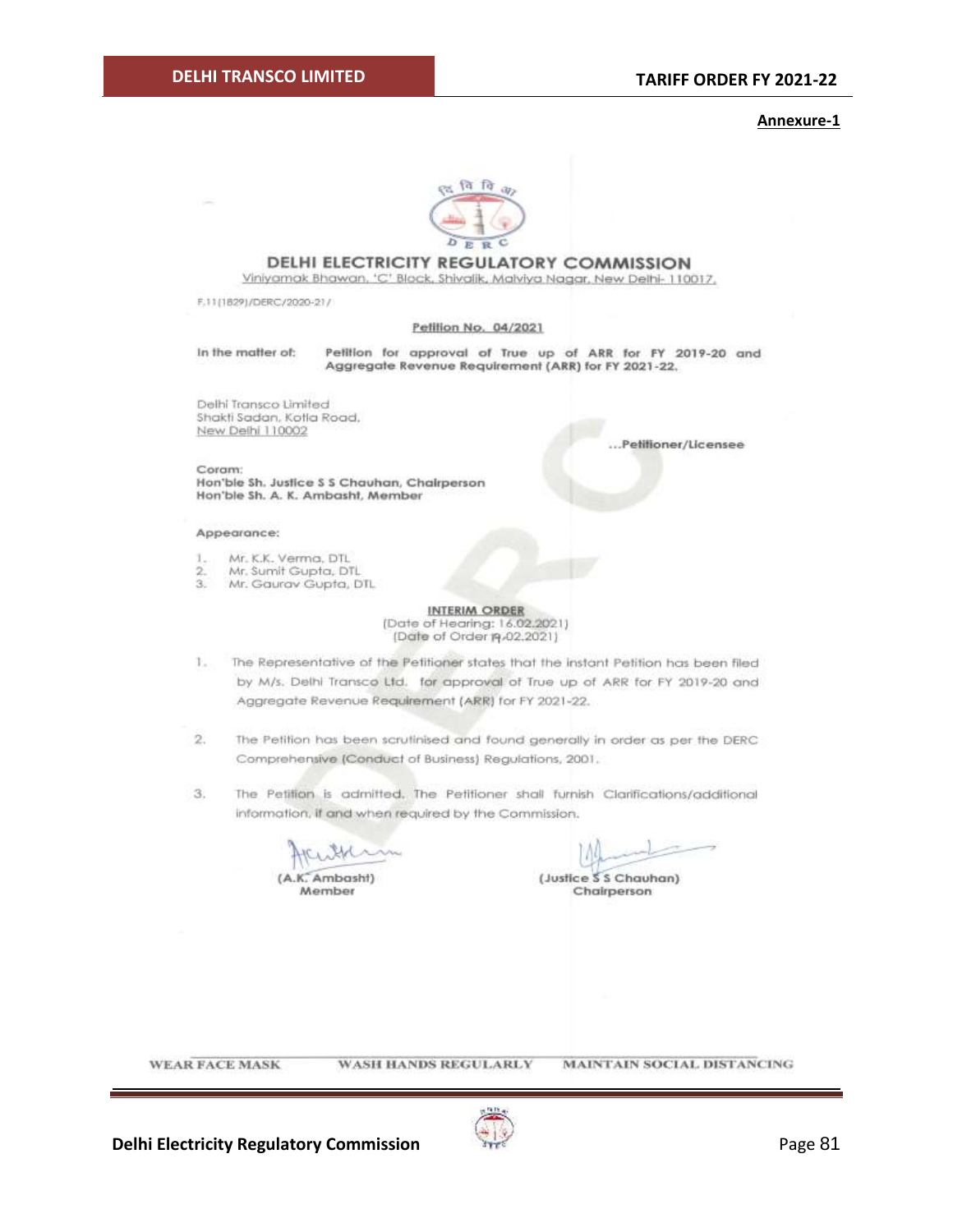**Annexure-1**

## DELHI ELECTRICITY REGULATORY COMMISSION

Viniyamak Bhawan, 'C' Block, Shivalik, Malviya Nagar, New Delhi- 110017.

F.11(1829)/DERC/2020-21/

**Petition No. 04/2021**

In the matter of: **Petition for approval of True up of ARR for FY 2019-20 and Aggregate Revenue Requirement (ARR) for FY 2021-22.**

Delhi Transco Limited
Shakti Sadan, Kotla Road,
New Delhi 110002

**...Petitioner/Licensee**

Coram:
**Hon'ble Sh. Justice S S Chauhan, Chairperson**
**Hon'ble Sh. A. K. Ambasht, Member**

Appearance:

1. Mr. K.K. Verma, DTL
2. Mr. Sumit Gupta, DTL
3. Mr. Gaurav Gupta, DTL

**INTERIM ORDER**
(Date of Hearing: 16.02.2021)
(Date of Order 19.02.2021)

1. The Representative of the Petitioner states that the instant Petition has been filed by M/s. Delhi Transco Ltd. for approval of True up of ARR for FY 2019-20 and Aggregate Revenue Requirement (ARR) for FY 2021-22.

2. The Petition has been scrutinised and found generally in order as per the DERC Comprehensive (Conduct of Business) Regulations, 2001.

3. The Petition is admitted. The Petitioner shall furnish Clarifications/additional information, if and when required by the Commission.

(A.K. Ambasht)
Member

(Justice S S Chauhan)
Chairperson

WEAR FACE MASK WASH HANDS REGULARLY MAINTAIN SOCIAL DISTANCING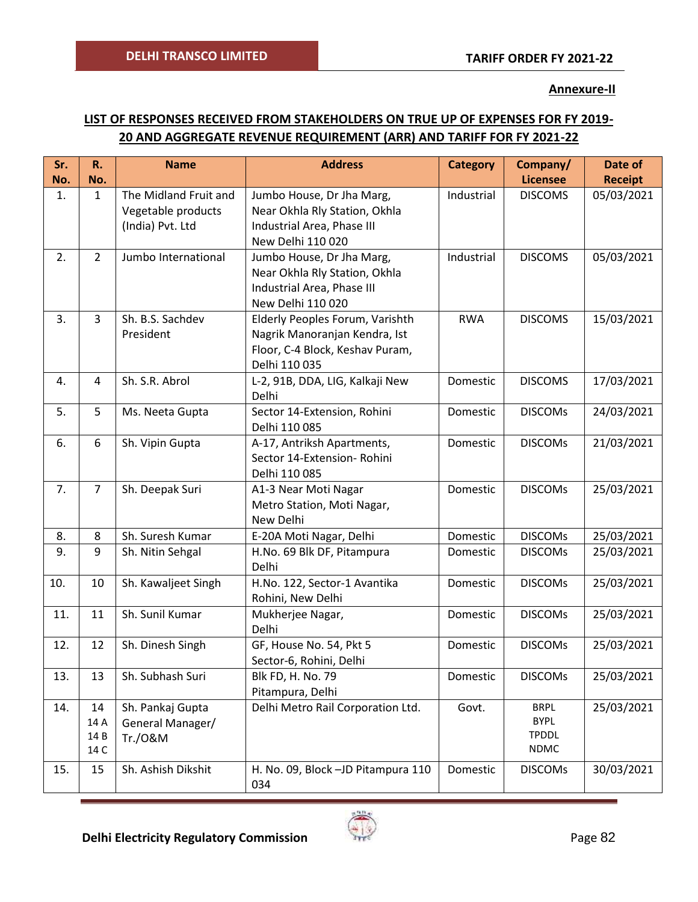**Annexure-II**

## LIST OF RESPONSES RECEIVED FROM STAKEHOLDERS ON TRUE UP OF EXPENSES FOR FY 2019-20 AND AGGREGATE REVENUE REQUIREMENT (ARR) AND TARIFF FOR FY 2021-22

| Sr. No. | R. No. | Name | Address | Category | Company/ Licensee | Date of Receipt |
|---|---|---|---|---|---|---|
| 1. | 1 | The Midland Fruit and Vegetable products (India) Pvt. Ltd | Jumbo House, Dr Jha Marg, Near Okhla Rly Station, Okhla Industrial Area, Phase III New Delhi 110 020 | Industrial | DISCOMS | 05/03/2021 |
| 2. | 2 | Jumbo International | Jumbo House, Dr Jha Marg, Near Okhla Rly Station, Okhla Industrial Area, Phase III New Delhi 110 020 | Industrial | DISCOMS | 05/03/2021 |
| 3. | 3 | Sh. B.S. Sachdev President | Elderly Peoples Forum, Varishth Nagrik Manoranjan Kendra, Ist Floor, C-4 Block, Keshav Puram, Delhi 110 035 | RWA | DISCOMS | 15/03/2021 |
| 4. | 4 | Sh. S.R. Abrol | L-2, 91B, DDA, LIG, Kalkaji New Delhi | Domestic | DISCOMS | 17/03/2021 |
| 5. | 5 | Ms. Neeta Gupta | Sector 14-Extension, Rohini Delhi 110 085 | Domestic | DISCOMs | 24/03/2021 |
| 6. | 6 | Sh. Vipin Gupta | A-17, Antriksh Apartments, Sector 14-Extension- Rohini Delhi 110 085 | Domestic | DISCOMs | 21/03/2021 |
| 7. | 7 | Sh. Deepak Suri | A1-3 Near Moti Nagar Metro Station, Moti Nagar, New Delhi | Domestic | DISCOMs | 25/03/2021 |
| 8. | 8 | Sh. Suresh Kumar | E-20A Moti Nagar, Delhi | Domestic | DISCOMs | 25/03/2021 |
| 9. | 9 | Sh. Nitin Sehgal | H.No. 69 Blk DF, Pitampura Delhi | Domestic | DISCOMs | 25/03/2021 |
| 10. | 10 | Sh. Kawaljeet Singh | H.No. 122, Sector-1 Avantika Rohini, New Delhi | Domestic | DISCOMs | 25/03/2021 |
| 11. | 11 | Sh. Sunil Kumar | Mukherjee Nagar, Delhi | Domestic | DISCOMs | 25/03/2021 |
| 12. | 12 | Sh. Dinesh Singh | GF, House No. 54, Pkt 5 Sector-6, Rohini, Delhi | Domestic | DISCOMs | 25/03/2021 |
| 13. | 13 | Sh. Subhash Suri | Blk FD, H. No. 79 Pitampura, Delhi | Domestic | DISCOMs | 25/03/2021 |
| 14. | 14<br>14 A<br>14 B<br>14 C | Sh. Pankaj Gupta General Manager/ Tr./O&M | Delhi Metro Rail Corporation Ltd. | Govt. | BRPL<br>BYPL<br>TPDDL<br>NDMC | 25/03/2021 |
| 15. | 15 | Sh. Ashish Dikshit | H. No. 09, Block –JD Pitampura 110 034 | Domestic | DISCOMs | 30/03/2021 |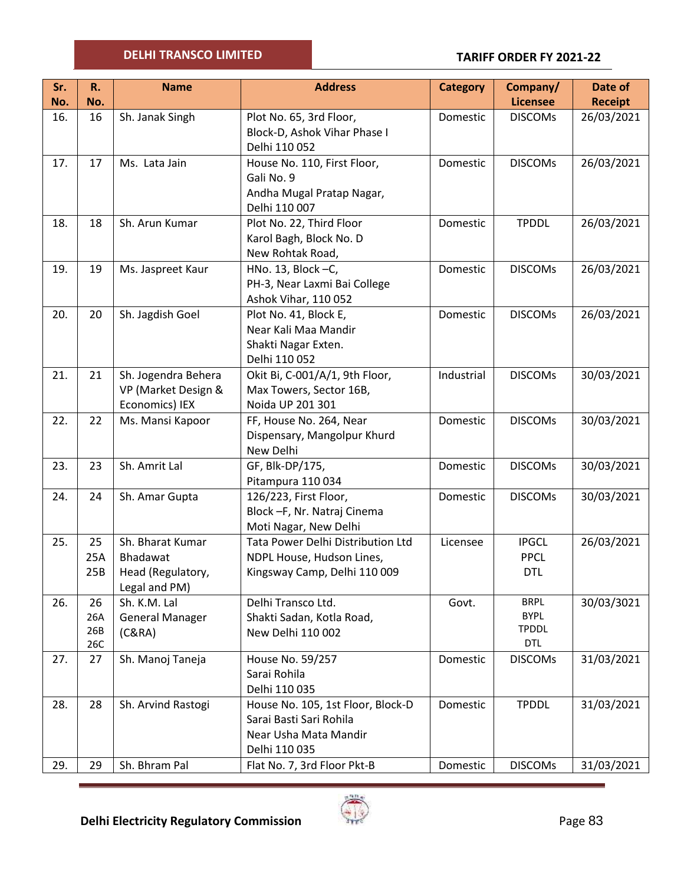| Sr. No. | R. No. | Name | Address | Category | Company/ Licensee | Date of Receipt |
|---|---|---|---|---|---|---|
| 16. | 16 | Sh. Janak Singh | Plot No. 65, 3rd Floor, Block-D, Ashok Vihar Phase I Delhi 110 052 | Domestic | DISCOMs | 26/03/2021 |
| 17. | 17 | Ms. Lata Jain | House No. 110, First Floor, Gali No. 9 Andha Mugal Pratap Nagar, Delhi 110 007 | Domestic | DISCOMs | 26/03/2021 |
| 18. | 18 | Sh. Arun Kumar | Plot No. 22, Third Floor Karol Bagh, Block No. D New Rohtak Road, | Domestic | TPDDL | 26/03/2021 |
| 19. | 19 | Ms. Jaspreet Kaur | HNo. 13, Block –C, PH-3, Near Laxmi Bai College Ashok Vihar, 110 052 | Domestic | DISCOMs | 26/03/2021 |
| 20. | 20 | Sh. Jagdish Goel | Plot No. 41, Block E, Near Kali Maa Mandir Shakti Nagar Exten. Delhi 110 052 | Domestic | DISCOMs | 26/03/2021 |
| 21. | 21 | Sh. Jogendra Behera VP (Market Design & Economics) IEX | Okit Bi, C-001/A/1, 9th Floor, Max Towers, Sector 16B, Noida UP 201 301 | Industrial | DISCOMs | 30/03/2021 |
| 22. | 22 | Ms. Mansi Kapoor | FF, House No. 264, Near Dispensary, Mangolpur Khurd New Delhi | Domestic | DISCOMs | 30/03/2021 |
| 23. | 23 | Sh. Amrit Lal | GF, Blk-DP/175, Pitampura 110 034 | Domestic | DISCOMs | 30/03/2021 |
| 24. | 24 | Sh. Amar Gupta | 126/223, First Floor, Block –F, Nr. Natraj Cinema Moti Nagar, New Delhi | Domestic | DISCOMs | 30/03/2021 |
| 25. | 25<br>25A<br>25B | Sh. Bharat Kumar Bhadawat Head (Regulatory, Legal and PM) | Tata Power Delhi Distribution Ltd NDPL House, Hudson Lines, Kingsway Camp, Delhi 110 009 | Licensee | IPGCL<br>PPCL<br>DTL | 26/03/2021 |
| 26. | 26<br>26A<br>26B<br>26C | Sh. K.M. Lal General Manager (C&RA) | Delhi Transco Ltd. Shakti Sadan, Kotla Road, New Delhi 110 002 | Govt. | BRPL<br>BYPL<br>TPDDL<br>DTL | 30/03/3021 |
| 27. | 27 | Sh. Manoj Taneja | House No. 59/257 Sarai Rohila Delhi 110 035 | Domestic | DISCOMs | 31/03/2021 |
| 28. | 28 | Sh. Arvind Rastogi | House No. 105, 1st Floor, Block-D Sarai Basti Sari Rohila Near Usha Mata Mandir Delhi 110 035 | Domestic | TPDDL | 31/03/2021 |
| 29. | 29 | Sh. Bhram Pal | Flat No. 7, 3rd Floor Pkt-B | Domestic | DISCOMs | 31/03/2021 |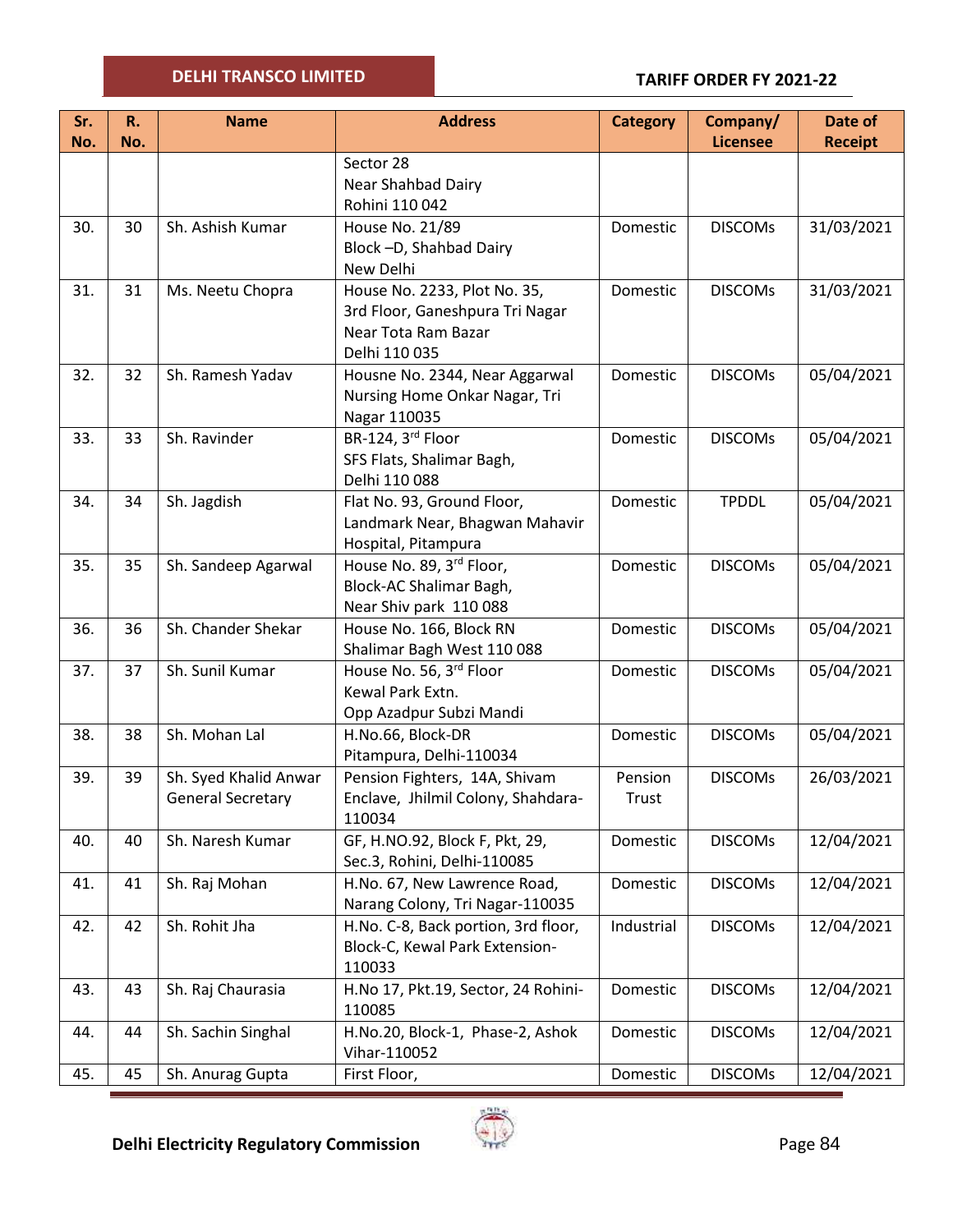| Sr. No. | R. No. | Name | Address | Category | Company/ Licensee | Date of Receipt |
|---|---|---|---|---|---|---|
| | | | Sector 28 Near Shahbad Dairy Rohini 110 042 | | | |
| 30. | 30 | Sh. Ashish Kumar | House No. 21/89 Block –D, Shahbad Dairy New Delhi | Domestic | DISCOMs | 31/03/2021 |
| 31. | 31 | Ms. Neetu Chopra | House No. 2233, Plot No. 35, 3rd Floor, Ganeshpura Tri Nagar Near Tota Ram Bazar Delhi 110 035 | Domestic | DISCOMs | 31/03/2021 |
| 32. | 32 | Sh. Ramesh Yadav | Housne No. 2344, Near Aggarwal Nursing Home Onkar Nagar, Tri Nagar 110035 | Domestic | DISCOMs | 05/04/2021 |
| 33. | 33 | Sh. Ravinder | BR-124, 3rd Floor SFS Flats, Shalimar Bagh, Delhi 110 088 | Domestic | DISCOMs | 05/04/2021 |
| 34. | 34 | Sh. Jagdish | Flat No. 93, Ground Floor, Landmark Near, Bhagwan Mahavir Hospital, Pitampura | Domestic | TPDDL | 05/04/2021 |
| 35. | 35 | Sh. Sandeep Agarwal | House No. 89, 3rd Floor, Block-AC Shalimar Bagh, Near Shiv park 110 088 | Domestic | DISCOMs | 05/04/2021 |
| 36. | 36 | Sh. Chander Shekar | House No. 166, Block RN Shalimar Bagh West 110 088 | Domestic | DISCOMs | 05/04/2021 |
| 37. | 37 | Sh. Sunil Kumar | House No. 56, 3rd Floor Kewal Park Extn. Opp Azadpur Subzi Mandi | Domestic | DISCOMs | 05/04/2021 |
| 38. | 38 | Sh. Mohan Lal | H.No.66, Block-DR Pitampura, Delhi-110034 | Domestic | DISCOMs | 05/04/2021 |
| 39. | 39 | Sh. Syed Khalid Anwar General Secretary | Pension Fighters, 14A, Shivam Enclave, Jhilmil Colony, Shahdara-110034 | Pension Trust | DISCOMs | 26/03/2021 |
| 40. | 40 | Sh. Naresh Kumar | GF, H.NO.92, Block F, Pkt, 29, Sec.3, Rohini, Delhi-110085 | Domestic | DISCOMs | 12/04/2021 |
| 41. | 41 | Sh. Raj Mohan | H.No. 67, New Lawrence Road, Narang Colony, Tri Nagar-110035 | Domestic | DISCOMs | 12/04/2021 |
| 42. | 42 | Sh. Rohit Jha | H.No. C-8, Back portion, 3rd floor, Block-C, Kewal Park Extension-110033 | Industrial | DISCOMs | 12/04/2021 |
| 43. | 43 | Sh. Raj Chaurasia | H.No 17, Pkt.19, Sector, 24 Rohini-110085 | Domestic | DISCOMs | 12/04/2021 |
| 44. | 44 | Sh. Sachin Singhal | H.No.20, Block-1, Phase-2, Ashok Vihar-110052 | Domestic | DISCOMs | 12/04/2021 |
| 45. | 45 | Sh. Anurag Gupta | First Floor, | Domestic | DISCOMs | 12/04/2021 |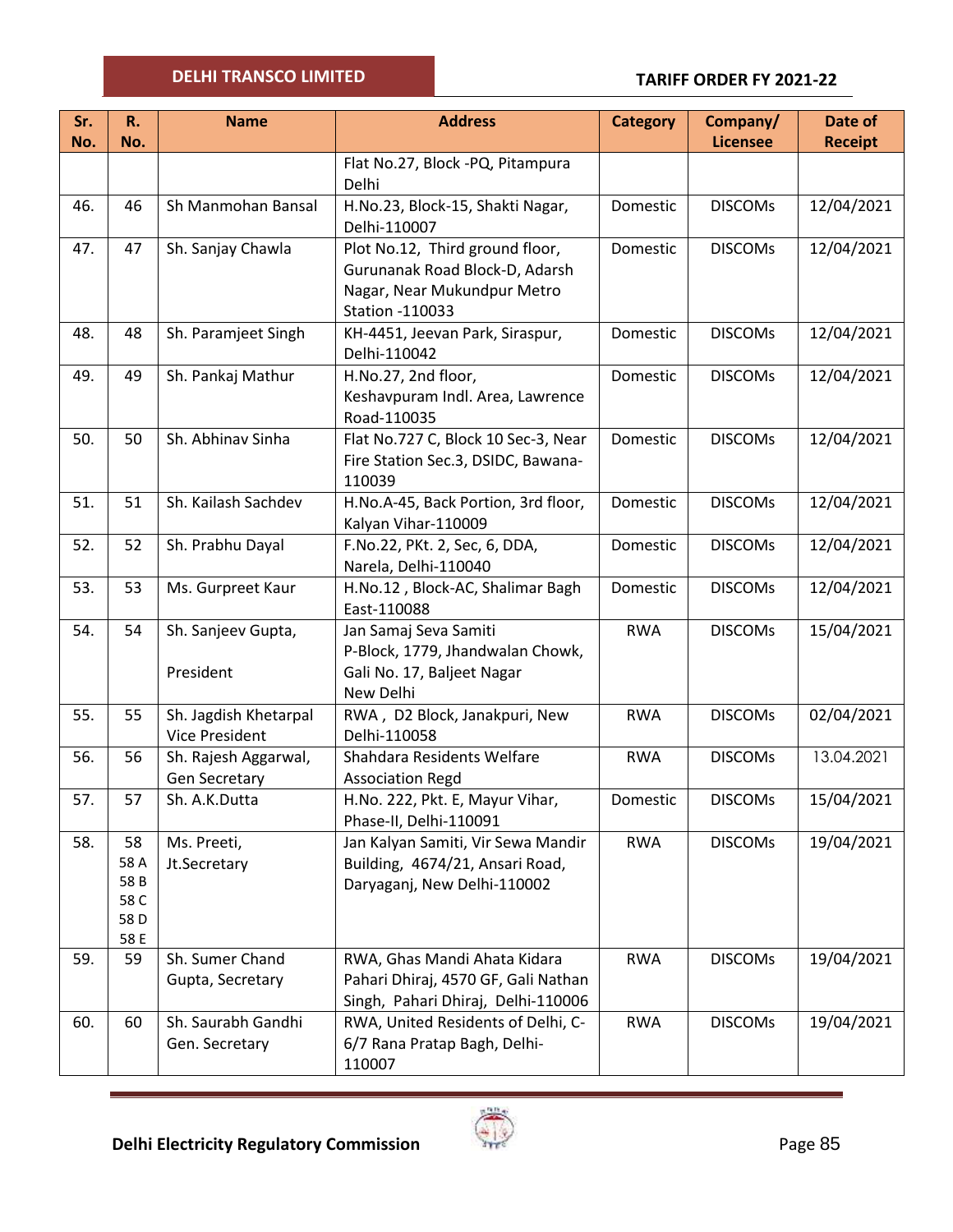| Sr. No. | R. No. | Name | Address | Category | Company/ Licensee | Date of Receipt |
|---|---|---|---|---|---|---|
| | | | Flat No.27, Block -PQ, Pitampura Delhi | | | |
| 46. | 46 | Sh Manmohan Bansal | H.No.23, Block-15, Shakti Nagar, Delhi-110007 | Domestic | DISCOMs | 12/04/2021 |
| 47. | 47 | Sh. Sanjay Chawla | Plot No.12, Third ground floor, Gurunanak Road Block-D, Adarsh Nagar, Near Mukundpur Metro Station -110033 | Domestic | DISCOMs | 12/04/2021 |
| 48. | 48 | Sh. Paramjeet Singh | KH-4451, Jeevan Park, Siraspur, Delhi-110042 | Domestic | DISCOMs | 12/04/2021 |
| 49. | 49 | Sh. Pankaj Mathur | H.No.27, 2nd floor, Keshavpuram Indl. Area, Lawrence Road-110035 | Domestic | DISCOMs | 12/04/2021 |
| 50. | 50 | Sh. Abhinav Sinha | Flat No.727 C, Block 10 Sec-3, Near Fire Station Sec.3, DSIDC, Bawana-110039 | Domestic | DISCOMs | 12/04/2021 |
| 51. | 51 | Sh. Kailash Sachdev | H.No.A-45, Back Portion, 3rd floor, Kalyan Vihar-110009 | Domestic | DISCOMs | 12/04/2021 |
| 52. | 52 | Sh. Prabhu Dayal | F.No.22, PKt. 2, Sec, 6, DDA, Narela, Delhi-110040 | Domestic | DISCOMs | 12/04/2021 |
| 53. | 53 | Ms. Gurpreet Kaur | H.No.12 , Block-AC, Shalimar Bagh East-110088 | Domestic | DISCOMs | 12/04/2021 |
| 54. | 54 | Sh. Sanjeev Gupta, President | Jan Samaj Seva Samiti P-Block, 1779, Jhandwalan Chowk, Gali No. 17, Baljeet Nagar New Delhi | RWA | DISCOMs | 15/04/2021 |
| 55. | 55 | Sh. Jagdish Khetarpal Vice President | RWA , D2 Block, Janakpuri, New Delhi-110058 | RWA | DISCOMs | 02/04/2021 |
| 56. | 56 | Sh. Rajesh Aggarwal, Gen Secretary | Shahdara Residents Welfare Association Regd | RWA | DISCOMs | 13.04.2021 |
| 57. | 57 | Sh. A.K.Dutta | H.No. 222, Pkt. E, Mayur Vihar, Phase-II, Delhi-110091 | Domestic | DISCOMs | 15/04/2021 |
| 58. | 58 58 A 58 B 58 C 58 D 58 E | Ms. Preeti, Jt.Secretary | Jan Kalyan Samiti, Vir Sewa Mandir Building, 4674/21, Ansari Road, Daryaganj, New Delhi-110002 | RWA | DISCOMs | 19/04/2021 |
| 59. | 59 | Sh. Sumer Chand Gupta, Secretary | RWA, Ghas Mandi Ahata Kidara Pahari Dhiraj, 4570 GF, Gali Nathan Singh, Pahari Dhiraj, Delhi-110006 | RWA | DISCOMs | 19/04/2021 |
| 60. | 60 | Sh. Saurabh Gandhi Gen. Secretary | RWA, United Residents of Delhi, C-6/7 Rana Pratap Bagh, Delhi-110007 | RWA | DISCOMs | 19/04/2021 |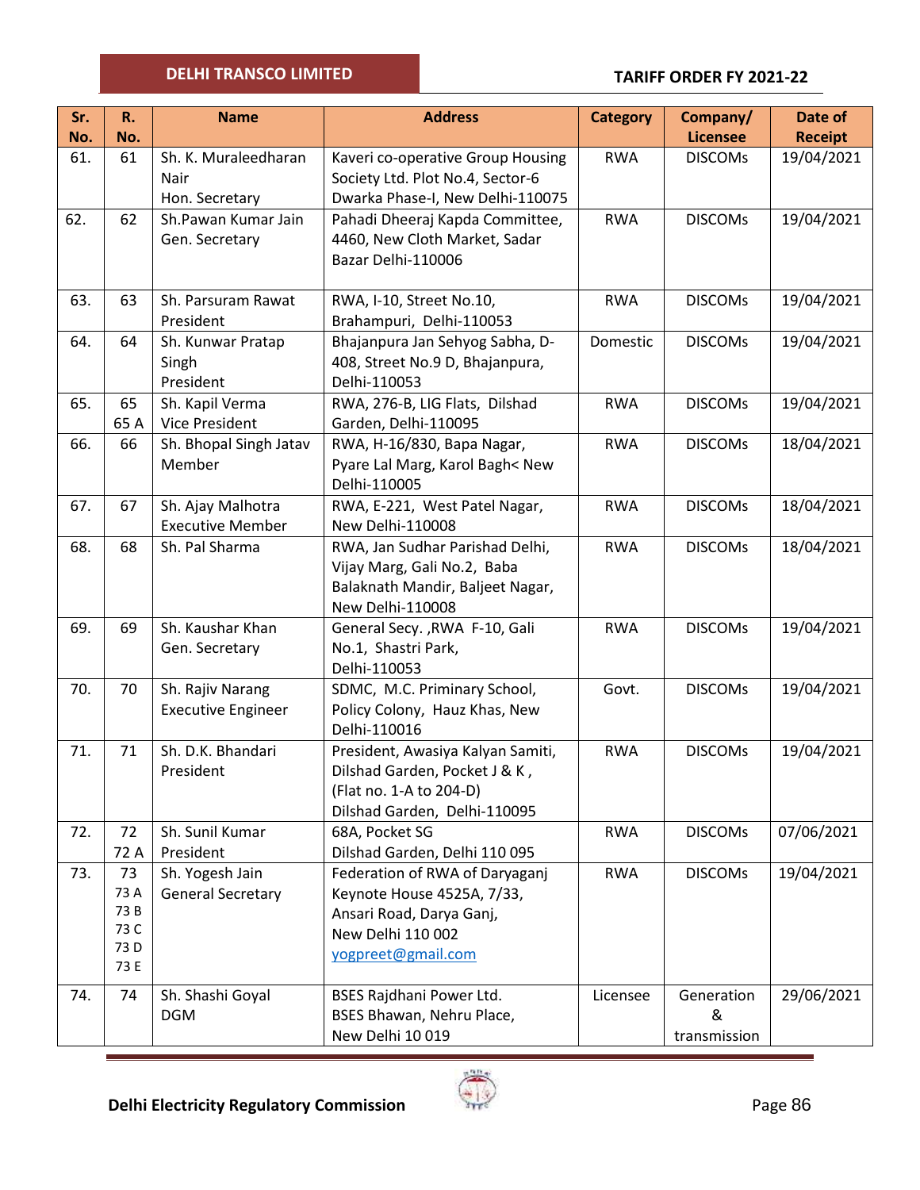| Sr. No. | R. No. | Name | Address | Category | Company/ Licensee | Date of Receipt |
|---|---|---|---|---|---|---|
| 61. | 61 | Sh. K. Muraleedharan Nair Hon. Secretary | Kaveri co-operative Group Housing Society Ltd. Plot No.4, Sector-6 Dwarka Phase-I, New Delhi-110075 | RWA | DISCOMs | 19/04/2021 |
| 62. | 62 | Sh.Pawan Kumar Jain Gen. Secretary | Pahadi Dheeraj Kapda Committee, 4460, New Cloth Market, Sadar Bazar Delhi-110006 | RWA | DISCOMs | 19/04/2021 |
| 63. | 63 | Sh. Parsuram Rawat President | RWA, I-10, Street No.10, Brahampuri, Delhi-110053 | RWA | DISCOMs | 19/04/2021 |
| 64. | 64 | Sh. Kunwar Pratap Singh President | Bhajanpura Jan Sehyog Sabha, D-408, Street No.9 D, Bhajanpura, Delhi-110053 | Domestic | DISCOMs | 19/04/2021 |
| 65. | 65 65 A | Sh. Kapil Verma Vice President | RWA, 276-B, LIG Flats, Dilshad Garden, Delhi-110095 | RWA | DISCOMs | 19/04/2021 |
| 66. | 66 | Sh. Bhopal Singh Jatav Member | RWA, H-16/830, Bapa Nagar, Pyare Lal Marg, Karol Bagh< New Delhi-110005 | RWA | DISCOMs | 18/04/2021 |
| 67. | 67 | Sh. Ajay Malhotra Executive Member | RWA, E-221, West Patel Nagar, New Delhi-110008 | RWA | DISCOMs | 18/04/2021 |
| 68. | 68 | Sh. Pal Sharma | RWA, Jan Sudhar Parishad Delhi, Vijay Marg, Gali No.2, Baba Balaknath Mandir, Baljeet Nagar, New Delhi-110008 | RWA | DISCOMs | 18/04/2021 |
| 69. | 69 | Sh. Kaushar Khan Gen. Secretary | General Secy. ,RWA F-10, Gali No.1, Shastri Park, Delhi-110053 | RWA | DISCOMs | 19/04/2021 |
| 70. | 70 | Sh. Rajiv Narang Executive Engineer | SDMC, M.C. Priminary School, Policy Colony, Hauz Khas, New Delhi-110016 | Govt. | DISCOMs | 19/04/2021 |
| 71. | 71 | Sh. D.K. Bhandari President | President, Awasiya Kalyan Samiti, Dilshad Garden, Pocket J & K , (Flat no. 1-A to 204-D) Dilshad Garden, Delhi-110095 | RWA | DISCOMs | 19/04/2021 |
| 72. | 72 72 A | Sh. Sunil Kumar President | 68A, Pocket SG Dilshad Garden, Delhi 110 095 | RWA | DISCOMs | 07/06/2021 |
| 73. | 73 73 A 73 B 73 C 73 D 73 E | Sh. Yogesh Jain General Secretary | Federation of RWA of Daryaganj Keynote House 4525A, 7/33, Ansari Road, Darya Ganj, New Delhi 110 002 yogpreet@gmail.com | RWA | DISCOMs | 19/04/2021 |
| 74. | 74 | Sh. Shashi Goyal DGM | BSES Rajdhani Power Ltd. BSES Bhawan, Nehru Place, New Delhi 10 019 | Licensee | Generation & transmission | 29/06/2021 |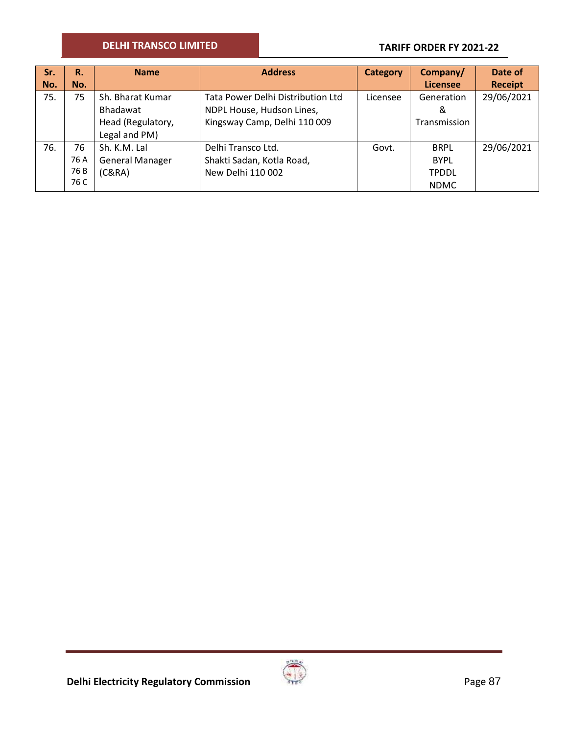| Sr. No. | R. No. | Name | Address | Category | Company/ Licensee | Date of Receipt |
|---|---|---|---|---|---|---|
| 75. | 75 | Sh. Bharat Kumar Bhadawat Head (Regulatory, Legal and PM) | Tata Power Delhi Distribution Ltd NDPL House, Hudson Lines, Kingsway Camp, Delhi 110 009 | Licensee | Generation & Transmission | 29/06/2021 |
| 76. | 76 76 A 76 B 76 C | Sh. K.M. Lal General Manager (C&RA) | Delhi Transco Ltd. Shakti Sadan, Kotla Road, New Delhi 110 002 | Govt. | BRPL BYPL TPDDL NDMC | 29/06/2021 |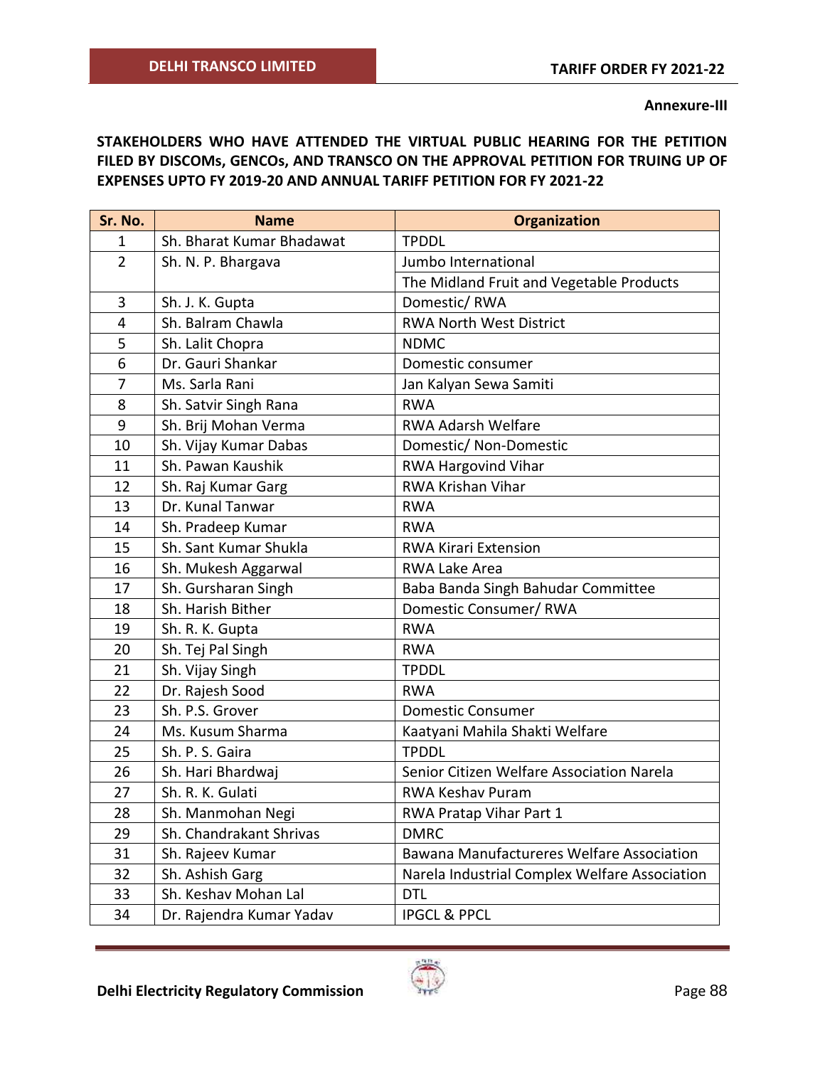**Annexure-III**

**STAKEHOLDERS WHO HAVE ATTENDED THE VIRTUAL PUBLIC HEARING FOR THE PETITION FILED BY DISCOMs, GENCOs, AND TRANSCO ON THE APPROVAL PETITION FOR TRUING UP OF EXPENSES UPTO FY 2019-20 AND ANNUAL TARIFF PETITION FOR FY 2021-22**

| Sr. No. | Name | Organization |
|---|---|---|
| 1 | Sh. Bharat Kumar Bhadawat | TPDDL |
| 2 | Sh. N. P. Bhargava | Jumbo International |
| | | The Midland Fruit and Vegetable Products |
| 3 | Sh. J. K. Gupta | Domestic/ RWA |
| 4 | Sh. Balram Chawla | RWA North West District |
| 5 | Sh. Lalit Chopra | NDMC |
| 6 | Dr. Gauri Shankar | Domestic consumer |
| 7 | Ms. Sarla Rani | Jan Kalyan Sewa Samiti |
| 8 | Sh. Satvir Singh Rana | RWA |
| 9 | Sh. Brij Mohan Verma | RWA Adarsh Welfare |
| 10 | Sh. Vijay Kumar Dabas | Domestic/ Non-Domestic |
| 11 | Sh. Pawan Kaushik | RWA Hargovind Vihar |
| 12 | Sh. Raj Kumar Garg | RWA Krishan Vihar |
| 13 | Dr. Kunal Tanwar | RWA |
| 14 | Sh. Pradeep Kumar | RWA |
| 15 | Sh. Sant Kumar Shukla | RWA Kirari Extension |
| 16 | Sh. Mukesh Aggarwal | RWA Lake Area |
| 17 | Sh. Gursharan Singh | Baba Banda Singh Bahudar Committee |
| 18 | Sh. Harish Bither | Domestic Consumer/ RWA |
| 19 | Sh. R. K. Gupta | RWA |
| 20 | Sh. Tej Pal Singh | RWA |
| 21 | Sh. Vijay Singh | TPDDL |
| 22 | Dr. Rajesh Sood | RWA |
| 23 | Sh. P.S. Grover | Domestic Consumer |
| 24 | Ms. Kusum Sharma | Kaatyani Mahila Shakti Welfare |
| 25 | Sh. P. S. Gaira | TPDDL |
| 26 | Sh. Hari Bhardwaj | Senior Citizen Welfare Association Narela |
| 27 | Sh. R. K. Gulati | RWA Keshav Puram |
| 28 | Sh. Manmohan Negi | RWA Pratap Vihar Part 1 |
| 29 | Sh. Chandrakant Shrivas | DMRC |
| 31 | Sh. Rajeev Kumar | Bawana Manufactureres Welfare Association |
| 32 | Sh. Ashish Garg | Narela Industrial Complex Welfare Association |
| 33 | Sh. Keshav Mohan Lal | DTL |
| 34 | Dr. Rajendra Kumar Yadav | IPGCL & PPCL |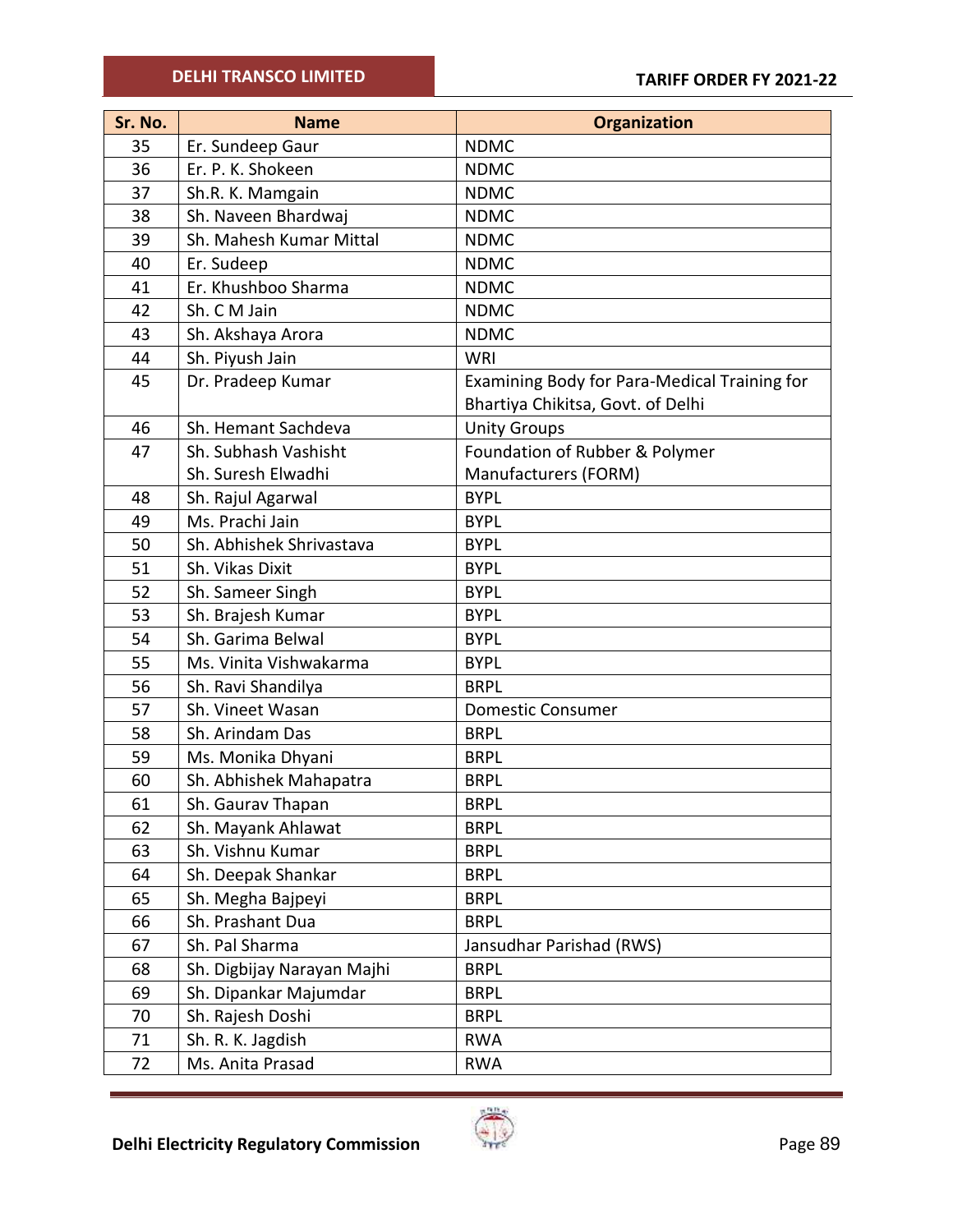| Sr. No. | Name | Organization |
|---|---|---|
| 35 | Er. Sundeep Gaur | NDMC |
| 36 | Er. P. K. Shokeen | NDMC |
| 37 | Sh.R. K. Mamgain | NDMC |
| 38 | Sh. Naveen Bhardwaj | NDMC |
| 39 | Sh. Mahesh Kumar Mittal | NDMC |
| 40 | Er. Sudeep | NDMC |
| 41 | Er. Khushboo Sharma | NDMC |
| 42 | Sh. C M Jain | NDMC |
| 43 | Sh. Akshaya Arora | NDMC |
| 44 | Sh. Piyush Jain | WRI |
| 45 | Dr. Pradeep Kumar | Examining Body for Para-Medical Training for Bhartiya Chikitsa, Govt. of Delhi |
| 46 | Sh. Hemant Sachdeva | Unity Groups |
| 47 | Sh. Subhash Vashisht<br>Sh. Suresh Elwadhi | Foundation of Rubber & Polymer Manufacturers (FORM) |
| 48 | Sh. Rajul Agarwal | BYPL |
| 49 | Ms. Prachi Jain | BYPL |
| 50 | Sh. Abhishek Shrivastava | BYPL |
| 51 | Sh. Vikas Dixit | BYPL |
| 52 | Sh. Sameer Singh | BYPL |
| 53 | Sh. Brajesh Kumar | BYPL |
| 54 | Sh. Garima Belwal | BYPL |
| 55 | Ms. Vinita Vishwakarma | BYPL |
| 56 | Sh. Ravi Shandilya | BRPL |
| 57 | Sh. Vineet Wasan | Domestic Consumer |
| 58 | Sh. Arindam Das | BRPL |
| 59 | Ms. Monika Dhyani | BRPL |
| 60 | Sh. Abhishek Mahapatra | BRPL |
| 61 | Sh. Gaurav Thapan | BRPL |
| 62 | Sh. Mayank Ahlawat | BRPL |
| 63 | Sh. Vishnu Kumar | BRPL |
| 64 | Sh. Deepak Shankar | BRPL |
| 65 | Sh. Megha Bajpeyi | BRPL |
| 66 | Sh. Prashant Dua | BRPL |
| 67 | Sh. Pal Sharma | Jansudhar Parishad (RWS) |
| 68 | Sh. Digbijay Narayan Majhi | BRPL |
| 69 | Sh. Dipankar Majumdar | BRPL |
| 70 | Sh. Rajesh Doshi | BRPL |
| 71 | Sh. R. K. Jagdish | RWA |
| 72 | Ms. Anita Prasad | RWA |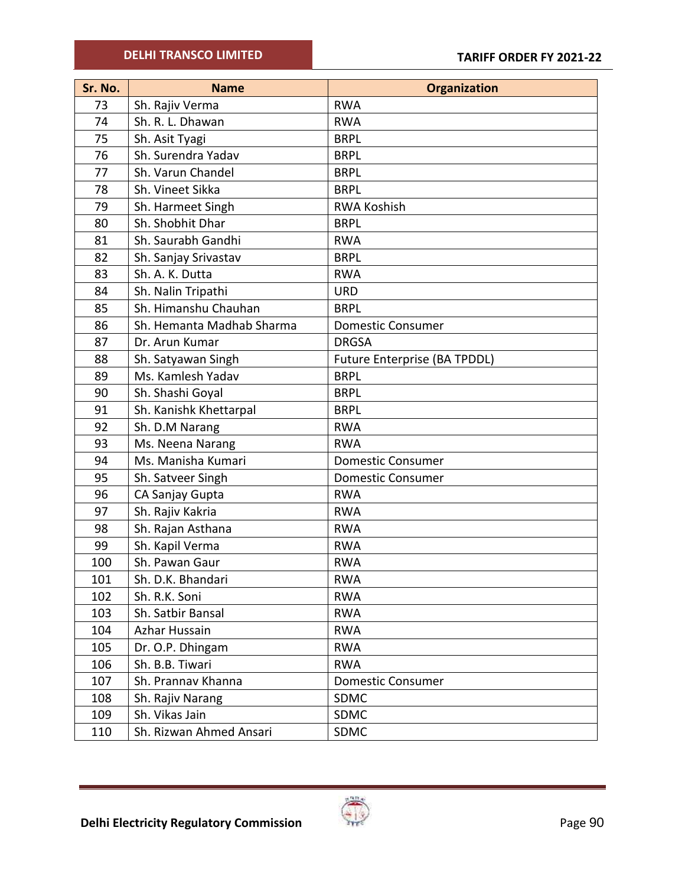| Sr. No. | Name | Organization |
|---|---|---|
| 73 | Sh. Rajiv Verma | RWA |
| 74 | Sh. R. L. Dhawan | RWA |
| 75 | Sh. Asit Tyagi | BRPL |
| 76 | Sh. Surendra Yadav | BRPL |
| 77 | Sh. Varun Chandel | BRPL |
| 78 | Sh. Vineet Sikka | BRPL |
| 79 | Sh. Harmeet Singh | RWA Koshish |
| 80 | Sh. Shobhit Dhar | BRPL |
| 81 | Sh. Saurabh Gandhi | RWA |
| 82 | Sh. Sanjay Srivastav | BRPL |
| 83 | Sh. A. K. Dutta | RWA |
| 84 | Sh. Nalin Tripathi | URD |
| 85 | Sh. Himanshu Chauhan | BRPL |
| 86 | Sh. Hemanta Madhab Sharma | Domestic Consumer |
| 87 | Dr. Arun Kumar | DRGSA |
| 88 | Sh. Satyawan Singh | Future Enterprise (BA TPDDL) |
| 89 | Ms. Kamlesh Yadav | BRPL |
| 90 | Sh. Shashi Goyal | BRPL |
| 91 | Sh. Kanishk Khettarpal | BRPL |
| 92 | Sh. D.M Narang | RWA |
| 93 | Ms. Neena Narang | RWA |
| 94 | Ms. Manisha Kumari | Domestic Consumer |
| 95 | Sh. Satveer Singh | Domestic Consumer |
| 96 | CA Sanjay Gupta | RWA |
| 97 | Sh. Rajiv Kakria | RWA |
| 98 | Sh. Rajan Asthana | RWA |
| 99 | Sh. Kapil Verma | RWA |
| 100 | Sh. Pawan Gaur | RWA |
| 101 | Sh. D.K. Bhandari | RWA |
| 102 | Sh. R.K. Soni | RWA |
| 103 | Sh. Satbir Bansal | RWA |
| 104 | Azhar Hussain | RWA |
| 105 | Dr. O.P. Dhingam | RWA |
| 106 | Sh. B.B. Tiwari | RWA |
| 107 | Sh. Prannav Khanna | Domestic Consumer |
| 108 | Sh. Rajiv Narang | SDMC |
| 109 | Sh. Vikas Jain | SDMC |
| 110 | Sh. Rizwan Ahmed Ansari | SDMC |